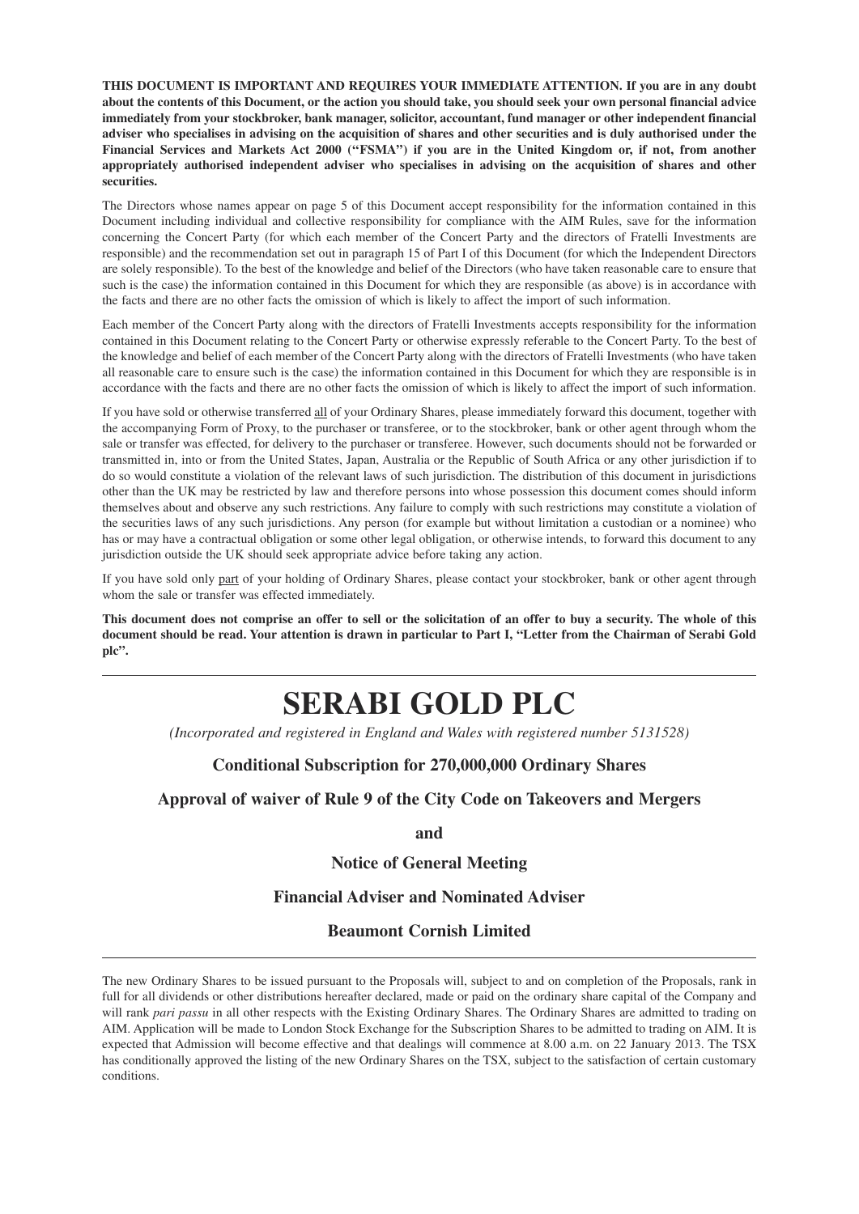**THIS DOCUMENT IS IMPORTANT AND REQUIRES YOUR IMMEDIATE ATTENTION. If you are in any doubt about the contents of this Document, or the action you should take, you should seek your own personal financial advice immediately from your stockbroker, bank manager, solicitor, accountant, fund manager or other independent financial adviser who specialises in advising on the acquisition of shares and other securities and is duly authorised under the Financial Services and Markets Act 2000 ("FSMA") if you are in the United Kingdom or, if not, from another appropriately authorised independent adviser who specialises in advising on the acquisition of shares and other securities.**

The Directors whose names appear on page 5 of this Document accept responsibility for the information contained in this Document including individual and collective responsibility for compliance with the AIM Rules, save for the information concerning the Concert Party (for which each member of the Concert Party and the directors of Fratelli Investments are responsible) and the recommendation set out in paragraph 15 of Part I of this Document (for which the Independent Directors are solely responsible). To the best of the knowledge and belief of the Directors (who have taken reasonable care to ensure that such is the case) the information contained in this Document for which they are responsible (as above) is in accordance with the facts and there are no other facts the omission of which is likely to affect the import of such information.

Each member of the Concert Party along with the directors of Fratelli Investments accepts responsibility for the information contained in this Document relating to the Concert Party or otherwise expressly referable to the Concert Party. To the best of the knowledge and belief of each member of the Concert Party along with the directors of Fratelli Investments (who have taken all reasonable care to ensure such is the case) the information contained in this Document for which they are responsible is in accordance with the facts and there are no other facts the omission of which is likely to affect the import of such information.

If you have sold or otherwise transferred all of your Ordinary Shares, please immediately forward this document, together with the accompanying Form of Proxy, to the purchaser or transferee, or to the stockbroker, bank or other agent through whom the sale or transfer was effected, for delivery to the purchaser or transferee. However, such documents should not be forwarded or transmitted in, into or from the United States, Japan, Australia or the Republic of South Africa or any other jurisdiction if to do so would constitute a violation of the relevant laws of such jurisdiction. The distribution of this document in jurisdictions other than the UK may be restricted by law and therefore persons into whose possession this document comes should inform themselves about and observe any such restrictions. Any failure to comply with such restrictions may constitute a violation of the securities laws of any such jurisdictions. Any person (for example but without limitation a custodian or a nominee) who has or may have a contractual obligation or some other legal obligation, or otherwise intends, to forward this document to any jurisdiction outside the UK should seek appropriate advice before taking any action.

If you have sold only part of your holding of Ordinary Shares, please contact your stockbroker, bank or other agent through whom the sale or transfer was effected immediately.

**This document does not comprise an offer to sell or the solicitation of an offer to buy a security. The whole of this document should be read. Your attention is drawn in particular to Part I, "Letter from the Chairman of Serabi Gold plc".**

# SERABI GOLD PLC

*(Incorporated and registered in England and Wales with registered number 5131528)*

## Conditional Subscription for 270,000,000 Ordinary Shares

## Approval of waiver of Rule 9 of the City Code on Takeovers and Mergers

**and**

## Notice of General Meeting

## Financial Adviser and Nominated Adviser

## Beaumont Cornish Limited

The new Ordinary Shares to be issued pursuant to the Proposals will, subject to and on completion of the Proposals, rank in full for all dividends or other distributions hereafter declared, made or paid on the ordinary share capital of the Company and will rank *pari passu* in all other respects with the Existing Ordinary Shares. The Ordinary Shares are admitted to trading on AIM. Application will be made to London Stock Exchange for the Subscription Shares to be admitted to trading on AIM. It is expected that Admission will become effective and that dealings will commence at 8.00 a.m. on 22 January 2013. The TSX has conditionally approved the listing of the new Ordinary Shares on the TSX, subject to the satisfaction of certain customary conditions.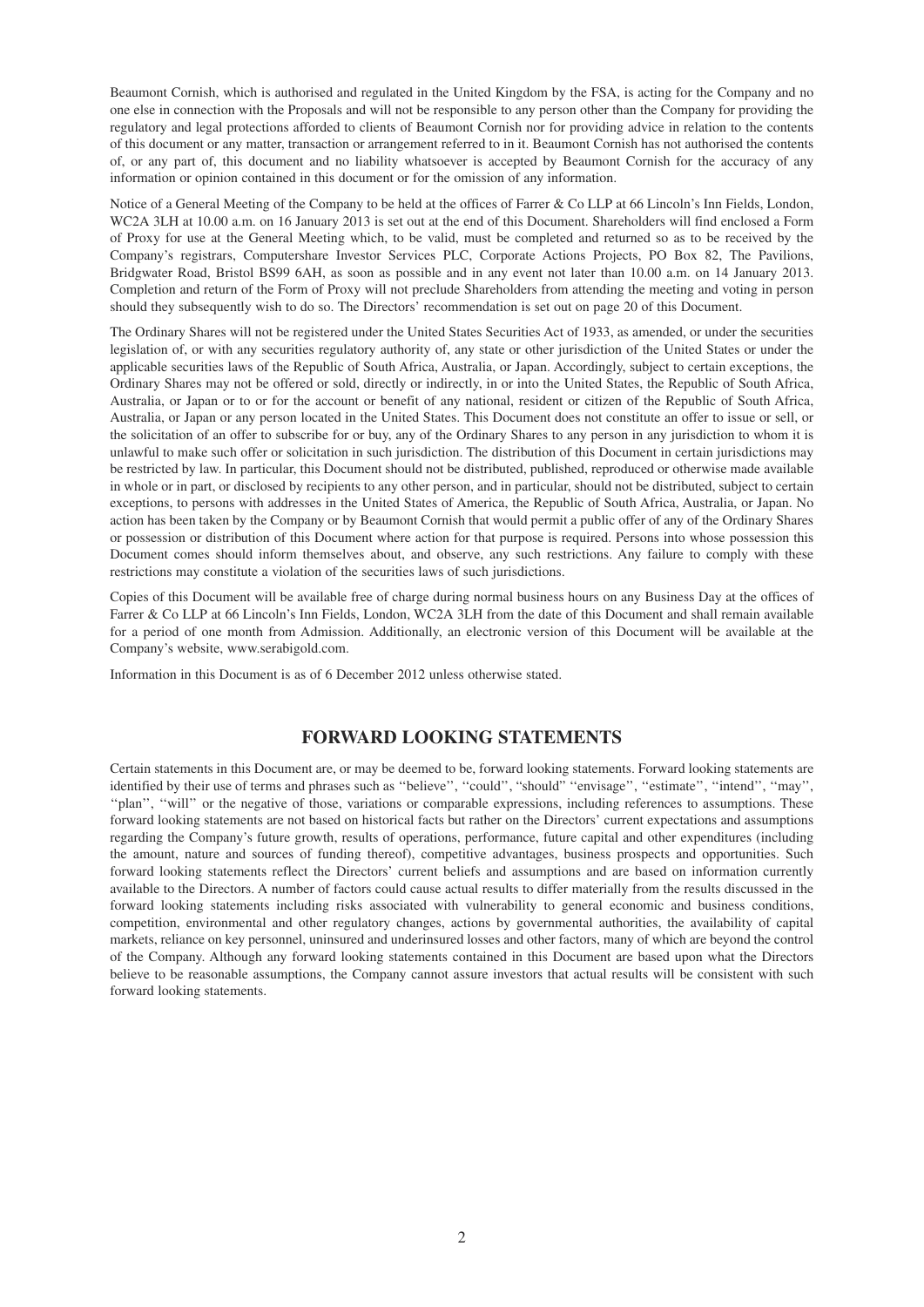Beaumont Cornish, which is authorised and regulated in the United Kingdom by the FSA, is acting for the Company and no one else in connection with the Proposals and will not be responsible to any person other than the Company for providing the regulatory and legal protections afforded to clients of Beaumont Cornish nor for providing advice in relation to the contents of this document or any matter, transaction or arrangement referred to in it. Beaumont Cornish has not authorised the contents of, or any part of, this document and no liability whatsoever is accepted by Beaumont Cornish for the accuracy of any information or opinion contained in this document or for the omission of any information.

Notice of a General Meeting of the Company to be held at the offices of Farrer & Co LLP at 66 Lincoln's Inn Fields, London, WC2A 3LH at 10.00 a.m. on 16 January 2013 is set out at the end of this Document. Shareholders will find enclosed a Form of Proxy for use at the General Meeting which, to be valid, must be completed and returned so as to be received by the Company's registrars, Computershare Investor Services PLC, Corporate Actions Projects, PO Box 82, The Pavilions, Bridgwater Road, Bristol BS99 6AH, as soon as possible and in any event not later than 10.00 a.m. on 14 January 2013. Completion and return of the Form of Proxy will not preclude Shareholders from attending the meeting and voting in person should they subsequently wish to do so. The Directors' recommendation is set out on page 20 of this Document.

The Ordinary Shares will not be registered under the United States Securities Act of 1933, as amended, or under the securities legislation of, or with any securities regulatory authority of, any state or other jurisdiction of the United States or under the applicable securities laws of the Republic of South Africa, Australia, or Japan. Accordingly, subject to certain exceptions, the Ordinary Shares may not be offered or sold, directly or indirectly, in or into the United States, the Republic of South Africa, Australia, or Japan or to or for the account or benefit of any national, resident or citizen of the Republic of South Africa, Australia, or Japan or any person located in the United States. This Document does not constitute an offer to issue or sell, or the solicitation of an offer to subscribe for or buy, any of the Ordinary Shares to any person in any jurisdiction to whom it is unlawful to make such offer or solicitation in such jurisdiction. The distribution of this Document in certain jurisdictions may be restricted by law. In particular, this Document should not be distributed, published, reproduced or otherwise made available in whole or in part, or disclosed by recipients to any other person, and in particular, should not be distributed, subject to certain exceptions, to persons with addresses in the United States of America, the Republic of South Africa, Australia, or Japan. No action has been taken by the Company or by Beaumont Cornish that would permit a public offer of any of the Ordinary Shares or possession or distribution of this Document where action for that purpose is required. Persons into whose possession this Document comes should inform themselves about, and observe, any such restrictions. Any failure to comply with these restrictions may constitute a violation of the securities laws of such jurisdictions.

Copies of this Document will be available free of charge during normal business hours on any Business Day at the offices of Farrer & Co LLP at 66 Lincoln's Inn Fields, London, WC2A 3LH from the date of this Document and shall remain available for a period of one month from Admission. Additionally, an electronic version of this Document will be available at the Company's website, www.serabigold.com.

Information in this Document is as of 6 December 2012 unless otherwise stated.

## FORWARD LOOKING STATEMENTS

Certain statements in this Document are, or may be deemed to be, forward looking statements. Forward looking statements are identified by their use of terms and phrases such as ''believe'', ''could'', "should" ''envisage'', ''estimate'', ''intend'', ''may'', ''plan'', ''will'' or the negative of those, variations or comparable expressions, including references to assumptions. These forward looking statements are not based on historical facts but rather on the Directors' current expectations and assumptions regarding the Company's future growth, results of operations, performance, future capital and other expenditures (including the amount, nature and sources of funding thereof), competitive advantages, business prospects and opportunities. Such forward looking statements reflect the Directors' current beliefs and assumptions and are based on information currently available to the Directors. A number of factors could cause actual results to differ materially from the results discussed in the forward looking statements including risks associated with vulnerability to general economic and business conditions, competition, environmental and other regulatory changes, actions by governmental authorities, the availability of capital markets, reliance on key personnel, uninsured and underinsured losses and other factors, many of which are beyond the control of the Company. Although any forward looking statements contained in this Document are based upon what the Directors believe to be reasonable assumptions, the Company cannot assure investors that actual results will be consistent with such forward looking statements.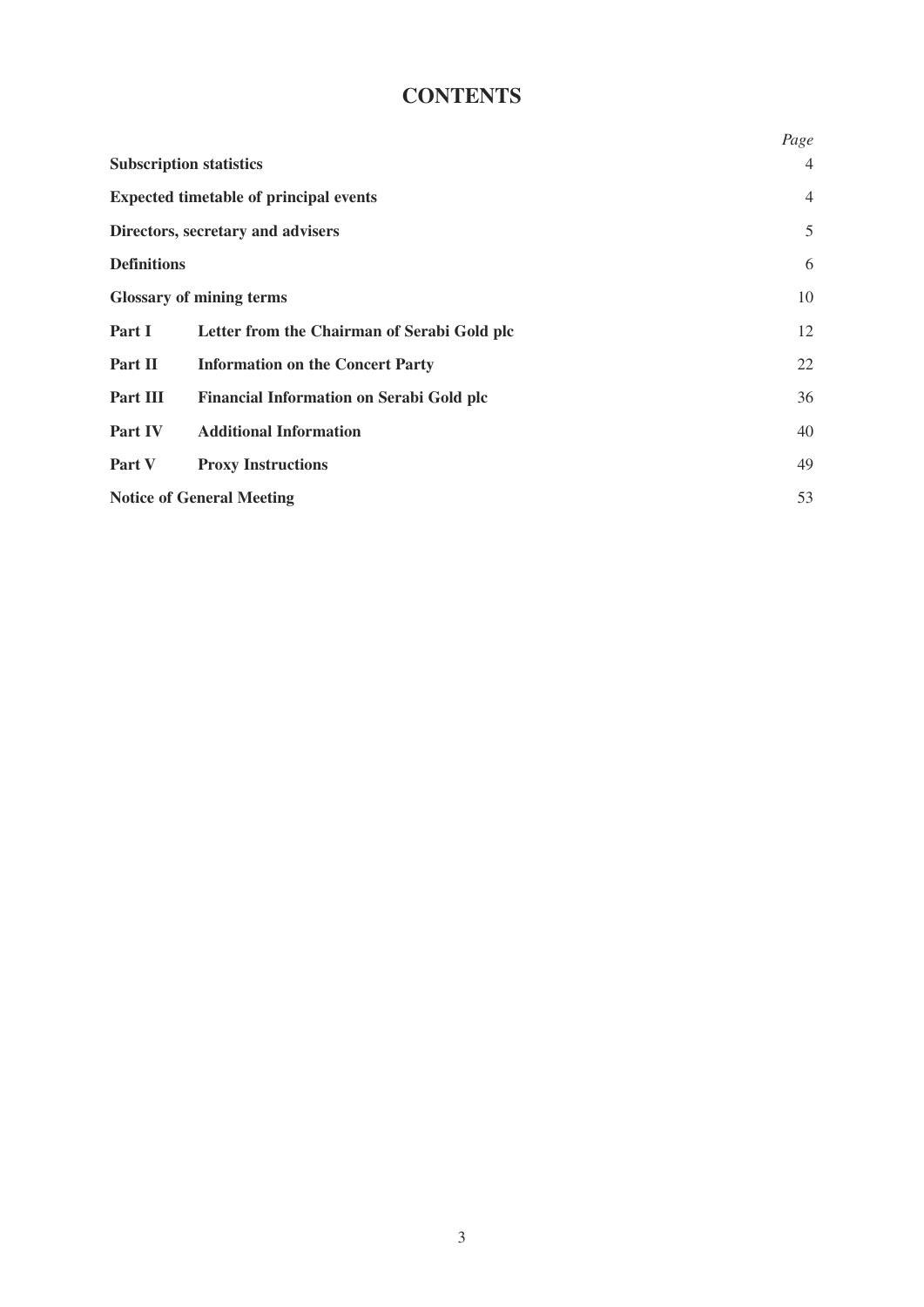# CONTENTS

| | | *Page* |
|---|---|---|
| **Subscription statistics** | | 4 |
| **Expected timetable of principal events** | | 4 |
| **Directors, secretary and advisers** | | 5 |
| **Definitions** | | 6 |
| **Glossary of mining terms** | | 10 |
| **Part I** | **Letter from the Chairman of Serabi Gold plc** | 12 |
| **Part II** | **Information on the Concert Party** | 22 |
| **Part III** | **Financial Information on Serabi Gold plc** | 36 |
| **Part IV** | **Additional Information** | 40 |
| **Part V** | **Proxy Instructions** | 49 |
| **Notice of General Meeting** | | 53 |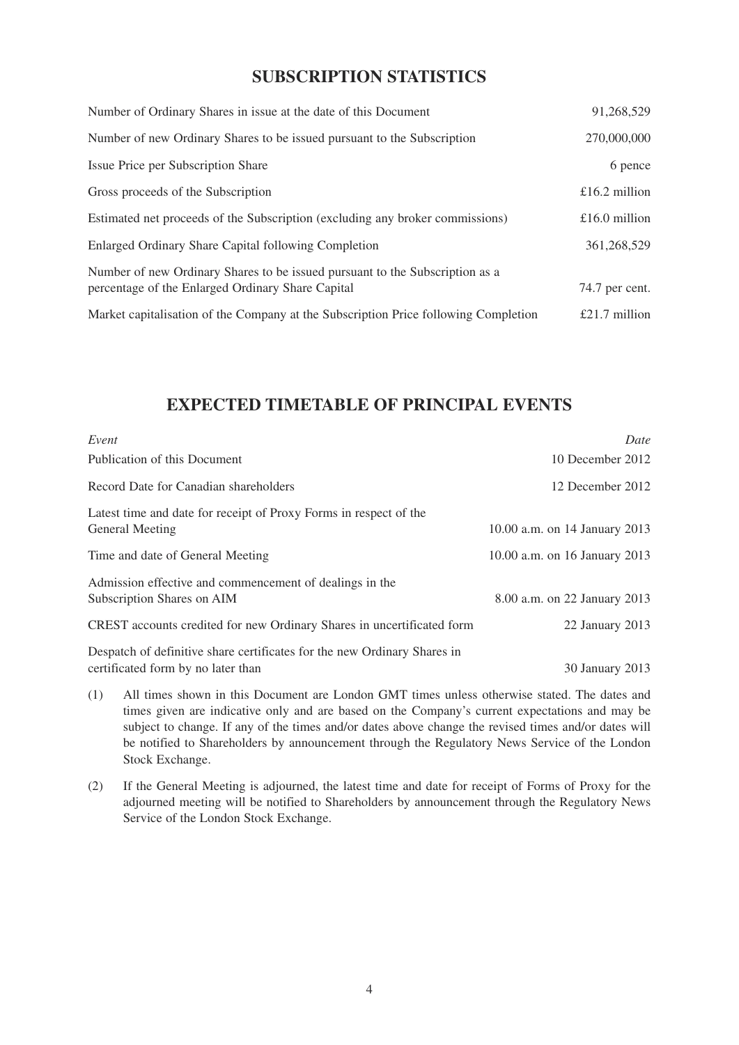## SUBSCRIPTION STATISTICS

| | |
|---|---|
| Number of Ordinary Shares in issue at the date of this Document | 91,268,529 |
| Number of new Ordinary Shares to be issued pursuant to the Subscription | 270,000,000 |
| Issue Price per Subscription Share | 6 pence |
| Gross proceeds of the Subscription | £16.2 million |
| Estimated net proceeds of the Subscription (excluding any broker commissions) | £16.0 million |
| Enlarged Ordinary Share Capital following Completion | 361,268,529 |
| Number of new Ordinary Shares to be issued pursuant to the Subscription as a percentage of the Enlarged Ordinary Share Capital | 74.7 per cent. |
| Market capitalisation of the Company at the Subscription Price following Completion | £21.7 million |

## EXPECTED TIMETABLE OF PRINCIPAL EVENTS

| *Event* | *Date* |
|---|---|
| Publication of this Document | 10 December 2012 |
| Record Date for Canadian shareholders | 12 December 2012 |
| Latest time and date for receipt of Proxy Forms in respect of the General Meeting | 10.00 a.m. on 14 January 2013 |
| Time and date of General Meeting | 10.00 a.m. on 16 January 2013 |
| Admission effective and commencement of dealings in the Subscription Shares on AIM | 8.00 a.m. on 22 January 2013 |
| CREST accounts credited for new Ordinary Shares in uncertificated form | 22 January 2013 |
| Despatch of definitive share certificates for the new Ordinary Shares in certificated form by no later than | 30 January 2013 |

(1) All times shown in this Document are London GMT times unless otherwise stated. The dates and times given are indicative only and are based on the Company's current expectations and may be subject to change. If any of the times and/or dates above change the revised times and/or dates will be notified to Shareholders by announcement through the Regulatory News Service of the London Stock Exchange.

(2) If the General Meeting is adjourned, the latest time and date for receipt of Forms of Proxy for the adjourned meeting will be notified to Shareholders by announcement through the Regulatory News Service of the London Stock Exchange.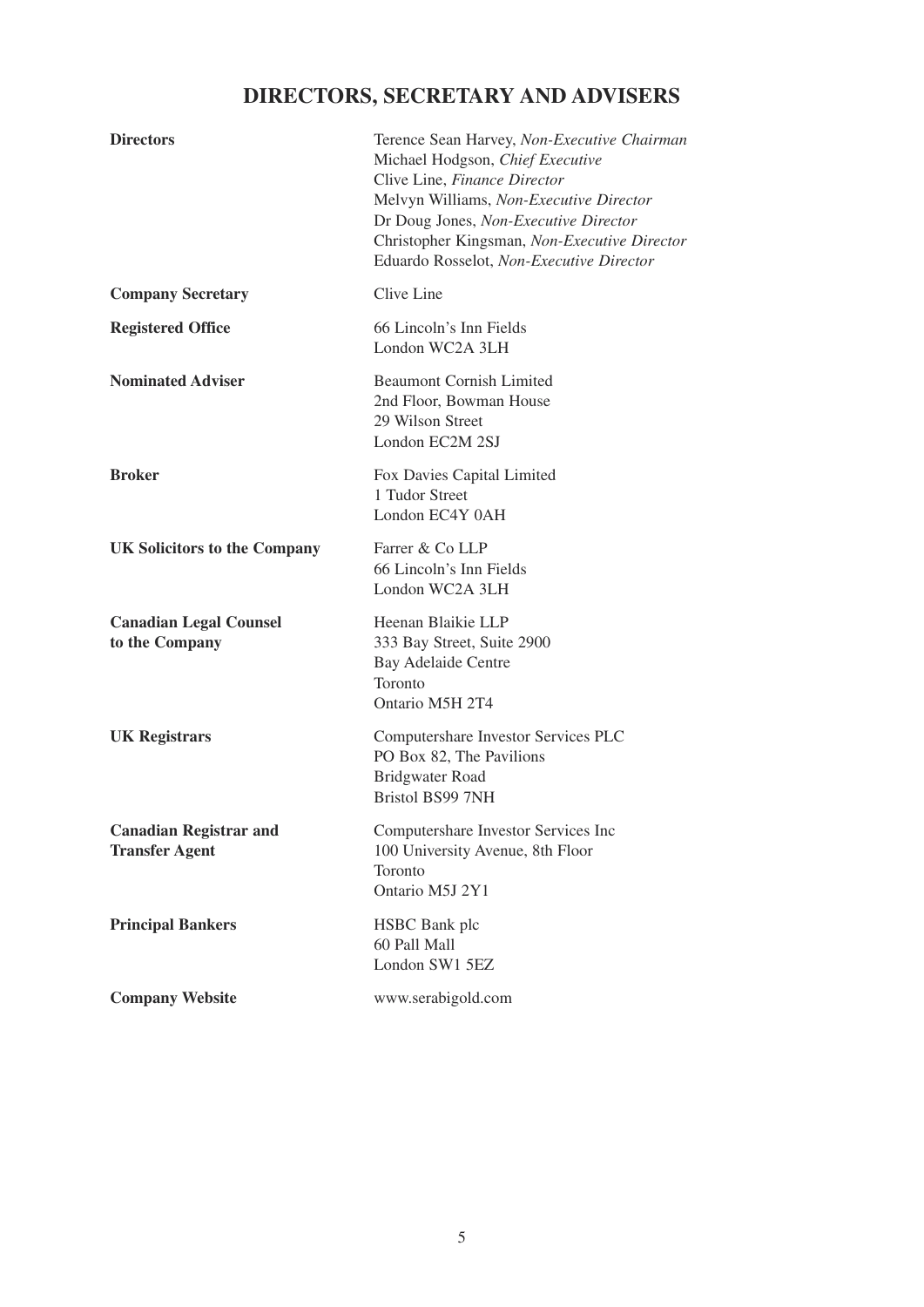# DIRECTORS, SECRETARY AND ADVISERS

| | |
|---|---|
| **Directors** | Terence Sean Harvey, *Non-Executive Chairman*<br>Michael Hodgson, *Chief Executive*<br>Clive Line, *Finance Director*<br>Melvyn Williams, *Non-Executive Director*<br>Dr Doug Jones, *Non-Executive Director*<br>Christopher Kingsman, *Non-Executive Director*<br>Eduardo Rosselot, *Non-Executive Director* |
| **Company Secretary** | Clive Line |
| **Registered Office** | 66 Lincoln's Inn Fields<br>London WC2A 3LH |
| **Nominated Adviser** | Beaumont Cornish Limited<br>2nd Floor, Bowman House<br>29 Wilson Street<br>London EC2M 2SJ |
| **Broker** | Fox Davies Capital Limited<br>1 Tudor Street<br>London EC4Y 0AH |
| **UK Solicitors to the Company** | Farrer & Co LLP<br>66 Lincoln's Inn Fields<br>London WC2A 3LH |
| **Canadian Legal Counsel to the Company** | Heenan Blaikie LLP<br>333 Bay Street, Suite 2900<br>Bay Adelaide Centre<br>Toronto<br>Ontario M5H 2T4 |
| **UK Registrars** | Computershare Investor Services PLC<br>PO Box 82, The Pavilions<br>Bridgwater Road<br>Bristol BS99 7NH |
| **Canadian Registrar and Transfer Agent** | Computershare Investor Services Inc<br>100 University Avenue, 8th Floor<br>Toronto<br>Ontario M5J 2Y1 |
| **Principal Bankers** | HSBC Bank plc<br>60 Pall Mall<br>London SW1 5EZ |
| **Company Website** | www.serabigold.com |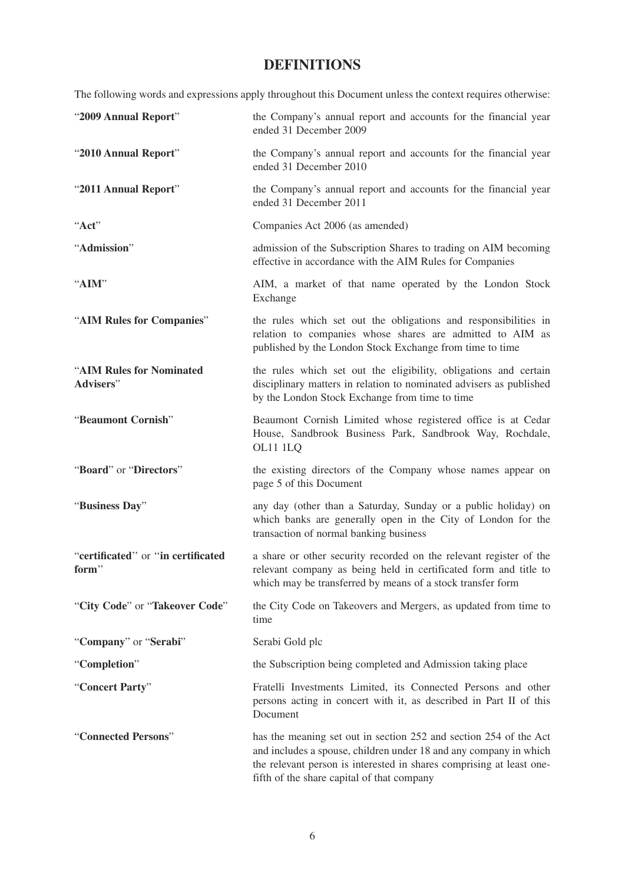# DEFINITIONS

The following words and expressions apply throughout this Document unless the context requires otherwise:

| | |
|---|---|
| "**2009 Annual Report**" | the Company's annual report and accounts for the financial year ended 31 December 2009 |
| "**2010 Annual Report**" | the Company's annual report and accounts for the financial year ended 31 December 2010 |
| "**2011 Annual Report**" | the Company's annual report and accounts for the financial year ended 31 December 2011 |
| "**Act**" | Companies Act 2006 (as amended) |
| "**Admission**" | admission of the Subscription Shares to trading on AIM becoming effective in accordance with the AIM Rules for Companies |
| "**AIM**" | AIM, a market of that name operated by the London Stock Exchange |
| "**AIM Rules for Companies**" | the rules which set out the obligations and responsibilities in relation to companies whose shares are admitted to AIM as published by the London Stock Exchange from time to time |
| "**AIM Rules for Nominated Advisers**" | the rules which set out the eligibility, obligations and certain disciplinary matters in relation to nominated advisers as published by the London Stock Exchange from time to time |
| "**Beaumont Cornish**" | Beaumont Cornish Limited whose registered office is at Cedar House, Sandbrook Business Park, Sandbrook Way, Rochdale, OL11 1LQ |
| "**Board**" or "**Directors**" | the existing directors of the Company whose names appear on page 5 of this Document |
| "**Business Day**" | any day (other than a Saturday, Sunday or a public holiday) on which banks are generally open in the City of London for the transaction of normal banking business |
| "**certificated**" or "**in certificated form**" | a share or other security recorded on the relevant register of the relevant company as being held in certificated form and title to which may be transferred by means of a stock transfer form |
| "**City Code**" or "**Takeover Code**" | the City Code on Takeovers and Mergers, as updated from time to time |
| "**Company**" or "**Serabi**" | Serabi Gold plc |
| "**Completion**" | the Subscription being completed and Admission taking place |
| "**Concert Party**" | Fratelli Investments Limited, its Connected Persons and other persons acting in concert with it, as described in Part II of this Document |
| "**Connected Persons**" | has the meaning set out in section 252 and section 254 of the Act and includes a spouse, children under 18 and any company in which the relevant person is interested in shares comprising at least one-fifth of the share capital of that company |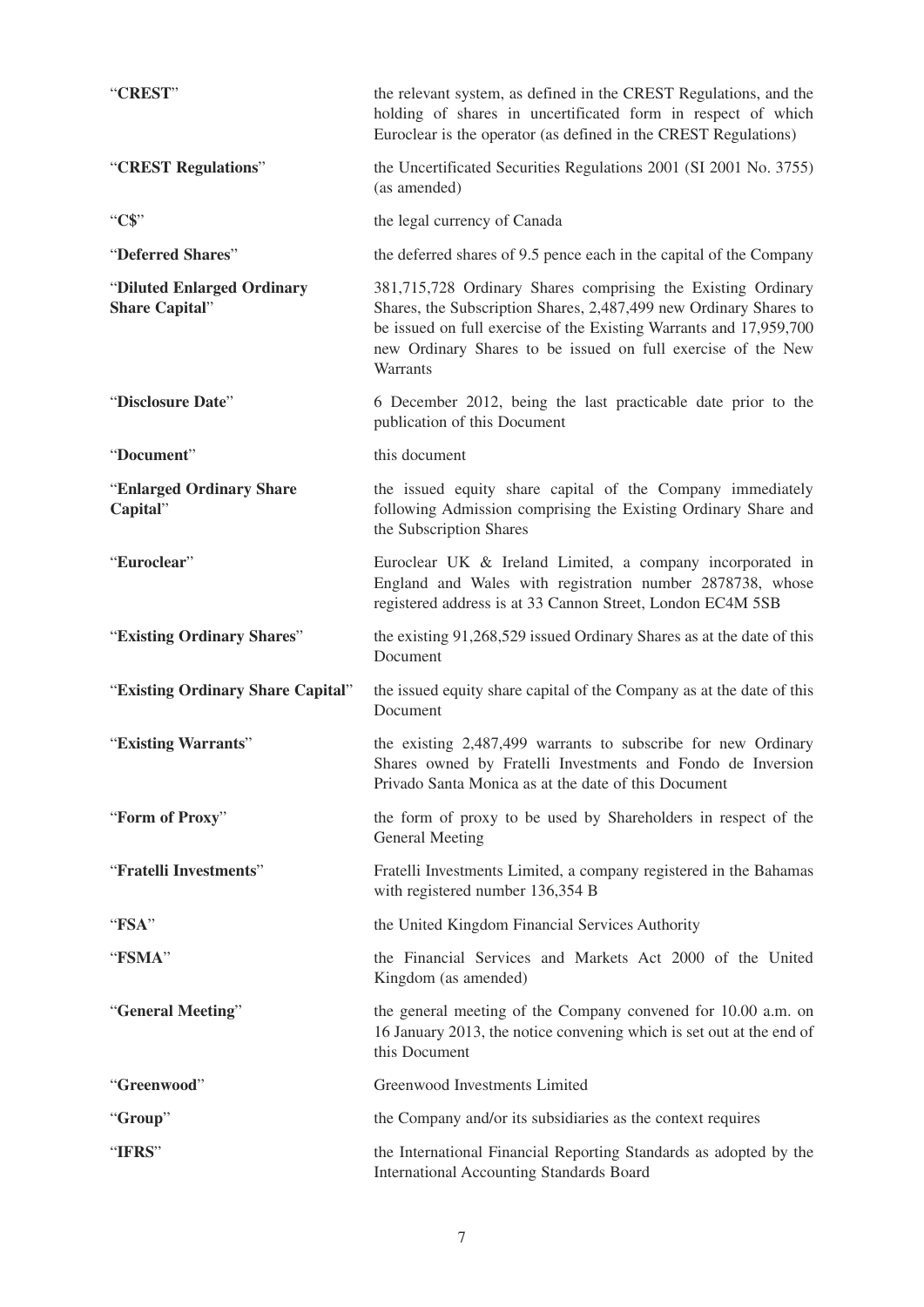| | |
|---|---|
| "**CREST**" | the relevant system, as defined in the CREST Regulations, and the holding of shares in uncertificated form in respect of which Euroclear is the operator (as defined in the CREST Regulations) |
| "**CREST Regulations**" | the Uncertificated Securities Regulations 2001 (SI 2001 No. 3755) (as amended) |
| "**C$**" | the legal currency of Canada |
| "**Deferred Shares**" | the deferred shares of 9.5 pence each in the capital of the Company |
| "**Diluted Enlarged Ordinary Share Capital**" | 381,715,728 Ordinary Shares comprising the Existing Ordinary Shares, the Subscription Shares, 2,487,499 new Ordinary Shares to be issued on full exercise of the Existing Warrants and 17,959,700 new Ordinary Shares to be issued on full exercise of the New Warrants |
| "**Disclosure Date**" | 6 December 2012, being the last practicable date prior to the publication of this Document |
| "**Document**" | this document |
| "**Enlarged Ordinary Share Capital**" | the issued equity share capital of the Company immediately following Admission comprising the Existing Ordinary Share and the Subscription Shares |
| "**Euroclear**" | Euroclear UK & Ireland Limited, a company incorporated in England and Wales with registration number 2878738, whose registered address is at 33 Cannon Street, London EC4M 5SB |
| "**Existing Ordinary Shares**" | the existing 91,268,529 issued Ordinary Shares as at the date of this Document |
| "**Existing Ordinary Share Capital**" | the issued equity share capital of the Company as at the date of this Document |
| "**Existing Warrants**" | the existing 2,487,499 warrants to subscribe for new Ordinary Shares owned by Fratelli Investments and Fondo de Inversion Privado Santa Monica as at the date of this Document |
| "**Form of Proxy**" | the form of proxy to be used by Shareholders in respect of the General Meeting |
| "**Fratelli Investments**" | Fratelli Investments Limited, a company registered in the Bahamas with registered number 136,354 B |
| "**FSA**" | the United Kingdom Financial Services Authority |
| "**FSMA**" | the Financial Services and Markets Act 2000 of the United Kingdom (as amended) |
| "**General Meeting**" | the general meeting of the Company convened for 10.00 a.m. on 16 January 2013, the notice convening which is set out at the end of this Document |
| "**Greenwood**" | Greenwood Investments Limited |
| "**Group**" | the Company and/or its subsidiaries as the context requires |
| "**IFRS**" | the International Financial Reporting Standards as adopted by the International Accounting Standards Board |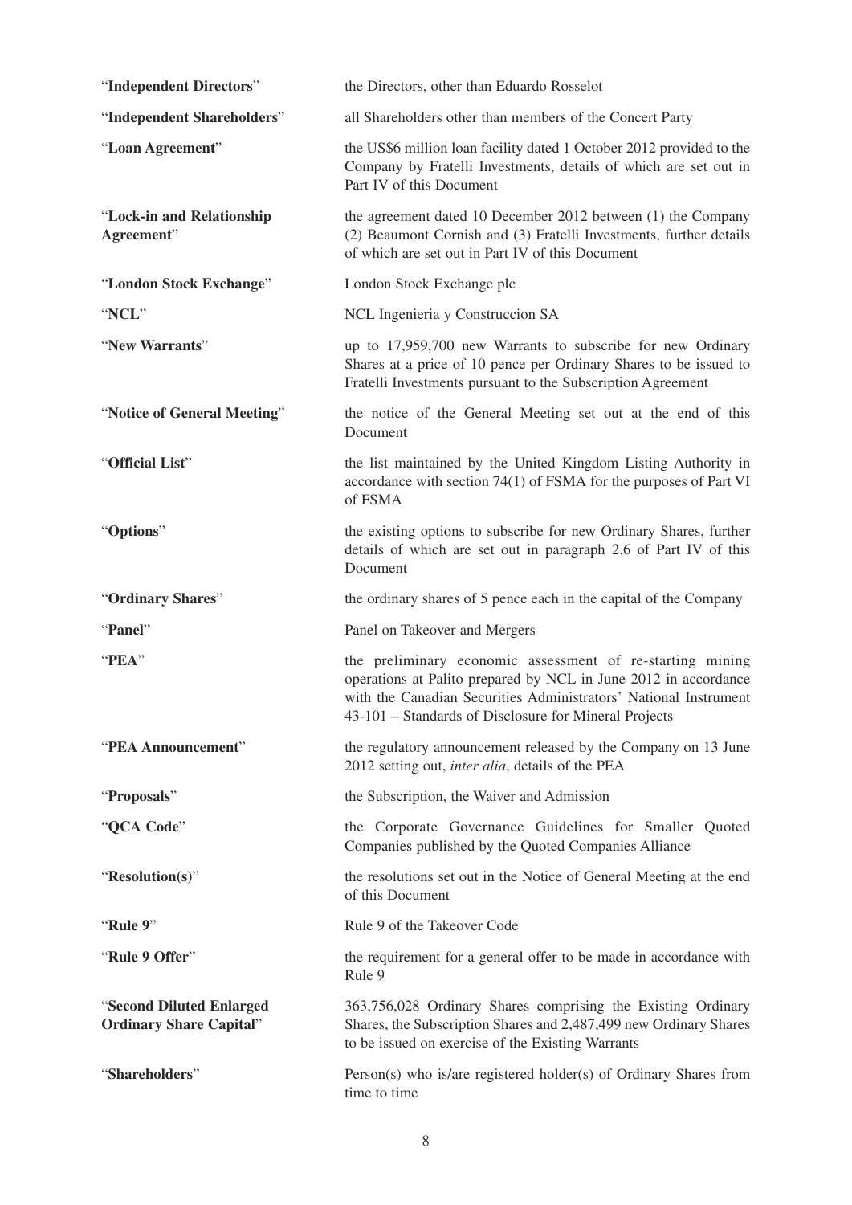| | |
|---|---|
| "**Independent Directors**" | the Directors, other than Eduardo Rosselot |
| "**Independent Shareholders**" | all Shareholders other than members of the Concert Party |
| "**Loan Agreement**" | the US$6 million loan facility dated 1 October 2012 provided to the Company by Fratelli Investments, details of which are set out in Part IV of this Document |
| "**Lock-in and Relationship Agreement**" | the agreement dated 10 December 2012 between (1) the Company (2) Beaumont Cornish and (3) Fratelli Investments, further details of which are set out in Part IV of this Document |
| "**London Stock Exchange**" | London Stock Exchange plc |
| "**NCL**" | NCL Ingenieria y Construccion SA |
| "**New Warrants**" | up to 17,959,700 new Warrants to subscribe for new Ordinary Shares at a price of 10 pence per Ordinary Shares to be issued to Fratelli Investments pursuant to the Subscription Agreement |
| "**Notice of General Meeting**" | the notice of the General Meeting set out at the end of this Document |
| "**Official List**" | the list maintained by the United Kingdom Listing Authority in accordance with section 74(1) of FSMA for the purposes of Part VI of FSMA |
| "**Options**" | the existing options to subscribe for new Ordinary Shares, further details of which are set out in paragraph 2.6 of Part IV of this Document |
| "**Ordinary Shares**" | the ordinary shares of 5 pence each in the capital of the Company |
| "**Panel**" | Panel on Takeover and Mergers |
| "**PEA**" | the preliminary economic assessment of re-starting mining operations at Palito prepared by NCL in June 2012 in accordance with the Canadian Securities Administrators' National Instrument 43-101 – Standards of Disclosure for Mineral Projects |
| "**PEA Announcement**" | the regulatory announcement released by the Company on 13 June 2012 setting out, *inter alia*, details of the PEA |
| "**Proposals**" | the Subscription, the Waiver and Admission |
| "**QCA Code**" | the Corporate Governance Guidelines for Smaller Quoted Companies published by the Quoted Companies Alliance |
| "**Resolution(s)**" | the resolutions set out in the Notice of General Meeting at the end of this Document |
| "**Rule 9**" | Rule 9 of the Takeover Code |
| "**Rule 9 Offer**" | the requirement for a general offer to be made in accordance with Rule 9 |
| "**Second Diluted Enlarged Ordinary Share Capital**" | 363,756,028 Ordinary Shares comprising the Existing Ordinary Shares, the Subscription Shares and 2,487,499 new Ordinary Shares to be issued on exercise of the Existing Warrants |
| "**Shareholders**" | Person(s) who is/are registered holder(s) of Ordinary Shares from time to time |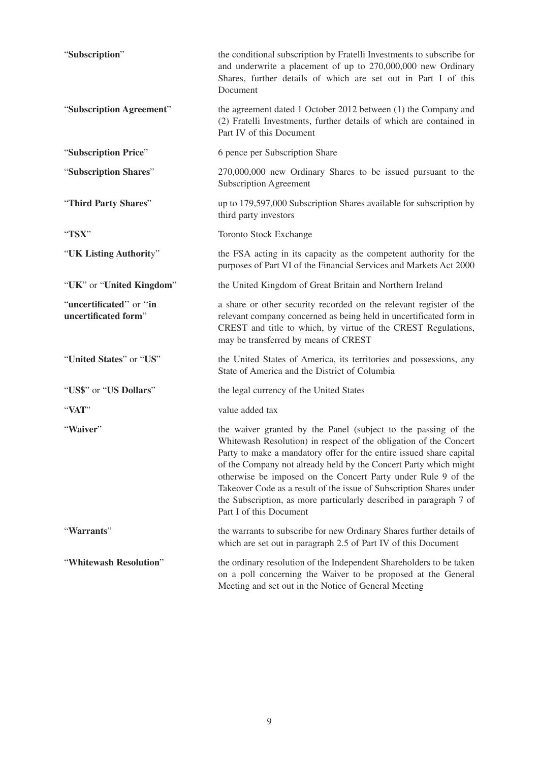| | |
|---|---|
| "**Subscription**" | the conditional subscription by Fratelli Investments to subscribe for and underwrite a placement of up to 270,000,000 new Ordinary Shares, further details of which are set out in Part I of this Document |
| "**Subscription Agreement**" | the agreement dated 1 October 2012 between (1) the Company and (2) Fratelli Investments, further details of which are contained in Part IV of this Document |
| "**Subscription Price**" | 6 pence per Subscription Share |
| "**Subscription Shares**" | 270,000,000 new Ordinary Shares to be issued pursuant to the Subscription Agreement |
| "**Third Party Shares**" | up to 179,597,000 Subscription Shares available for subscription by third party investors |
| "**TSX**" | Toronto Stock Exchange |
| "**UK Listing Authorit**y" | the FSA acting in its capacity as the competent authority for the purposes of Part VI of the Financial Services and Markets Act 2000 |
| "**UK**" or "**United Kingdom**" | the United Kingdom of Great Britain and Northern Ireland |
| "**uncertificated**" or "**in uncertificated form**" | a share or other security recorded on the relevant register of the relevant company concerned as being held in uncertificated form in CREST and title to which, by virtue of the CREST Regulations, may be transferred by means of CREST |
| "**United States**" or "**US**" | the United States of America, its territories and possessions, any State of America and the District of Columbia |
| "**US$**" or "**US Dollars**" | the legal currency of the United States |
| "**VAT**" | value added tax |
| "**Waiver**" | the waiver granted by the Panel (subject to the passing of the Whitewash Resolution) in respect of the obligation of the Concert Party to make a mandatory offer for the entire issued share capital of the Company not already held by the Concert Party which might otherwise be imposed on the Concert Party under Rule 9 of the Takeover Code as a result of the issue of Subscription Shares under the Subscription, as more particularly described in paragraph 7 of Part I of this Document |
| "**Warrants**" | the warrants to subscribe for new Ordinary Shares further details of which are set out in paragraph 2.5 of Part IV of this Document |
| "**Whitewash Resolution**" | the ordinary resolution of the Independent Shareholders to be taken on a poll concerning the Waiver to be proposed at the General Meeting and set out in the Notice of General Meeting |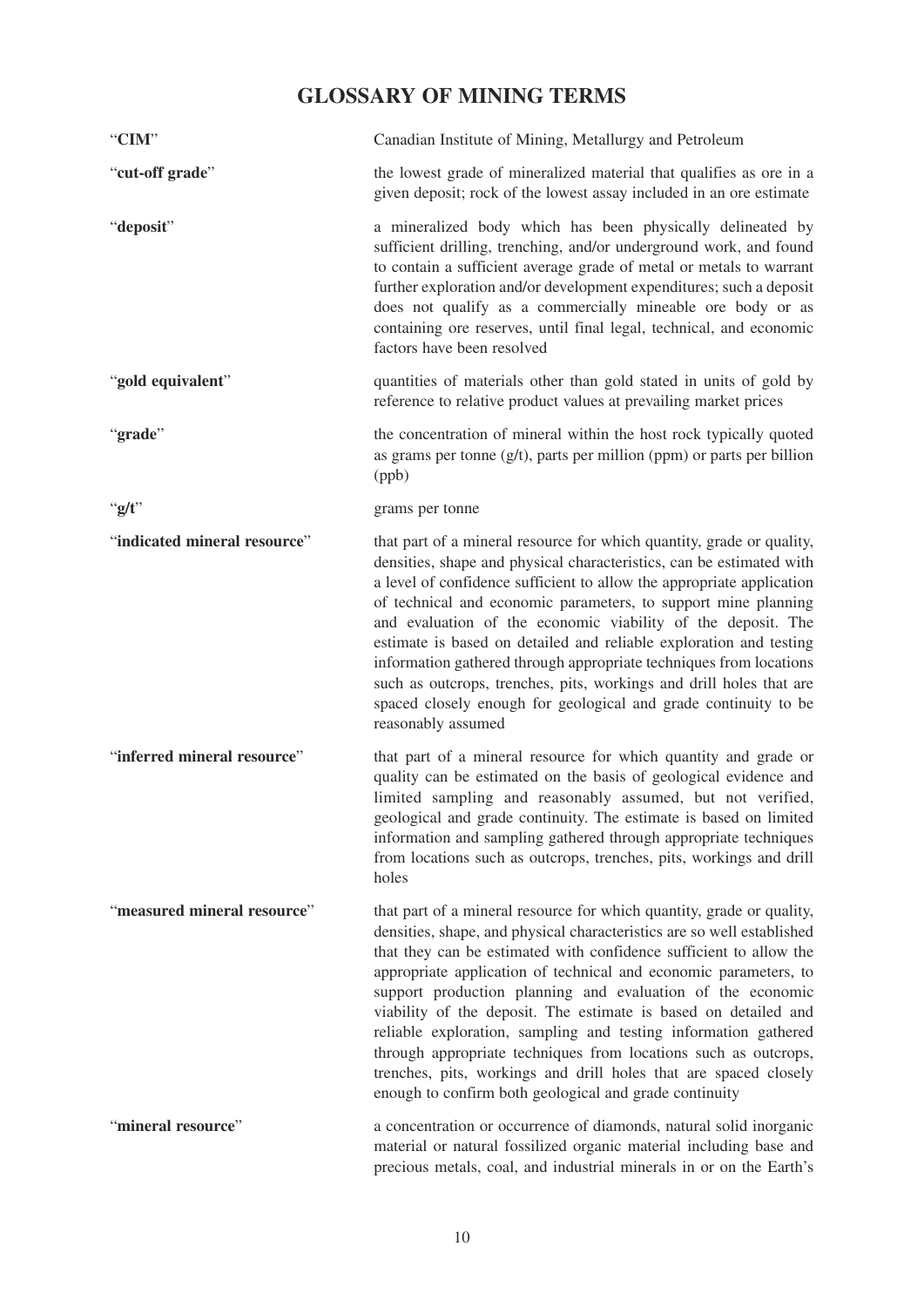# GLOSSARY OF MINING TERMS

| | |
|---|---|
| "**CIM**" | Canadian Institute of Mining, Metallurgy and Petroleum |
| "**cut-off grade**" | the lowest grade of mineralized material that qualifies as ore in a given deposit; rock of the lowest assay included in an ore estimate |
| "**deposit**" | a mineralized body which has been physically delineated by sufficient drilling, trenching, and/or underground work, and found to contain a sufficient average grade of metal or metals to warrant further exploration and/or development expenditures; such a deposit does not qualify as a commercially mineable ore body or as containing ore reserves, until final legal, technical, and economic factors have been resolved |
| "**gold equivalent**" | quantities of materials other than gold stated in units of gold by reference to relative product values at prevailing market prices |
| "**grade**" | the concentration of mineral within the host rock typically quoted as grams per tonne (g/t), parts per million (ppm) or parts per billion (ppb) |
| "**g/t**" | grams per tonne |
| "**indicated mineral resource**" | that part of a mineral resource for which quantity, grade or quality, densities, shape and physical characteristics, can be estimated with a level of confidence sufficient to allow the appropriate application of technical and economic parameters, to support mine planning and evaluation of the economic viability of the deposit. The estimate is based on detailed and reliable exploration and testing information gathered through appropriate techniques from locations such as outcrops, trenches, pits, workings and drill holes that are spaced closely enough for geological and grade continuity to be reasonably assumed |
| "**inferred mineral resource**" | that part of a mineral resource for which quantity and grade or quality can be estimated on the basis of geological evidence and limited sampling and reasonably assumed, but not verified, geological and grade continuity. The estimate is based on limited information and sampling gathered through appropriate techniques from locations such as outcrops, trenches, pits, workings and drill holes |
| "**measured mineral resource**" | that part of a mineral resource for which quantity, grade or quality, densities, shape, and physical characteristics are so well established that they can be estimated with confidence sufficient to allow the appropriate application of technical and economic parameters, to support production planning and evaluation of the economic viability of the deposit. The estimate is based on detailed and reliable exploration, sampling and testing information gathered through appropriate techniques from locations such as outcrops, trenches, pits, workings and drill holes that are spaced closely enough to confirm both geological and grade continuity |
| "**mineral resource**" | a concentration or occurrence of diamonds, natural solid inorganic material or natural fossilized organic material including base and precious metals, coal, and industrial minerals in or on the Earth's |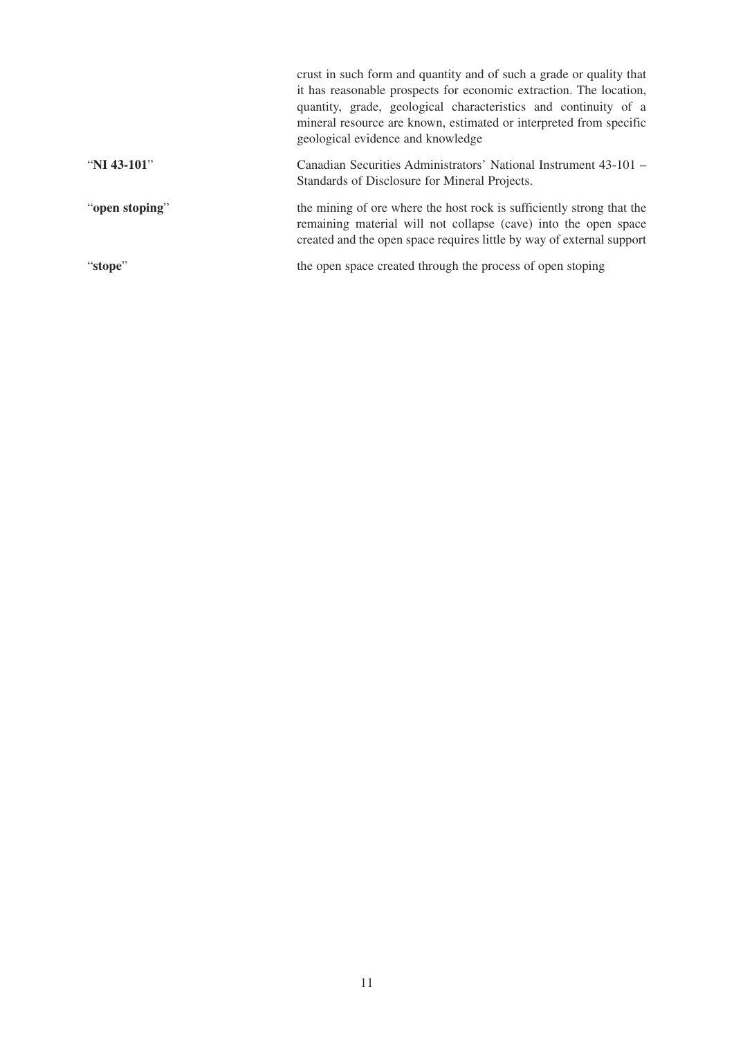| | |
|---|---|
| | crust in such form and quantity and of such a grade or quality that it has reasonable prospects for economic extraction. The location, quantity, grade, geological characteristics and continuity of a mineral resource are known, estimated or interpreted from specific geological evidence and knowledge |
| "**NI 43-101**" | Canadian Securities Administrators' National Instrument 43-101 – Standards of Disclosure for Mineral Projects. |
| "**open stoping**" | the mining of ore where the host rock is sufficiently strong that the remaining material will not collapse (cave) into the open space created and the open space requires little by way of external support |
| "**stope**" | the open space created through the process of open stoping |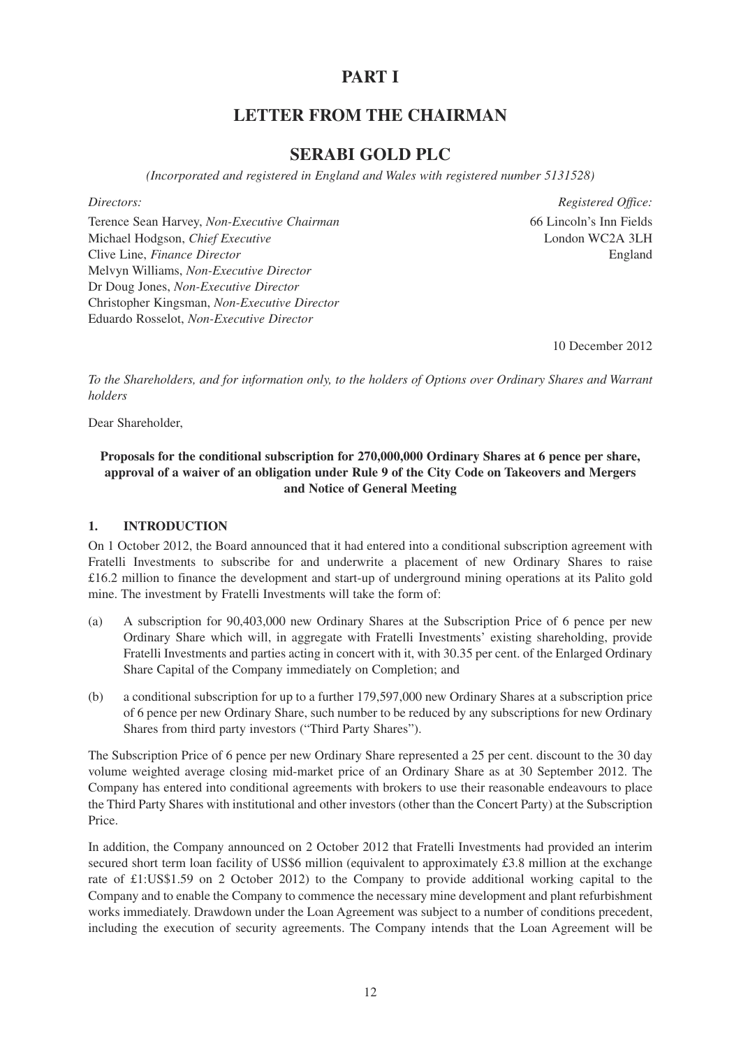# PART I

## LETTER FROM THE CHAIRMAN

## SERABI GOLD PLC

*(Incorporated and registered in England and Wales with registered number 5131528)*

*Directors:*

Terence Sean Harvey, *Non-Executive Chairman*
Michael Hodgson, *Chief Executive*
Clive Line, *Finance Director*
Melvyn Williams, *Non-Executive Director*
Dr Doug Jones, *Non-Executive Director*
Christopher Kingsman, *Non-Executive Director*
Eduardo Rosselot, *Non-Executive Director*

*Registered Office:*
66 Lincoln's Inn Fields
London WC2A 3LH
England

10 December 2012

*To the Shareholders, and for information only, to the holders of Options over Ordinary Shares and Warrant holders*

Dear Shareholder,

**Proposals for the conditional subscription for 270,000,000 Ordinary Shares at 6 pence per share, approval of a waiver of an obligation under Rule 9 of the City Code on Takeovers and Mergers and Notice of General Meeting**

### 1. INTRODUCTION

On 1 October 2012, the Board announced that it had entered into a conditional subscription agreement with Fratelli Investments to subscribe for and underwrite a placement of new Ordinary Shares to raise £16.2 million to finance the development and start-up of underground mining operations at its Palito gold mine. The investment by Fratelli Investments will take the form of:

(a) A subscription for 90,403,000 new Ordinary Shares at the Subscription Price of 6 pence per new Ordinary Share which will, in aggregate with Fratelli Investments' existing shareholding, provide Fratelli Investments and parties acting in concert with it, with 30.35 per cent. of the Enlarged Ordinary Share Capital of the Company immediately on Completion; and

(b) a conditional subscription for up to a further 179,597,000 new Ordinary Shares at a subscription price of 6 pence per new Ordinary Share, such number to be reduced by any subscriptions for new Ordinary Shares from third party investors ("Third Party Shares").

The Subscription Price of 6 pence per new Ordinary Share represented a 25 per cent. discount to the 30 day volume weighted average closing mid-market price of an Ordinary Share as at 30 September 2012. The Company has entered into conditional agreements with brokers to use their reasonable endeavours to place the Third Party Shares with institutional and other investors (other than the Concert Party) at the Subscription Price.

In addition, the Company announced on 2 October 2012 that Fratelli Investments had provided an interim secured short term loan facility of US$6 million (equivalent to approximately £3.8 million at the exchange rate of £1:US$1.59 on 2 October 2012) to the Company to provide additional working capital to the Company and to enable the Company to commence the necessary mine development and plant refurbishment works immediately. Drawdown under the Loan Agreement was subject to a number of conditions precedent, including the execution of security agreements. The Company intends that the Loan Agreement will be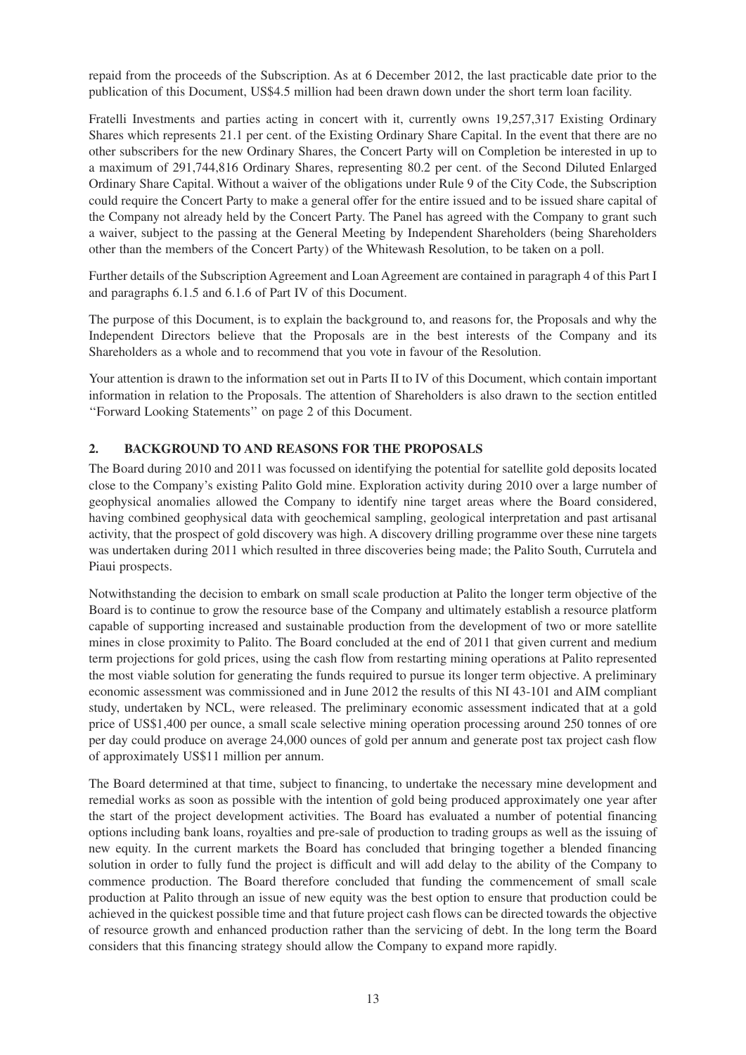repaid from the proceeds of the Subscription. As at 6 December 2012, the last practicable date prior to the publication of this Document, US$4.5 million had been drawn down under the short term loan facility.

Fratelli Investments and parties acting in concert with it, currently owns 19,257,317 Existing Ordinary Shares which represents 21.1 per cent. of the Existing Ordinary Share Capital. In the event that there are no other subscribers for the new Ordinary Shares, the Concert Party will on Completion be interested in up to a maximum of 291,744,816 Ordinary Shares, representing 80.2 per cent. of the Second Diluted Enlarged Ordinary Share Capital. Without a waiver of the obligations under Rule 9 of the City Code, the Subscription could require the Concert Party to make a general offer for the entire issued and to be issued share capital of the Company not already held by the Concert Party. The Panel has agreed with the Company to grant such a waiver, subject to the passing at the General Meeting by Independent Shareholders (being Shareholders other than the members of the Concert Party) of the Whitewash Resolution, to be taken on a poll.

Further details of the Subscription Agreement and Loan Agreement are contained in paragraph 4 of this Part I and paragraphs 6.1.5 and 6.1.6 of Part IV of this Document.

The purpose of this Document, is to explain the background to, and reasons for, the Proposals and why the Independent Directors believe that the Proposals are in the best interests of the Company and its Shareholders as a whole and to recommend that you vote in favour of the Resolution.

Your attention is drawn to the information set out in Parts II to IV of this Document, which contain important information in relation to the Proposals. The attention of Shareholders is also drawn to the section entitled "Forward Looking Statements" on page 2 of this Document.

## 2. BACKGROUND TO AND REASONS FOR THE PROPOSALS

The Board during 2010 and 2011 was focussed on identifying the potential for satellite gold deposits located close to the Company's existing Palito Gold mine. Exploration activity during 2010 over a large number of geophysical anomalies allowed the Company to identify nine target areas where the Board considered, having combined geophysical data with geochemical sampling, geological interpretation and past artisanal activity, that the prospect of gold discovery was high. A discovery drilling programme over these nine targets was undertaken during 2011 which resulted in three discoveries being made; the Palito South, Currutela and Piaui prospects.

Notwithstanding the decision to embark on small scale production at Palito the longer term objective of the Board is to continue to grow the resource base of the Company and ultimately establish a resource platform capable of supporting increased and sustainable production from the development of two or more satellite mines in close proximity to Palito. The Board concluded at the end of 2011 that given current and medium term projections for gold prices, using the cash flow from restarting mining operations at Palito represented the most viable solution for generating the funds required to pursue its longer term objective. A preliminary economic assessment was commissioned and in June 2012 the results of this NI 43-101 and AIM compliant study, undertaken by NCL, were released. The preliminary economic assessment indicated that at a gold price of US$1,400 per ounce, a small scale selective mining operation processing around 250 tonnes of ore per day could produce on average 24,000 ounces of gold per annum and generate post tax project cash flow of approximately US$11 million per annum.

The Board determined at that time, subject to financing, to undertake the necessary mine development and remedial works as soon as possible with the intention of gold being produced approximately one year after the start of the project development activities. The Board has evaluated a number of potential financing options including bank loans, royalties and pre-sale of production to trading groups as well as the issuing of new equity. In the current markets the Board has concluded that bringing together a blended financing solution in order to fully fund the project is difficult and will add delay to the ability of the Company to commence production. The Board therefore concluded that funding the commencement of small scale production at Palito through an issue of new equity was the best option to ensure that production could be achieved in the quickest possible time and that future project cash flows can be directed towards the objective of resource growth and enhanced production rather than the servicing of debt. In the long term the Board considers that this financing strategy should allow the Company to expand more rapidly.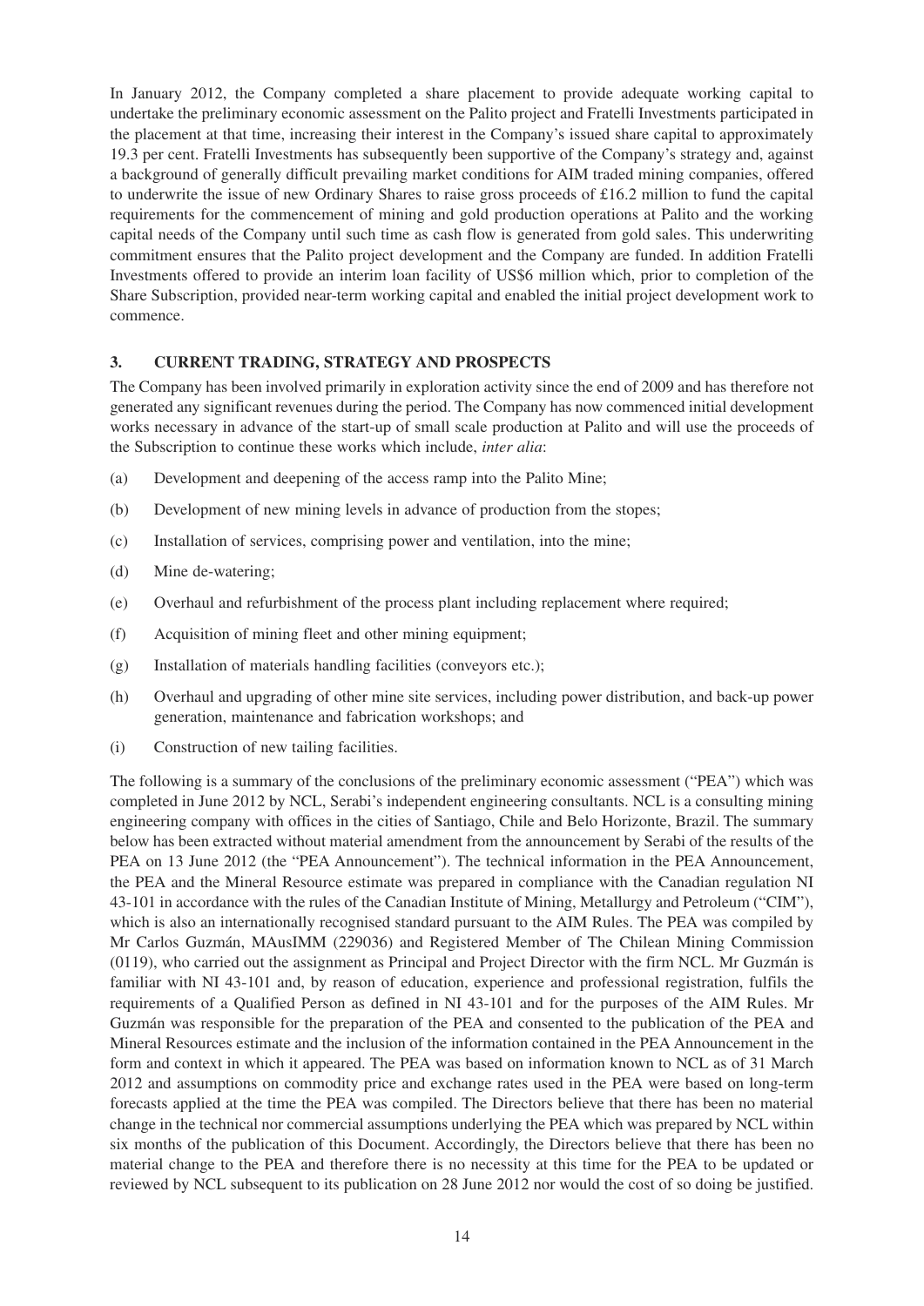In January 2012, the Company completed a share placement to provide adequate working capital to undertake the preliminary economic assessment on the Palito project and Fratelli Investments participated in the placement at that time, increasing their interest in the Company's issued share capital to approximately 19.3 per cent. Fratelli Investments has subsequently been supportive of the Company's strategy and, against a background of generally difficult prevailing market conditions for AIM traded mining companies, offered to underwrite the issue of new Ordinary Shares to raise gross proceeds of £16.2 million to fund the capital requirements for the commencement of mining and gold production operations at Palito and the working capital needs of the Company until such time as cash flow is generated from gold sales. This underwriting commitment ensures that the Palito project development and the Company are funded. In addition Fratelli Investments offered to provide an interim loan facility of US$6 million which, prior to completion of the Share Subscription, provided near-term working capital and enabled the initial project development work to commence.

## 3. CURRENT TRADING, STRATEGY AND PROSPECTS

The Company has been involved primarily in exploration activity since the end of 2009 and has therefore not generated any significant revenues during the period. The Company has now commenced initial development works necessary in advance of the start-up of small scale production at Palito and will use the proceeds of the Subscription to continue these works which include, *inter alia*:

(a) Development and deepening of the access ramp into the Palito Mine;

(b) Development of new mining levels in advance of production from the stopes;

(c) Installation of services, comprising power and ventilation, into the mine;

(d) Mine de-watering;

(e) Overhaul and refurbishment of the process plant including replacement where required;

(f) Acquisition of mining fleet and other mining equipment;

(g) Installation of materials handling facilities (conveyors etc.);

(h) Overhaul and upgrading of other mine site services, including power distribution, and back-up power generation, maintenance and fabrication workshops; and

(i) Construction of new tailing facilities.

The following is a summary of the conclusions of the preliminary economic assessment ("PEA") which was completed in June 2012 by NCL, Serabi's independent engineering consultants. NCL is a consulting mining engineering company with offices in the cities of Santiago, Chile and Belo Horizonte, Brazil. The summary below has been extracted without material amendment from the announcement by Serabi of the results of the PEA on 13 June 2012 (the "PEA Announcement"). The technical information in the PEA Announcement, the PEA and the Mineral Resource estimate was prepared in compliance with the Canadian regulation NI 43-101 in accordance with the rules of the Canadian Institute of Mining, Metallurgy and Petroleum ("CIM"), which is also an internationally recognised standard pursuant to the AIM Rules. The PEA was compiled by Mr Carlos Guzmán, MAusIMM (229036) and Registered Member of The Chilean Mining Commission (0119), who carried out the assignment as Principal and Project Director with the firm NCL. Mr Guzmán is familiar with NI 43-101 and, by reason of education, experience and professional registration, fulfils the requirements of a Qualified Person as defined in NI 43-101 and for the purposes of the AIM Rules. Mr Guzmán was responsible for the preparation of the PEA and consented to the publication of the PEA and Mineral Resources estimate and the inclusion of the information contained in the PEA Announcement in the form and context in which it appeared. The PEA was based on information known to NCL as of 31 March 2012 and assumptions on commodity price and exchange rates used in the PEA were based on long-term forecasts applied at the time the PEA was compiled. The Directors believe that there has been no material change in the technical nor commercial assumptions underlying the PEA which was prepared by NCL within six months of the publication of this Document. Accordingly, the Directors believe that there has been no material change to the PEA and therefore there is no necessity at this time for the PEA to be updated or reviewed by NCL subsequent to its publication on 28 June 2012 nor would the cost of so doing be justified.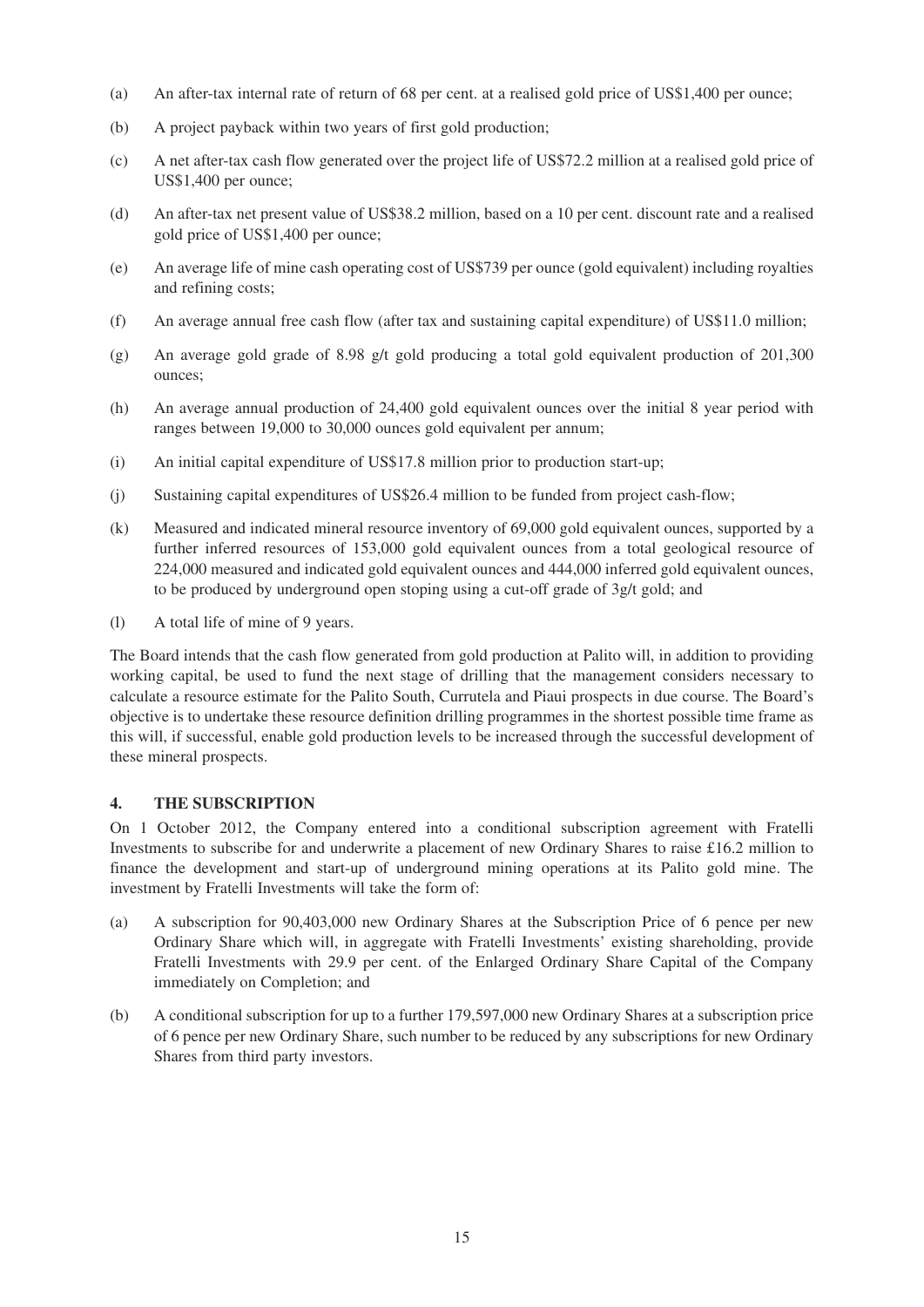(a) An after-tax internal rate of return of 68 per cent. at a realised gold price of US$1,400 per ounce;

(b) A project payback within two years of first gold production;

(c) A net after-tax cash flow generated over the project life of US$72.2 million at a realised gold price of US$1,400 per ounce;

(d) An after-tax net present value of US$38.2 million, based on a 10 per cent. discount rate and a realised gold price of US$1,400 per ounce;

(e) An average life of mine cash operating cost of US$739 per ounce (gold equivalent) including royalties and refining costs;

(f) An average annual free cash flow (after tax and sustaining capital expenditure) of US$11.0 million;

(g) An average gold grade of 8.98 g/t gold producing a total gold equivalent production of 201,300 ounces;

(h) An average annual production of 24,400 gold equivalent ounces over the initial 8 year period with ranges between 19,000 to 30,000 ounces gold equivalent per annum;

(i) An initial capital expenditure of US$17.8 million prior to production start-up;

(j) Sustaining capital expenditures of US$26.4 million to be funded from project cash-flow;

(k) Measured and indicated mineral resource inventory of 69,000 gold equivalent ounces, supported by a further inferred resources of 153,000 gold equivalent ounces from a total geological resource of 224,000 measured and indicated gold equivalent ounces and 444,000 inferred gold equivalent ounces, to be produced by underground open stoping using a cut-off grade of 3g/t gold; and

(l) A total life of mine of 9 years.

The Board intends that the cash flow generated from gold production at Palito will, in addition to providing working capital, be used to fund the next stage of drilling that the management considers necessary to calculate a resource estimate for the Palito South, Currutela and Piaui prospects in due course. The Board's objective is to undertake these resource definition drilling programmes in the shortest possible time frame as this will, if successful, enable gold production levels to be increased through the successful development of these mineral prospects.

## 4. THE SUBSCRIPTION

On 1 October 2012, the Company entered into a conditional subscription agreement with Fratelli Investments to subscribe for and underwrite a placement of new Ordinary Shares to raise £16.2 million to finance the development and start-up of underground mining operations at its Palito gold mine. The investment by Fratelli Investments will take the form of:

(a) A subscription for 90,403,000 new Ordinary Shares at the Subscription Price of 6 pence per new Ordinary Share which will, in aggregate with Fratelli Investments' existing shareholding, provide Fratelli Investments with 29.9 per cent. of the Enlarged Ordinary Share Capital of the Company immediately on Completion; and

(b) A conditional subscription for up to a further 179,597,000 new Ordinary Shares at a subscription price of 6 pence per new Ordinary Share, such number to be reduced by any subscriptions for new Ordinary Shares from third party investors.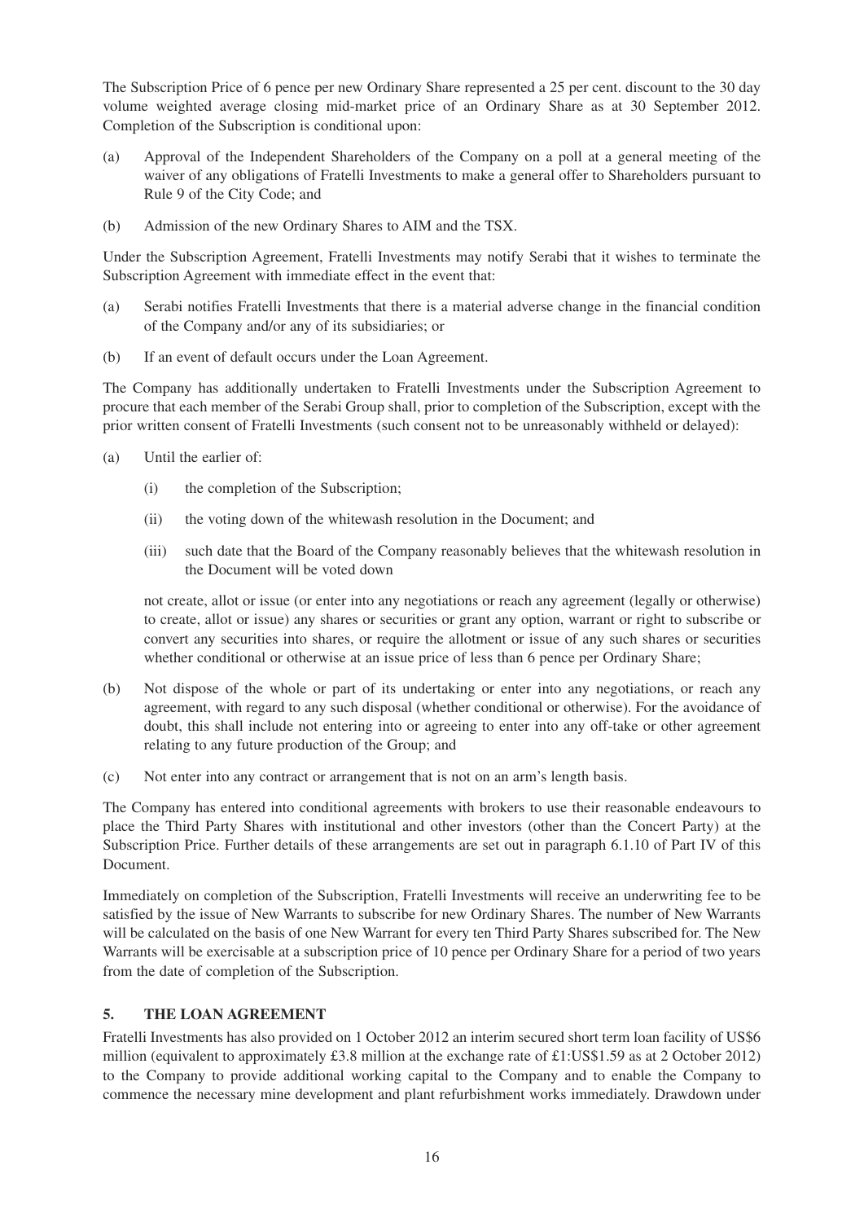The Subscription Price of 6 pence per new Ordinary Share represented a 25 per cent. discount to the 30 day volume weighted average closing mid-market price of an Ordinary Share as at 30 September 2012. Completion of the Subscription is conditional upon:

(a) Approval of the Independent Shareholders of the Company on a poll at a general meeting of the waiver of any obligations of Fratelli Investments to make a general offer to Shareholders pursuant to Rule 9 of the City Code; and

(b) Admission of the new Ordinary Shares to AIM and the TSX.

Under the Subscription Agreement, Fratelli Investments may notify Serabi that it wishes to terminate the Subscription Agreement with immediate effect in the event that:

(a) Serabi notifies Fratelli Investments that there is a material adverse change in the financial condition of the Company and/or any of its subsidiaries; or

(b) If an event of default occurs under the Loan Agreement.

The Company has additionally undertaken to Fratelli Investments under the Subscription Agreement to procure that each member of the Serabi Group shall, prior to completion of the Subscription, except with the prior written consent of Fratelli Investments (such consent not to be unreasonably withheld or delayed):

(a) Until the earlier of:

  (i) the completion of the Subscription;

  (ii) the voting down of the whitewash resolution in the Document; and

  (iii) such date that the Board of the Company reasonably believes that the whitewash resolution in the Document will be voted down

  not create, allot or issue (or enter into any negotiations or reach any agreement (legally or otherwise) to create, allot or issue) any shares or securities or grant any option, warrant or right to subscribe or convert any securities into shares, or require the allotment or issue of any such shares or securities whether conditional or otherwise at an issue price of less than 6 pence per Ordinary Share;

(b) Not dispose of the whole or part of its undertaking or enter into any negotiations, or reach any agreement, with regard to any such disposal (whether conditional or otherwise). For the avoidance of doubt, this shall include not entering into or agreeing to enter into any off-take or other agreement relating to any future production of the Group; and

(c) Not enter into any contract or arrangement that is not on an arm's length basis.

The Company has entered into conditional agreements with brokers to use their reasonable endeavours to place the Third Party Shares with institutional and other investors (other than the Concert Party) at the Subscription Price. Further details of these arrangements are set out in paragraph 6.1.10 of Part IV of this Document.

Immediately on completion of the Subscription, Fratelli Investments will receive an underwriting fee to be satisfied by the issue of New Warrants to subscribe for new Ordinary Shares. The number of New Warrants will be calculated on the basis of one New Warrant for every ten Third Party Shares subscribed for. The New Warrants will be exercisable at a subscription price of 10 pence per Ordinary Share for a period of two years from the date of completion of the Subscription.

## 5. THE LOAN AGREEMENT

Fratelli Investments has also provided on 1 October 2012 an interim secured short term loan facility of US$6 million (equivalent to approximately £3.8 million at the exchange rate of £1:US$1.59 as at 2 October 2012) to the Company to provide additional working capital to the Company and to enable the Company to commence the necessary mine development and plant refurbishment works immediately. Drawdown under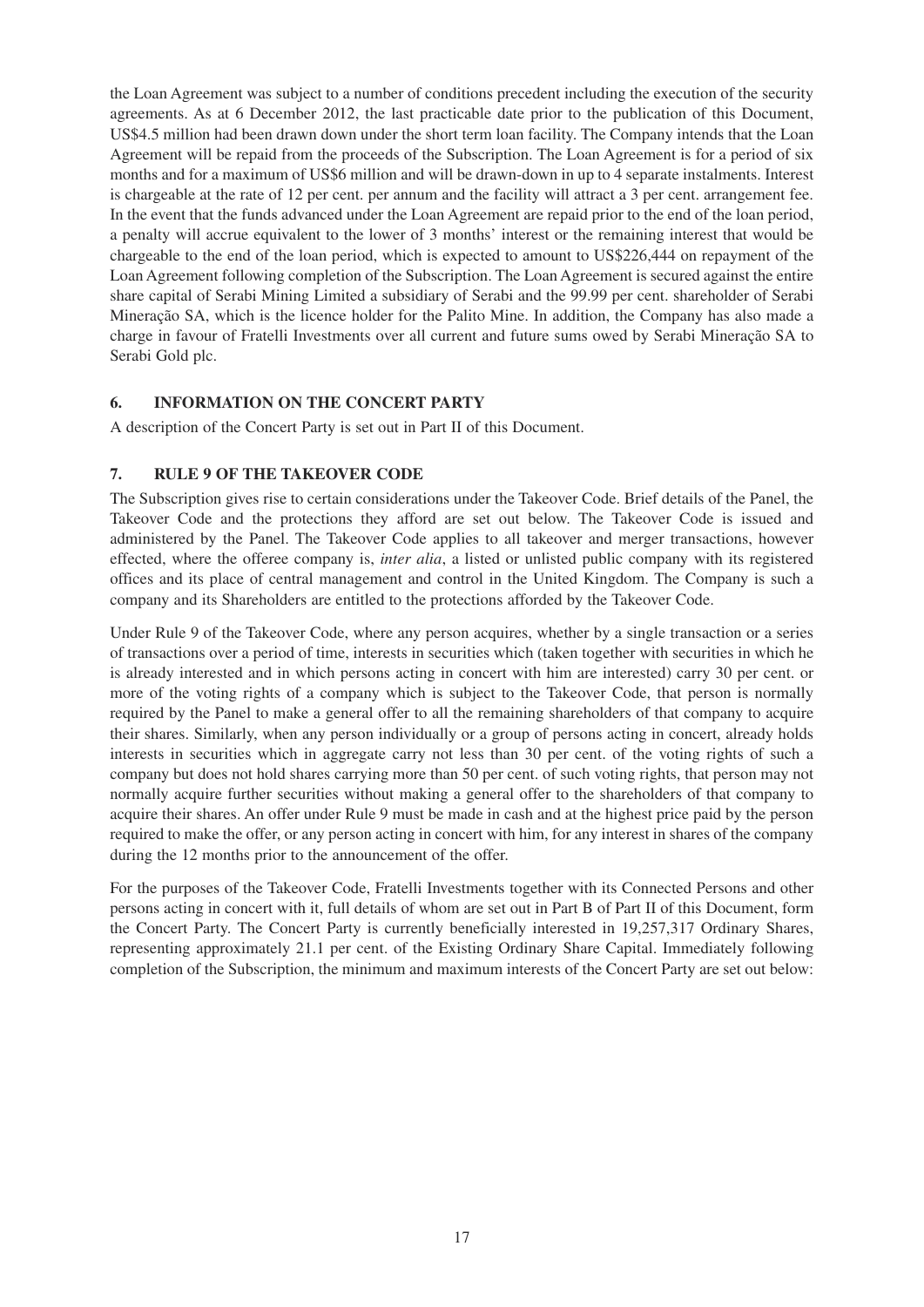the Loan Agreement was subject to a number of conditions precedent including the execution of the security agreements. As at 6 December 2012, the last practicable date prior to the publication of this Document, US$4.5 million had been drawn down under the short term loan facility. The Company intends that the Loan Agreement will be repaid from the proceeds of the Subscription. The Loan Agreement is for a period of six months and for a maximum of US$6 million and will be drawn-down in up to 4 separate instalments. Interest is chargeable at the rate of 12 per cent. per annum and the facility will attract a 3 per cent. arrangement fee. In the event that the funds advanced under the Loan Agreement are repaid prior to the end of the loan period, a penalty will accrue equivalent to the lower of 3 months' interest or the remaining interest that would be chargeable to the end of the loan period, which is expected to amount to US$226,444 on repayment of the Loan Agreement following completion of the Subscription. The Loan Agreement is secured against the entire share capital of Serabi Mining Limited a subsidiary of Serabi and the 99.99 per cent. shareholder of Serabi Mineração SA, which is the licence holder for the Palito Mine. In addition, the Company has also made a charge in favour of Fratelli Investments over all current and future sums owed by Serabi Mineração SA to Serabi Gold plc.

## 6. INFORMATION ON THE CONCERT PARTY

A description of the Concert Party is set out in Part II of this Document.

## 7. RULE 9 OF THE TAKEOVER CODE

The Subscription gives rise to certain considerations under the Takeover Code. Brief details of the Panel, the Takeover Code and the protections they afford are set out below. The Takeover Code is issued and administered by the Panel. The Takeover Code applies to all takeover and merger transactions, however effected, where the offeree company is, *inter alia*, a listed or unlisted public company with its registered offices and its place of central management and control in the United Kingdom. The Company is such a company and its Shareholders are entitled to the protections afforded by the Takeover Code.

Under Rule 9 of the Takeover Code, where any person acquires, whether by a single transaction or a series of transactions over a period of time, interests in securities which (taken together with securities in which he is already interested and in which persons acting in concert with him are interested) carry 30 per cent. or more of the voting rights of a company which is subject to the Takeover Code, that person is normally required by the Panel to make a general offer to all the remaining shareholders of that company to acquire their shares. Similarly, when any person individually or a group of persons acting in concert, already holds interests in securities which in aggregate carry not less than 30 per cent. of the voting rights of such a company but does not hold shares carrying more than 50 per cent. of such voting rights, that person may not normally acquire further securities without making a general offer to the shareholders of that company to acquire their shares. An offer under Rule 9 must be made in cash and at the highest price paid by the person required to make the offer, or any person acting in concert with him, for any interest in shares of the company during the 12 months prior to the announcement of the offer.

For the purposes of the Takeover Code, Fratelli Investments together with its Connected Persons and other persons acting in concert with it, full details of whom are set out in Part B of Part II of this Document, form the Concert Party. The Concert Party is currently beneficially interested in 19,257,317 Ordinary Shares, representing approximately 21.1 per cent. of the Existing Ordinary Share Capital. Immediately following completion of the Subscription, the minimum and maximum interests of the Concert Party are set out below: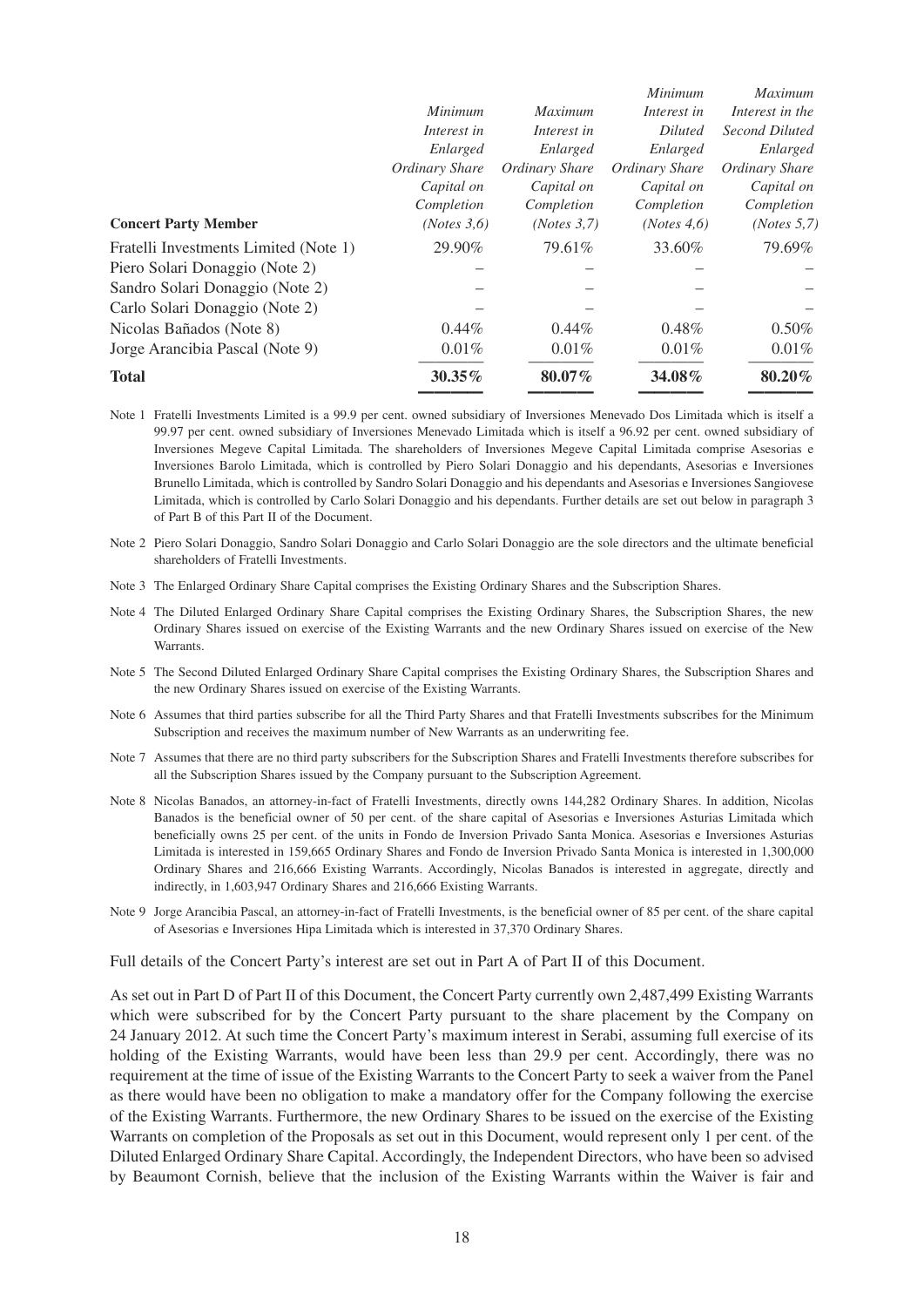| Concert Party Member | *Minimum Interest in Enlarged Ordinary Share Capital on Completion (Notes 3,6)* | *Maximum Interest in Enlarged Ordinary Share Capital on Completion (Notes 3,7)* | *Minimum Interest in Diluted Enlarged Ordinary Share Capital on Completion (Notes 4,6)* | *Maximum Interest in the Second Diluted Enlarged Ordinary Share Capital on Completion (Notes 5,7)* |
|---|---|---|---|---|
| Fratelli Investments Limited (Note 1) | 29.90% | 79.61% | 33.60% | 79.69% |
| Piero Solari Donaggio (Note 2) | – | – | – | – |
| Sandro Solari Donaggio (Note 2) | – | – | – | – |
| Carlo Solari Donaggio (Note 2) | – | – | – | – |
| Nicolas Bañados (Note 8) | 0.44% | 0.44% | 0.48% | 0.50% |
| Jorge Arancibia Pascal (Note 9) | 0.01% | 0.01% | 0.01% | 0.01% |
| **Total** | **30.35%** | **80.07%** | **34.08%** | **80.20%** |

Note 1 Fratelli Investments Limited is a 99.9 per cent. owned subsidiary of Inversiones Menevado Dos Limitada which is itself a 99.97 per cent. owned subsidiary of Inversiones Menevado Limitada which is itself a 96.92 per cent. owned subsidiary of Inversiones Megeve Capital Limitada. The shareholders of Inversiones Megeve Capital Limitada comprise Asesorias e Inversiones Barolo Limitada, which is controlled by Piero Solari Donaggio and his dependants, Asesorias e Inversiones Brunello Limitada, which is controlled by Sandro Solari Donaggio and his dependants and Asesorias e Inversiones Sangiovese Limitada, which is controlled by Carlo Solari Donaggio and his dependants. Further details are set out below in paragraph 3 of Part B of this Part II of the Document.

Note 2 Piero Solari Donaggio, Sandro Solari Donaggio and Carlo Solari Donaggio are the sole directors and the ultimate beneficial shareholders of Fratelli Investments.

Note 3 The Enlarged Ordinary Share Capital comprises the Existing Ordinary Shares and the Subscription Shares.

Note 4 The Diluted Enlarged Ordinary Share Capital comprises the Existing Ordinary Shares, the Subscription Shares, the new Ordinary Shares issued on exercise of the Existing Warrants and the new Ordinary Shares issued on exercise of the New Warrants.

Note 5 The Second Diluted Enlarged Ordinary Share Capital comprises the Existing Ordinary Shares, the Subscription Shares and the new Ordinary Shares issued on exercise of the Existing Warrants.

Note 6 Assumes that third parties subscribe for all the Third Party Shares and that Fratelli Investments subscribes for the Minimum Subscription and receives the maximum number of New Warrants as an underwriting fee.

Note 7 Assumes that there are no third party subscribers for the Subscription Shares and Fratelli Investments therefore subscribes for all the Subscription Shares issued by the Company pursuant to the Subscription Agreement.

Note 8 Nicolas Banados, an attorney-in-fact of Fratelli Investments, directly owns 144,282 Ordinary Shares. In addition, Nicolas Banados is the beneficial owner of 50 per cent. of the share capital of Asesorias e Inversiones Asturias Limitada which beneficially owns 25 per cent. of the units in Fondo de Inversion Privado Santa Monica. Asesorias e Inversiones Asturias Limitada is interested in 159,665 Ordinary Shares and Fondo de Inversion Privado Santa Monica is interested in 1,300,000 Ordinary Shares and 216,666 Existing Warrants. Accordingly, Nicolas Banados is interested in aggregate, directly and indirectly, in 1,603,947 Ordinary Shares and 216,666 Existing Warrants.

Note 9 Jorge Arancibia Pascal, an attorney-in-fact of Fratelli Investments, is the beneficial owner of 85 per cent. of the share capital of Asesorias e Inversiones Hipa Limitada which is interested in 37,370 Ordinary Shares.

Full details of the Concert Party's interest are set out in Part A of Part II of this Document.

As set out in Part D of Part II of this Document, the Concert Party currently own 2,487,499 Existing Warrants which were subscribed for by the Concert Party pursuant to the share placement by the Company on 24 January 2012. At such time the Concert Party's maximum interest in Serabi, assuming full exercise of its holding of the Existing Warrants, would have been less than 29.9 per cent. Accordingly, there was no requirement at the time of issue of the Existing Warrants to the Concert Party to seek a waiver from the Panel as there would have been no obligation to make a mandatory offer for the Company following the exercise of the Existing Warrants. Furthermore, the new Ordinary Shares to be issued on the exercise of the Existing Warrants on completion of the Proposals as set out in this Document, would represent only 1 per cent. of the Diluted Enlarged Ordinary Share Capital. Accordingly, the Independent Directors, who have been so advised by Beaumont Cornish, believe that the inclusion of the Existing Warrants within the Waiver is fair and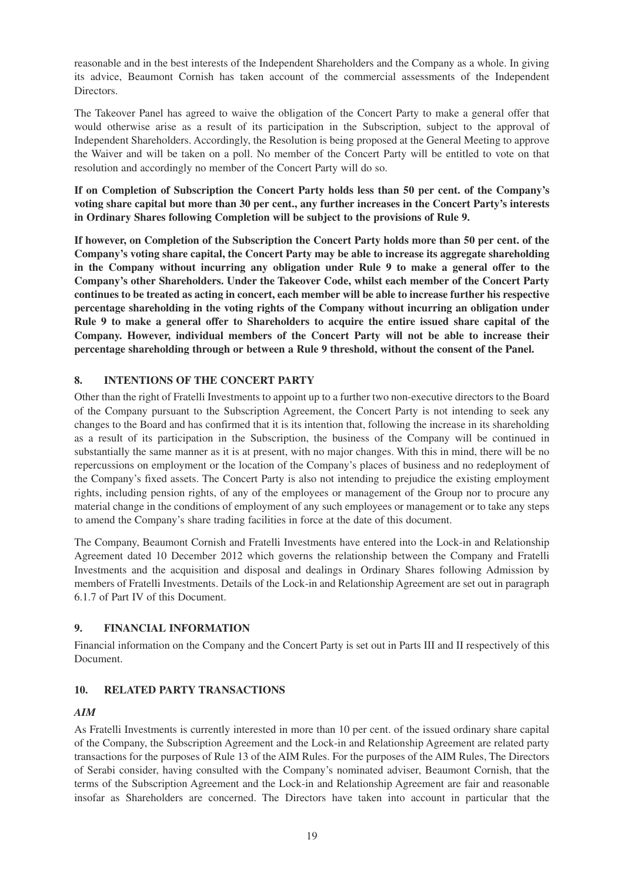reasonable and in the best interests of the Independent Shareholders and the Company as a whole. In giving its advice, Beaumont Cornish has taken account of the commercial assessments of the Independent Directors.

The Takeover Panel has agreed to waive the obligation of the Concert Party to make a general offer that would otherwise arise as a result of its participation in the Subscription, subject to the approval of Independent Shareholders. Accordingly, the Resolution is being proposed at the General Meeting to approve the Waiver and will be taken on a poll. No member of the Concert Party will be entitled to vote on that resolution and accordingly no member of the Concert Party will do so.

**If on Completion of Subscription the Concert Party holds less than 50 per cent. of the Company's voting share capital but more than 30 per cent., any further increases in the Concert Party's interests in Ordinary Shares following Completion will be subject to the provisions of Rule 9.**

**If however, on Completion of the Subscription the Concert Party holds more than 50 per cent. of the Company's voting share capital, the Concert Party may be able to increase its aggregate shareholding in the Company without incurring any obligation under Rule 9 to make a general offer to the Company's other Shareholders. Under the Takeover Code, whilst each member of the Concert Party continues to be treated as acting in concert, each member will be able to increase further his respective percentage shareholding in the voting rights of the Company without incurring an obligation under Rule 9 to make a general offer to Shareholders to acquire the entire issued share capital of the Company. However, individual members of the Concert Party will not be able to increase their percentage shareholding through or between a Rule 9 threshold, without the consent of the Panel.**

## 8. INTENTIONS OF THE CONCERT PARTY

Other than the right of Fratelli Investments to appoint up to a further two non-executive directors to the Board of the Company pursuant to the Subscription Agreement, the Concert Party is not intending to seek any changes to the Board and has confirmed that it is its intention that, following the increase in its shareholding as a result of its participation in the Subscription, the business of the Company will be continued in substantially the same manner as it is at present, with no major changes. With this in mind, there will be no repercussions on employment or the location of the Company's places of business and no redeployment of the Company's fixed assets. The Concert Party is also not intending to prejudice the existing employment rights, including pension rights, of any of the employees or management of the Group nor to procure any material change in the conditions of employment of any such employees or management or to take any steps to amend the Company's share trading facilities in force at the date of this document.

The Company, Beaumont Cornish and Fratelli Investments have entered into the Lock-in and Relationship Agreement dated 10 December 2012 which governs the relationship between the Company and Fratelli Investments and the acquisition and disposal and dealings in Ordinary Shares following Admission by members of Fratelli Investments. Details of the Lock-in and Relationship Agreement are set out in paragraph 6.1.7 of Part IV of this Document.

## 9. FINANCIAL INFORMATION

Financial information on the Company and the Concert Party is set out in Parts III and II respectively of this Document.

## 10. RELATED PARTY TRANSACTIONS

***AIM***

As Fratelli Investments is currently interested in more than 10 per cent. of the issued ordinary share capital of the Company, the Subscription Agreement and the Lock-in and Relationship Agreement are related party transactions for the purposes of Rule 13 of the AIM Rules. For the purposes of the AIM Rules, The Directors of Serabi consider, having consulted with the Company's nominated adviser, Beaumont Cornish, that the terms of the Subscription Agreement and the Lock-in and Relationship Agreement are fair and reasonable insofar as Shareholders are concerned. The Directors have taken into account in particular that the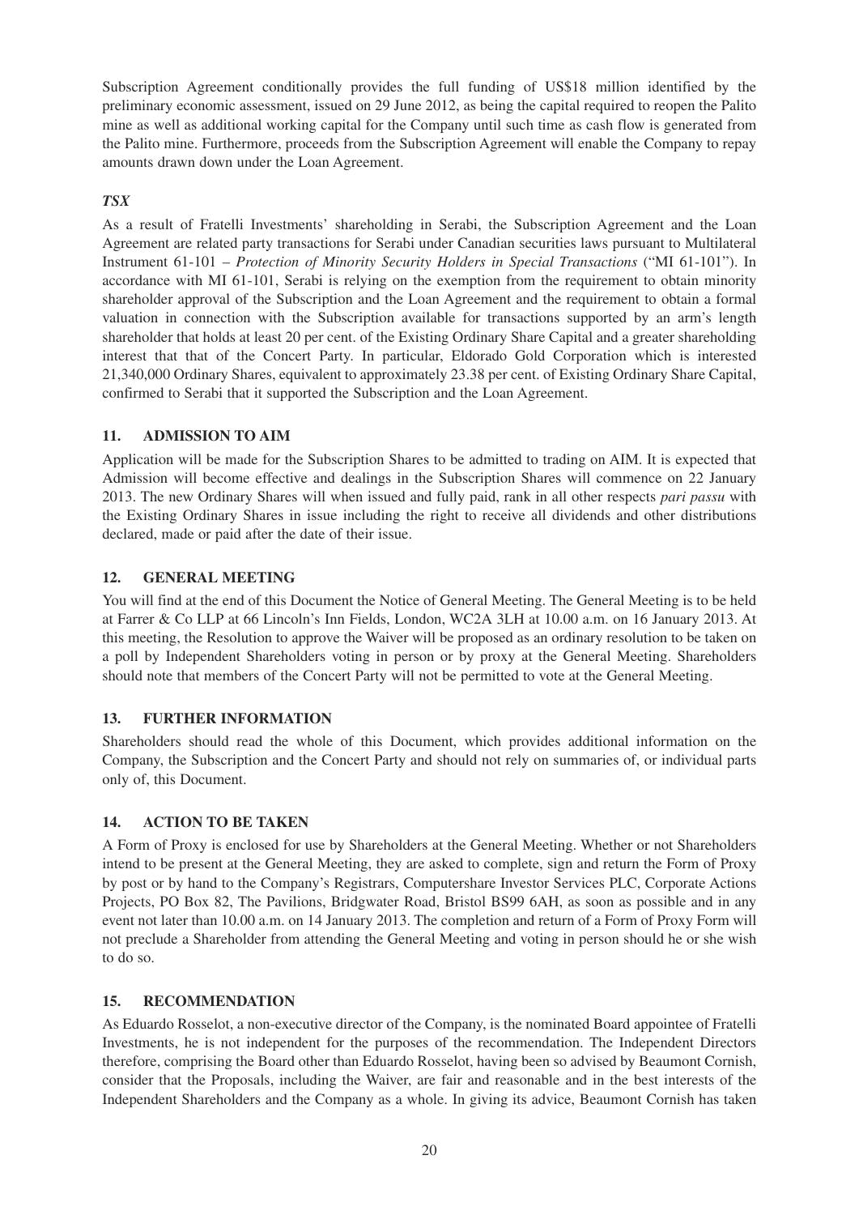Subscription Agreement conditionally provides the full funding of US$18 million identified by the preliminary economic assessment, issued on 29 June 2012, as being the capital required to reopen the Palito mine as well as additional working capital for the Company until such time as cash flow is generated from the Palito mine. Furthermore, proceeds from the Subscription Agreement will enable the Company to repay amounts drawn down under the Loan Agreement.

***TSX***

As a result of Fratelli Investments' shareholding in Serabi, the Subscription Agreement and the Loan Agreement are related party transactions for Serabi under Canadian securities laws pursuant to Multilateral Instrument 61-101 – *Protection of Minority Security Holders in Special Transactions* ("MI 61-101"). In accordance with MI 61-101, Serabi is relying on the exemption from the requirement to obtain minority shareholder approval of the Subscription and the Loan Agreement and the requirement to obtain a formal valuation in connection with the Subscription available for transactions supported by an arm's length shareholder that holds at least 20 per cent. of the Existing Ordinary Share Capital and a greater shareholding interest that that of the Concert Party. In particular, Eldorado Gold Corporation which is interested 21,340,000 Ordinary Shares, equivalent to approximately 23.38 per cent. of Existing Ordinary Share Capital, confirmed to Serabi that it supported the Subscription and the Loan Agreement.

## 11. ADMISSION TO AIM

Application will be made for the Subscription Shares to be admitted to trading on AIM. It is expected that Admission will become effective and dealings in the Subscription Shares will commence on 22 January 2013. The new Ordinary Shares will when issued and fully paid, rank in all other respects *pari passu* with the Existing Ordinary Shares in issue including the right to receive all dividends and other distributions declared, made or paid after the date of their issue.

## 12. GENERAL MEETING

You will find at the end of this Document the Notice of General Meeting. The General Meeting is to be held at Farrer & Co LLP at 66 Lincoln's Inn Fields, London, WC2A 3LH at 10.00 a.m. on 16 January 2013. At this meeting, the Resolution to approve the Waiver will be proposed as an ordinary resolution to be taken on a poll by Independent Shareholders voting in person or by proxy at the General Meeting. Shareholders should note that members of the Concert Party will not be permitted to vote at the General Meeting.

## 13. FURTHER INFORMATION

Shareholders should read the whole of this Document, which provides additional information on the Company, the Subscription and the Concert Party and should not rely on summaries of, or individual parts only of, this Document.

## 14. ACTION TO BE TAKEN

A Form of Proxy is enclosed for use by Shareholders at the General Meeting. Whether or not Shareholders intend to be present at the General Meeting, they are asked to complete, sign and return the Form of Proxy by post or by hand to the Company's Registrars, Computershare Investor Services PLC, Corporate Actions Projects, PO Box 82, The Pavilions, Bridgwater Road, Bristol BS99 6AH, as soon as possible and in any event not later than 10.00 a.m. on 14 January 2013. The completion and return of a Form of Proxy Form will not preclude a Shareholder from attending the General Meeting and voting in person should he or she wish to do so.

## 15. RECOMMENDATION

As Eduardo Rosselot, a non-executive director of the Company, is the nominated Board appointee of Fratelli Investments, he is not independent for the purposes of the recommendation. The Independent Directors therefore, comprising the Board other than Eduardo Rosselot, having been so advised by Beaumont Cornish, consider that the Proposals, including the Waiver, are fair and reasonable and in the best interests of the Independent Shareholders and the Company as a whole. In giving its advice, Beaumont Cornish has taken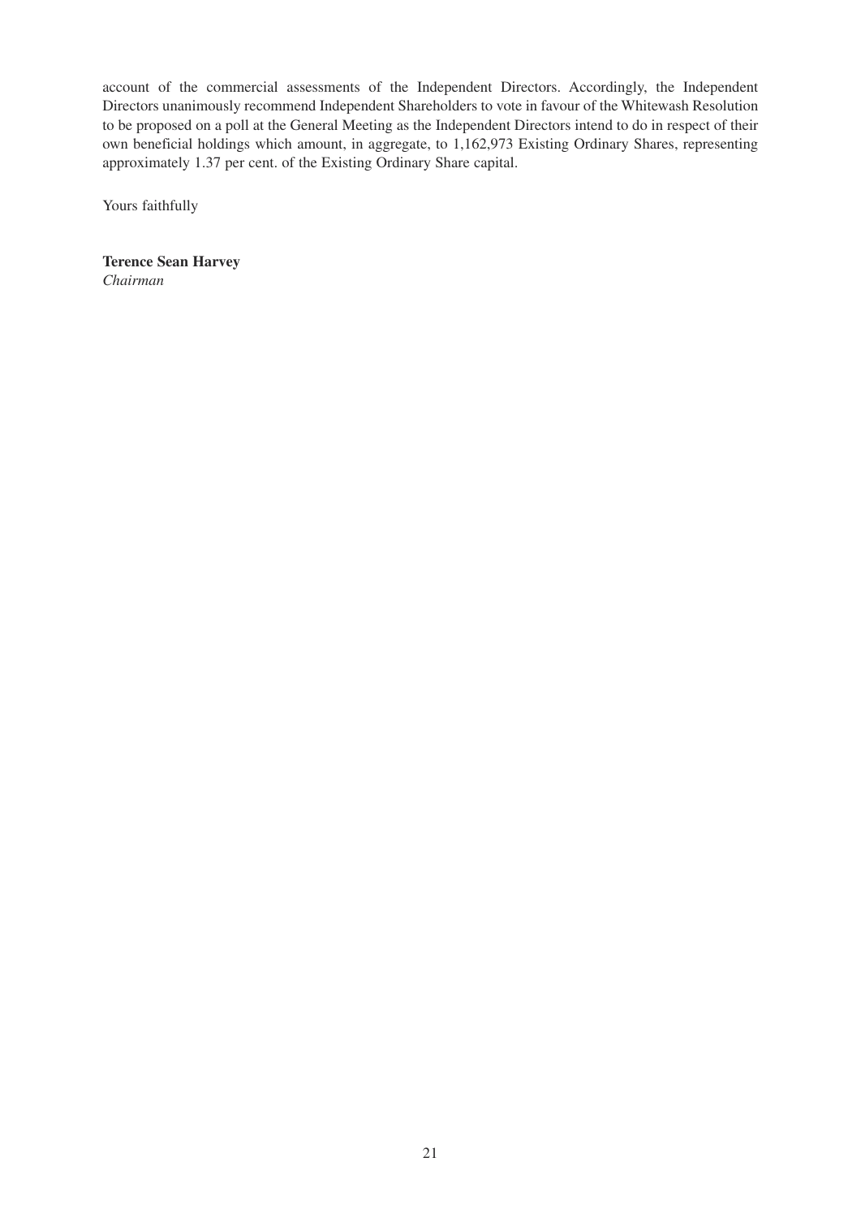account of the commercial assessments of the Independent Directors. Accordingly, the Independent Directors unanimously recommend Independent Shareholders to vote in favour of the Whitewash Resolution to be proposed on a poll at the General Meeting as the Independent Directors intend to do in respect of their own beneficial holdings which amount, in aggregate, to 1,162,973 Existing Ordinary Shares, representing approximately 1.37 per cent. of the Existing Ordinary Share capital.

Yours faithfully

**Terence Sean Harvey**
*Chairman*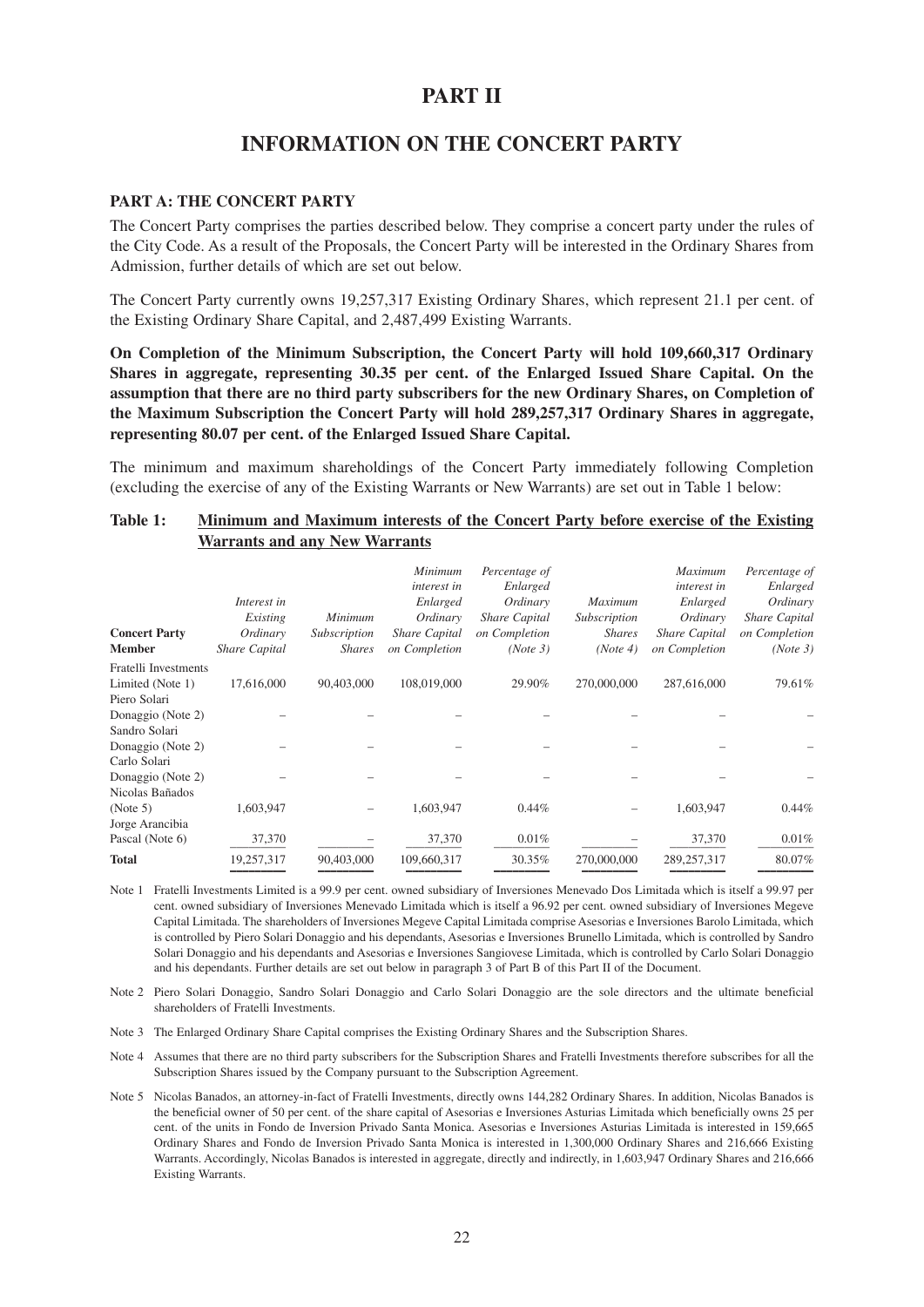# PART II

# INFORMATION ON THE CONCERT PARTY

**PART A: THE CONCERT PARTY**

The Concert Party comprises the parties described below. They comprise a concert party under the rules of the City Code. As a result of the Proposals, the Concert Party will be interested in the Ordinary Shares from Admission, further details of which are set out below.

The Concert Party currently owns 19,257,317 Existing Ordinary Shares, which represent 21.1 per cent. of the Existing Ordinary Share Capital, and 2,487,499 Existing Warrants.

**On Completion of the Minimum Subscription, the Concert Party will hold 109,660,317 Ordinary Shares in aggregate, representing 30.35 per cent. of the Enlarged Issued Share Capital. On the assumption that there are no third party subscribers for the new Ordinary Shares, on Completion of the Maximum Subscription the Concert Party will hold 289,257,317 Ordinary Shares in aggregate, representing 80.07 per cent. of the Enlarged Issued Share Capital.**

The minimum and maximum shareholdings of the Concert Party immediately following Completion (excluding the exercise of any of the Existing Warrants or New Warrants) are set out in Table 1 below:

**Table 1: Minimum and Maximum interests of the Concert Party before exercise of the Existing Warrants and any New Warrants**

| Concert Party Member | *Interest in Existing Ordinary Share Capital* | *Minimum Subscription Shares* | *Minimum interest in Enlarged Ordinary Share Capital on Completion* | *Percentage of Enlarged Ordinary Share Capital on Completion (Note 3)* | *Maximum Subscription Shares (Note 4)* | *Maximum interest in Enlarged Ordinary Share Capital on Completion* | *Percentage of Enlarged Ordinary Share Capital on Completion (Note 3)* |
|---|---|---|---|---|---|---|---|
| Fratelli Investments Limited (Note 1) | 17,616,000 | 90,403,000 | 108,019,000 | 29.90% | 270,000,000 | 287,616,000 | 79.61% |
| Piero Solari Donaggio (Note 2) | – | – | – | – | – | – | – |
| Sandro Solari Donaggio (Note 2) | – | – | – | – | – | – | – |
| Carlo Solari Donaggio (Note 2) | – | – | – | – | – | – | – |
| Nicolas Bañados (Note 5) | 1,603,947 | – | 1,603,947 | 0.44% | – | 1,603,947 | 0.44% |
| Jorge Arancibia Pascal (Note 6) | 37,370 | – | 37,370 | 0.01% | – | 37,370 | 0.01% |
| **Total** | 19,257,317 | 90,403,000 | 109,660,317 | 30.35% | 270,000,000 | 289,257,317 | 80.07% |

Note 1 Fratelli Investments Limited is a 99.9 per cent. owned subsidiary of Inversiones Menevado Dos Limitada which is itself a 99.97 per cent. owned subsidiary of Inversiones Menevado Limitada which is itself a 96.92 per cent. owned subsidiary of Inversiones Megeve Capital Limitada. The shareholders of Inversiones Megeve Capital Limitada comprise Asesorias e Inversiones Barolo Limitada, which is controlled by Piero Solari Donaggio and his dependants, Asesorias e Inversiones Brunello Limitada, which is controlled by Sandro Solari Donaggio and his dependants and Asesorias e Inversiones Sangiovese Limitada, which is controlled by Carlo Solari Donaggio and his dependants. Further details are set out below in paragraph 3 of Part B of this Part II of the Document.

Note 2 Piero Solari Donaggio, Sandro Solari Donaggio and Carlo Solari Donaggio are the sole directors and the ultimate beneficial shareholders of Fratelli Investments.

Note 3 The Enlarged Ordinary Share Capital comprises the Existing Ordinary Shares and the Subscription Shares.

Note 4 Assumes that there are no third party subscribers for the Subscription Shares and Fratelli Investments therefore subscribes for all the Subscription Shares issued by the Company pursuant to the Subscription Agreement.

Note 5 Nicolas Banados, an attorney-in-fact of Fratelli Investments, directly owns 144,282 Ordinary Shares. In addition, Nicolas Banados is the beneficial owner of 50 per cent. of the share capital of Asesorias e Inversiones Asturias Limitada which beneficially owns 25 per cent. of the units in Fondo de Inversion Privado Santa Monica. Asesorias e Inversiones Asturias Limitada is interested in 159,665 Ordinary Shares and Fondo de Inversion Privado Santa Monica is interested in 1,300,000 Ordinary Shares and 216,666 Existing Warrants. Accordingly, Nicolas Banados is interested in aggregate, directly and indirectly, in 1,603,947 Ordinary Shares and 216,666 Existing Warrants.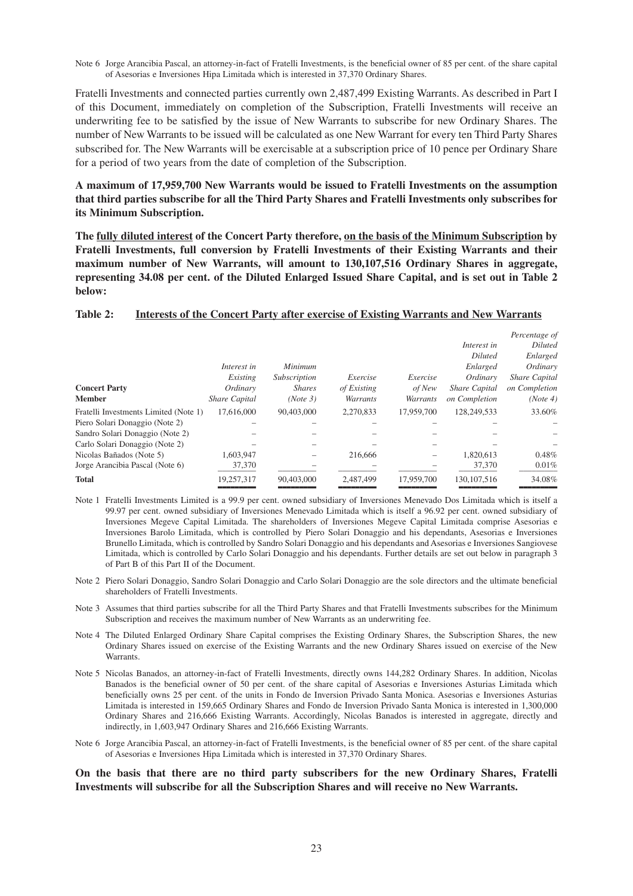Note 6 Jorge Arancibia Pascal, an attorney-in-fact of Fratelli Investments, is the beneficial owner of 85 per cent. of the share capital of Asesorias e Inversiones Hipa Limitada which is interested in 37,370 Ordinary Shares.

Fratelli Investments and connected parties currently own 2,487,499 Existing Warrants. As described in Part I of this Document, immediately on completion of the Subscription, Fratelli Investments will receive an underwriting fee to be satisfied by the issue of New Warrants to subscribe for new Ordinary Shares. The number of New Warrants to be issued will be calculated as one New Warrant for every ten Third Party Shares subscribed for. The New Warrants will be exercisable at a subscription price of 10 pence per Ordinary Share for a period of two years from the date of completion of the Subscription.

**A maximum of 17,959,700 New Warrants would be issued to Fratelli Investments on the assumption that third parties subscribe for all the Third Party Shares and Fratelli Investments only subscribes for its Minimum Subscription.**

**The <u>fully diluted interest</u> of the Concert Party therefore, <u>on the basis of the Minimum Subscription</u> by Fratelli Investments, full conversion by Fratelli Investments of their Existing Warrants and their maximum number of New Warrants, will amount to 130,107,516 Ordinary Shares in aggregate, representing 34.08 per cent. of the Diluted Enlarged Issued Share Capital, and is set out in Table 2 below:**

**Table 2: <u>Interests of the Concert Party after exercise of Existing Warrants and New Warrants</u>**

| Concert Party Member | *Interest in Existing Ordinary Share Capital* | *Minimum Subscription Shares (Note 3)* | *Exercise of Existing Warrants* | *Exercise of New Warrants* | *Interest in Diluted Enlarged Ordinary Share Capital on Completion* | *Percentage of Diluted Enlarged Ordinary Share Capital on Completion (Note 4)* |
|---|---|---|---|---|---|---|
| Fratelli Investments Limited (Note 1) | 17,616,000 | 90,403,000 | 2,270,833 | 17,959,700 | 128,249,533 | 33.60% |
| Piero Solari Donaggio (Note 2) | – | – | – | – | – | – |
| Sandro Solari Donaggio (Note 2) | – | – | – | – | – | – |
| Carlo Solari Donaggio (Note 2) | – | – | – | – | – | – |
| Nicolas Bañados (Note 5) | 1,603,947 | – | 216,666 | – | 1,820,613 | 0.48% |
| Jorge Arancibia Pascal (Note 6) | 37,370 | – | – | – | 37,370 | 0.01% |
| **Total** | 19,257,317 | 90,403,000 | 2,487,499 | 17,959,700 | 130,107,516 | 34.08% |

Note 1 Fratelli Investments Limited is a 99.9 per cent. owned subsidiary of Inversiones Menevado Dos Limitada which is itself a 99.97 per cent. owned subsidiary of Inversiones Menevado Limitada which is itself a 96.92 per cent. owned subsidiary of Inversiones Megeve Capital Limitada. The shareholders of Inversiones Megeve Capital Limitada comprise Asesorias e Inversiones Barolo Limitada, which is controlled by Piero Solari Donaggio and his dependants, Asesorias e Inversiones Brunello Limitada, which is controlled by Sandro Solari Donaggio and his dependants and Asesorias e Inversiones Sangiovese Limitada, which is controlled by Carlo Solari Donaggio and his dependants. Further details are set out below in paragraph 3 of Part B of this Part II of the Document.

Note 2 Piero Solari Donaggio, Sandro Solari Donaggio and Carlo Solari Donaggio are the sole directors and the ultimate beneficial shareholders of Fratelli Investments.

Note 3 Assumes that third parties subscribe for all the Third Party Shares and that Fratelli Investments subscribes for the Minimum Subscription and receives the maximum number of New Warrants as an underwriting fee.

Note 4 The Diluted Enlarged Ordinary Share Capital comprises the Existing Ordinary Shares, the Subscription Shares, the new Ordinary Shares issued on exercise of the Existing Warrants and the new Ordinary Shares issued on exercise of the New Warrants.

Note 5 Nicolas Banados, an attorney-in-fact of Fratelli Investments, directly owns 144,282 Ordinary Shares. In addition, Nicolas Banados is the beneficial owner of 50 per cent. of the share capital of Asesorias e Inversiones Asturias Limitada which beneficially owns 25 per cent. of the units in Fondo de Inversion Privado Santa Monica. Asesorias e Inversiones Asturias Limitada is interested in 159,665 Ordinary Shares and Fondo de Inversion Privado Santa Monica is interested in 1,300,000 Ordinary Shares and 216,666 Existing Warrants. Accordingly, Nicolas Banados is interested in aggregate, directly and indirectly, in 1,603,947 Ordinary Shares and 216,666 Existing Warrants.

Note 6 Jorge Arancibia Pascal, an attorney-in-fact of Fratelli Investments, is the beneficial owner of 85 per cent. of the share capital of Asesorias e Inversiones Hipa Limitada which is interested in 37,370 Ordinary Shares.

**On the basis that there are no third party subscribers for the new Ordinary Shares, Fratelli Investments will subscribe for all the Subscription Shares and will receive no New Warrants.**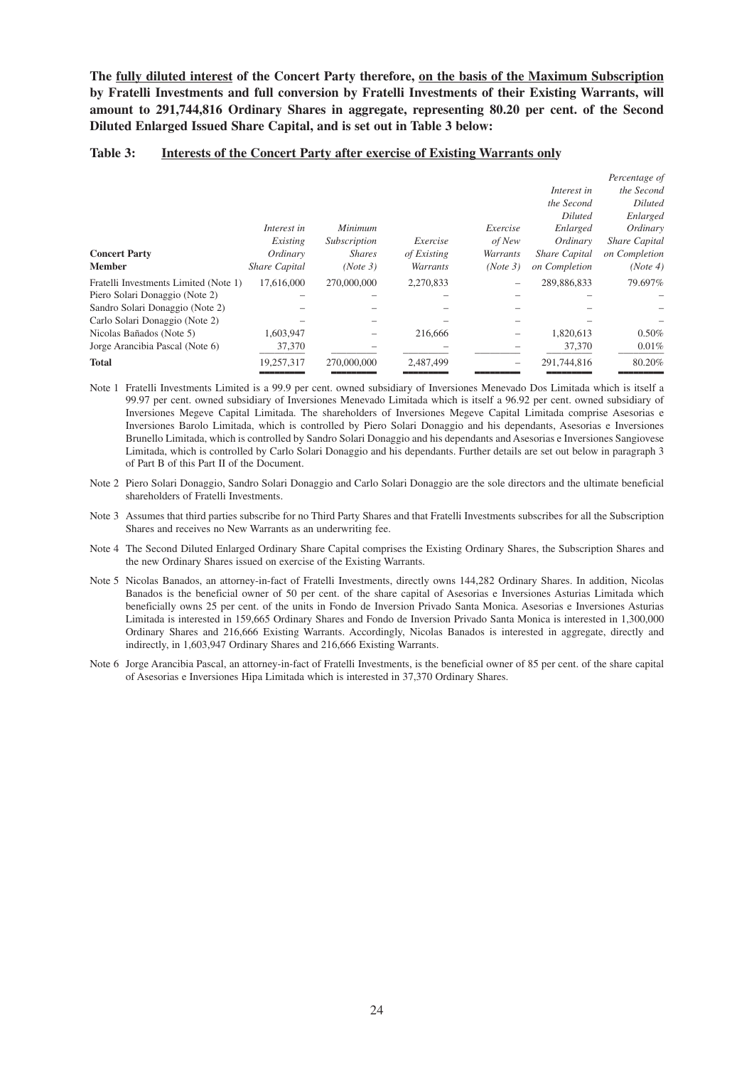**The <u>fully diluted interest</u> of the Concert Party therefore, <u>on the basis of the Maximum Subscription</u> by Fratelli Investments and full conversion by Fratelli Investments of their Existing Warrants, will amount to 291,744,816 Ordinary Shares in aggregate, representing 80.20 per cent. of the Second Diluted Enlarged Issued Share Capital, and is set out in Table 3 below:**

**Table 3: <u>Interests of the Concert Party after exercise of Existing Warrants only</u>**

| **Concert Party Member** | *Interest in Existing Ordinary Share Capital* | *Minimum Subscription Shares (Note 3)* | *Exercise of Existing Warrants* | *Exercise of New Warrants (Note 3)* | *Interest in the Second Diluted Enlarged Ordinary Share Capital on Completion* | *Percentage of the Second Diluted Enlarged Ordinary Share Capital on Completion (Note 4)* |
|---|---|---|---|---|---|---|
| Fratelli Investments Limited (Note 1) | 17,616,000 | 270,000,000 | 2,270,833 | – | 289,886,833 | 79.697% |
| Piero Solari Donaggio (Note 2) | – | – | – | – | – | – |
| Sandro Solari Donaggio (Note 2) | – | – | – | – | – | – |
| Carlo Solari Donaggio (Note 2) | – | – | – | – | – | – |
| Nicolas Bañados (Note 5) | 1,603,947 | – | 216,666 | – | 1,820,613 | 0.50% |
| Jorge Arancibia Pascal (Note 6) | 37,370 | – | – | – | 37,370 | 0.01% |
| **Total** | 19,257,317 | 270,000,000 | 2,487,499 | – | 291,744,816 | 80.20% |

Note 1 Fratelli Investments Limited is a 99.9 per cent. owned subsidiary of Inversiones Menevado Dos Limitada which is itself a 99.97 per cent. owned subsidiary of Inversiones Menevado Limitada which is itself a 96.92 per cent. owned subsidiary of Inversiones Megeve Capital Limitada. The shareholders of Inversiones Megeve Capital Limitada comprise Asesorias e Inversiones Barolo Limitada, which is controlled by Piero Solari Donaggio and his dependants, Asesorias e Inversiones Brunello Limitada, which is controlled by Sandro Solari Donaggio and his dependants and Asesorias e Inversiones Sangiovese Limitada, which is controlled by Carlo Solari Donaggio and his dependants. Further details are set out below in paragraph 3 of Part B of this Part II of the Document.

Note 2 Piero Solari Donaggio, Sandro Solari Donaggio and Carlo Solari Donaggio are the sole directors and the ultimate beneficial shareholders of Fratelli Investments.

Note 3 Assumes that third parties subscribe for no Third Party Shares and that Fratelli Investments subscribes for all the Subscription Shares and receives no New Warrants as an underwriting fee.

Note 4 The Second Diluted Enlarged Ordinary Share Capital comprises the Existing Ordinary Shares, the Subscription Shares and the new Ordinary Shares issued on exercise of the Existing Warrants.

Note 5 Nicolas Banados, an attorney-in-fact of Fratelli Investments, directly owns 144,282 Ordinary Shares. In addition, Nicolas Banados is the beneficial owner of 50 per cent. of the share capital of Asesorias e Inversiones Asturias Limitada which beneficially owns 25 per cent. of the units in Fondo de Inversion Privado Santa Monica. Asesorias e Inversiones Asturias Limitada is interested in 159,665 Ordinary Shares and Fondo de Inversion Privado Santa Monica is interested in 1,300,000 Ordinary Shares and 216,666 Existing Warrants. Accordingly, Nicolas Banados is interested in aggregate, directly and indirectly, in 1,603,947 Ordinary Shares and 216,666 Existing Warrants.

Note 6 Jorge Arancibia Pascal, an attorney-in-fact of Fratelli Investments, is the beneficial owner of 85 per cent. of the share capital of Asesorias e Inversiones Hipa Limitada which is interested in 37,370 Ordinary Shares.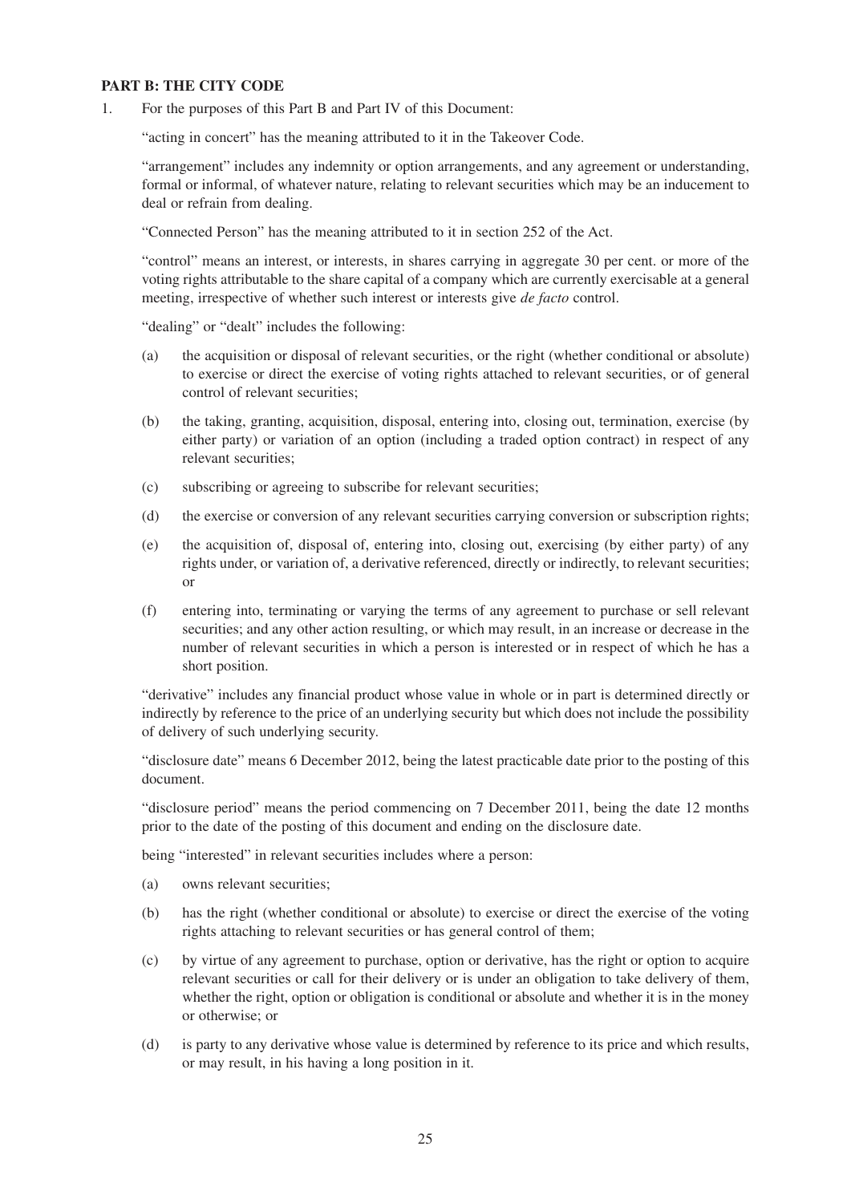## PART B: THE CITY CODE

1. For the purposes of this Part B and Part IV of this Document:

   "acting in concert" has the meaning attributed to it in the Takeover Code.

   "arrangement" includes any indemnity or option arrangements, and any agreement or understanding, formal or informal, of whatever nature, relating to relevant securities which may be an inducement to deal or refrain from dealing.

   "Connected Person" has the meaning attributed to it in section 252 of the Act.

   "control" means an interest, or interests, in shares carrying in aggregate 30 per cent. or more of the voting rights attributable to the share capital of a company which are currently exercisable at a general meeting, irrespective of whether such interest or interests give *de facto* control.

   "dealing" or "dealt" includes the following:

   (a) the acquisition or disposal of relevant securities, or the right (whether conditional or absolute) to exercise or direct the exercise of voting rights attached to relevant securities, or of general control of relevant securities;

   (b) the taking, granting, acquisition, disposal, entering into, closing out, termination, exercise (by either party) or variation of an option (including a traded option contract) in respect of any relevant securities;

   (c) subscribing or agreeing to subscribe for relevant securities;

   (d) the exercise or conversion of any relevant securities carrying conversion or subscription rights;

   (e) the acquisition of, disposal of, entering into, closing out, exercising (by either party) of any rights under, or variation of, a derivative referenced, directly or indirectly, to relevant securities; or

   (f) entering into, terminating or varying the terms of any agreement to purchase or sell relevant securities; and any other action resulting, or which may result, in an increase or decrease in the number of relevant securities in which a person is interested or in respect of which he has a short position.

   "derivative" includes any financial product whose value in whole or in part is determined directly or indirectly by reference to the price of an underlying security but which does not include the possibility of delivery of such underlying security.

   "disclosure date" means 6 December 2012, being the latest practicable date prior to the posting of this document.

   "disclosure period" means the period commencing on 7 December 2011, being the date 12 months prior to the date of the posting of this document and ending on the disclosure date.

   being "interested" in relevant securities includes where a person:

   (a) owns relevant securities;

   (b) has the right (whether conditional or absolute) to exercise or direct the exercise of the voting rights attaching to relevant securities or has general control of them;

   (c) by virtue of any agreement to purchase, option or derivative, has the right or option to acquire relevant securities or call for their delivery or is under an obligation to take delivery of them, whether the right, option or obligation is conditional or absolute and whether it is in the money or otherwise; or

   (d) is party to any derivative whose value is determined by reference to its price and which results, or may result, in his having a long position in it.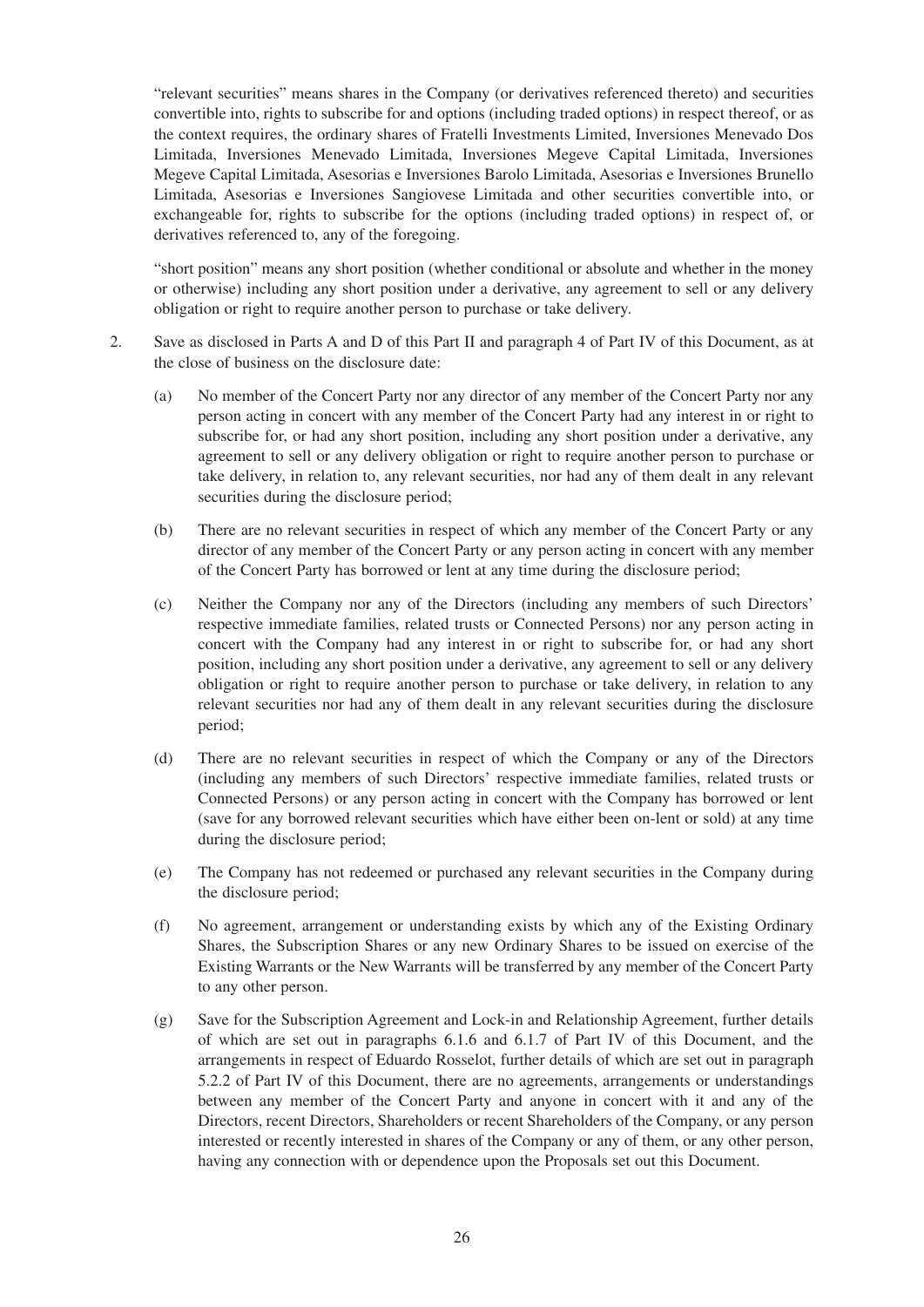"relevant securities" means shares in the Company (or derivatives referenced thereto) and securities convertible into, rights to subscribe for and options (including traded options) in respect thereof, or as the context requires, the ordinary shares of Fratelli Investments Limited, Inversiones Menevado Dos Limitada, Inversiones Menevado Limitada, Inversiones Megeve Capital Limitada, Inversiones Megeve Capital Limitada, Asesorias e Inversiones Barolo Limitada, Asesorias e Inversiones Brunello Limitada, Asesorias e Inversiones Sangiovese Limitada and other securities convertible into, or exchangeable for, rights to subscribe for the options (including traded options) in respect of, or derivatives referenced to, any of the foregoing.

"short position" means any short position (whether conditional or absolute and whether in the money or otherwise) including any short position under a derivative, any agreement to sell or any delivery obligation or right to require another person to purchase or take delivery.

2. Save as disclosed in Parts A and D of this Part II and paragraph 4 of Part IV of this Document, as at the close of business on the disclosure date:

   (a) No member of the Concert Party nor any director of any member of the Concert Party nor any person acting in concert with any member of the Concert Party had any interest in or right to subscribe for, or had any short position, including any short position under a derivative, any agreement to sell or any delivery obligation or right to require another person to purchase or take delivery, in relation to, any relevant securities, nor had any of them dealt in any relevant securities during the disclosure period;

   (b) There are no relevant securities in respect of which any member of the Concert Party or any director of any member of the Concert Party or any person acting in concert with any member of the Concert Party has borrowed or lent at any time during the disclosure period;

   (c) Neither the Company nor any of the Directors (including any members of such Directors' respective immediate families, related trusts or Connected Persons) nor any person acting in concert with the Company had any interest in or right to subscribe for, or had any short position, including any short position under a derivative, any agreement to sell or any delivery obligation or right to require another person to purchase or take delivery, in relation to any relevant securities nor had any of them dealt in any relevant securities during the disclosure period;

   (d) There are no relevant securities in respect of which the Company or any of the Directors (including any members of such Directors' respective immediate families, related trusts or Connected Persons) or any person acting in concert with the Company has borrowed or lent (save for any borrowed relevant securities which have either been on-lent or sold) at any time during the disclosure period;

   (e) The Company has not redeemed or purchased any relevant securities in the Company during the disclosure period;

   (f) No agreement, arrangement or understanding exists by which any of the Existing Ordinary Shares, the Subscription Shares or any new Ordinary Shares to be issued on exercise of the Existing Warrants or the New Warrants will be transferred by any member of the Concert Party to any other person.

   (g) Save for the Subscription Agreement and Lock-in and Relationship Agreement, further details of which are set out in paragraphs 6.1.6 and 6.1.7 of Part IV of this Document, and the arrangements in respect of Eduardo Rosselot, further details of which are set out in paragraph 5.2.2 of Part IV of this Document, there are no agreements, arrangements or understandings between any member of the Concert Party and anyone in concert with it and any of the Directors, recent Directors, Shareholders or recent Shareholders of the Company, or any person interested or recently interested in shares of the Company or any of them, or any other person, having any connection with or dependence upon the Proposals set out this Document.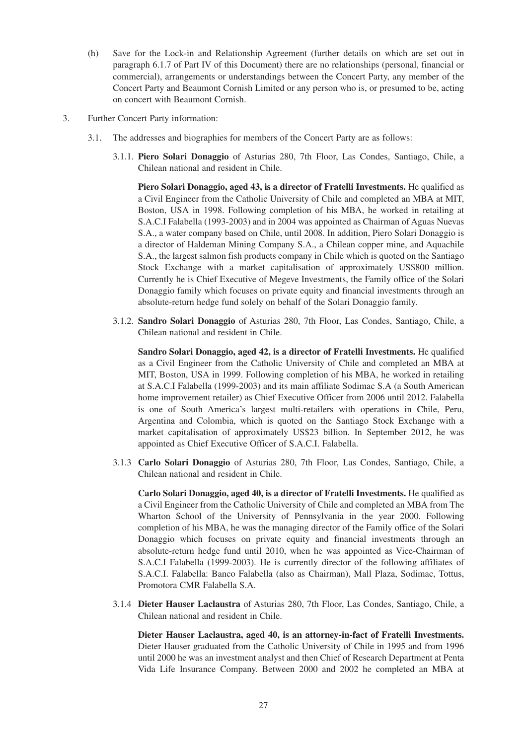(h) Save for the Lock-in and Relationship Agreement (further details on which are set out in paragraph 6.1.7 of Part IV of this Document) there are no relationships (personal, financial or commercial), arrangements or understandings between the Concert Party, any member of the Concert Party and Beaumont Cornish Limited or any person who is, or presumed to be, acting on concert with Beaumont Cornish.

3. Further Concert Party information:

3.1. The addresses and biographies for members of the Concert Party are as follows:

3.1.1. **Piero Solari Donaggio** of Asturias 280, 7th Floor, Las Condes, Santiago, Chile, a Chilean national and resident in Chile.

**Piero Solari Donaggio, aged 43, is a director of Fratelli Investments.** He qualified as a Civil Engineer from the Catholic University of Chile and completed an MBA at MIT, Boston, USA in 1998. Following completion of his MBA, he worked in retailing at S.A.C.I Falabella (1993-2003) and in 2004 was appointed as Chairman of Aguas Nuevas S.A., a water company based on Chile, until 2008. In addition, Piero Solari Donaggio is a director of Haldeman Mining Company S.A., a Chilean copper mine, and Aquachile S.A., the largest salmon fish products company in Chile which is quoted on the Santiago Stock Exchange with a market capitalisation of approximately US$800 million. Currently he is Chief Executive of Megeve Investments, the Family office of the Solari Donaggio family which focuses on private equity and financial investments through an absolute-return hedge fund solely on behalf of the Solari Donaggio family.

3.1.2. **Sandro Solari Donaggio** of Asturias 280, 7th Floor, Las Condes, Santiago, Chile, a Chilean national and resident in Chile.

**Sandro Solari Donaggio, aged 42, is a director of Fratelli Investments.** He qualified as a Civil Engineer from the Catholic University of Chile and completed an MBA at MIT, Boston, USA in 1999. Following completion of his MBA, he worked in retailing at S.A.C.I Falabella (1999-2003) and its main affiliate Sodimac S.A (a South American home improvement retailer) as Chief Executive Officer from 2006 until 2012. Falabella is one of South America's largest multi-retailers with operations in Chile, Peru, Argentina and Colombia, which is quoted on the Santiago Stock Exchange with a market capitalisation of approximately US$23 billion. In September 2012, he was appointed as Chief Executive Officer of S.A.C.I. Falabella.

3.1.3 **Carlo Solari Donaggio** of Asturias 280, 7th Floor, Las Condes, Santiago, Chile, a Chilean national and resident in Chile.

**Carlo Solari Donaggio, aged 40, is a director of Fratelli Investments.** He qualified as a Civil Engineer from the Catholic University of Chile and completed an MBA from The Wharton School of the University of Pennsylvania in the year 2000. Following completion of his MBA, he was the managing director of the Family office of the Solari Donaggio which focuses on private equity and financial investments through an absolute-return hedge fund until 2010, when he was appointed as Vice-Chairman of S.A.C.I Falabella (1999-2003). He is currently director of the following affiliates of S.A.C.I. Falabella: Banco Falabella (also as Chairman), Mall Plaza, Sodimac, Tottus, Promotora CMR Falabella S.A.

3.1.4 **Dieter Hauser Laclaustra** of Asturias 280, 7th Floor, Las Condes, Santiago, Chile, a Chilean national and resident in Chile.

**Dieter Hauser Laclaustra, aged 40, is an attorney-in-fact of Fratelli Investments.** Dieter Hauser graduated from the Catholic University of Chile in 1995 and from 1996 until 2000 he was an investment analyst and then Chief of Research Department at Penta Vida Life Insurance Company. Between 2000 and 2002 he completed an MBA at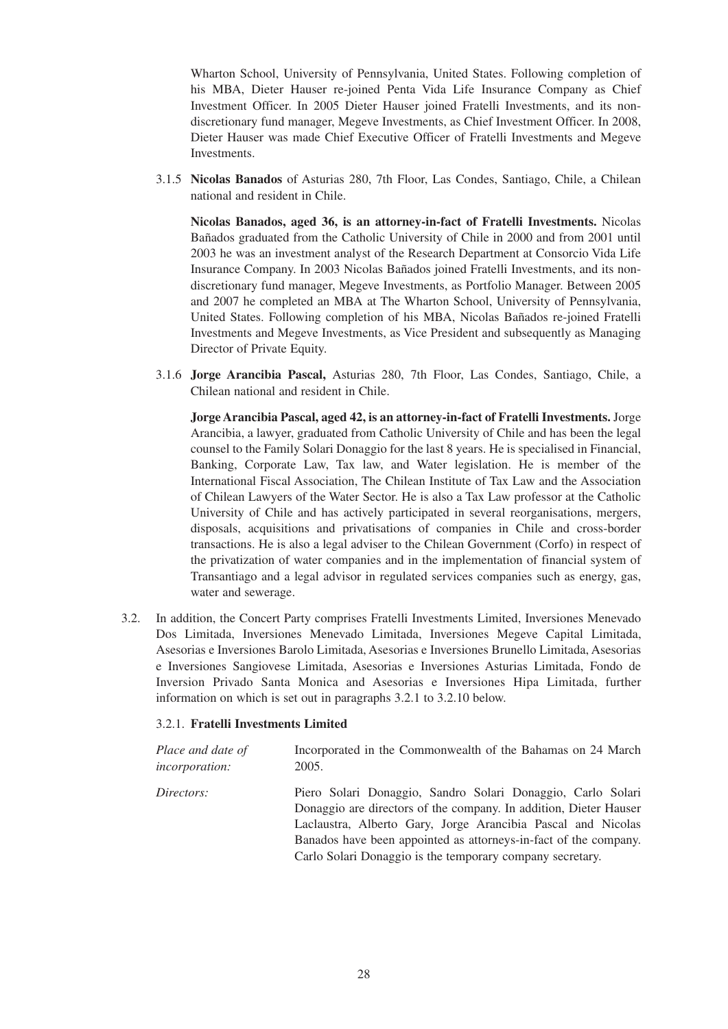Wharton School, University of Pennsylvania, United States. Following completion of his MBA, Dieter Hauser re-joined Penta Vida Life Insurance Company as Chief Investment Officer. In 2005 Dieter Hauser joined Fratelli Investments, and its non-discretionary fund manager, Megeve Investments, as Chief Investment Officer. In 2008, Dieter Hauser was made Chief Executive Officer of Fratelli Investments and Megeve Investments.

3.1.5 **Nicolas Banados** of Asturias 280, 7th Floor, Las Condes, Santiago, Chile, a Chilean national and resident in Chile.

**Nicolas Banados, aged 36, is an attorney-in-fact of Fratelli Investments.** Nicolas Bañados graduated from the Catholic University of Chile in 2000 and from 2001 until 2003 he was an investment analyst of the Research Department at Consorcio Vida Life Insurance Company. In 2003 Nicolas Bañados joined Fratelli Investments, and its non-discretionary fund manager, Megeve Investments, as Portfolio Manager. Between 2005 and 2007 he completed an MBA at The Wharton School, University of Pennsylvania, United States. Following completion of his MBA, Nicolas Bañados re-joined Fratelli Investments and Megeve Investments, as Vice President and subsequently as Managing Director of Private Equity.

3.1.6 **Jorge Arancibia Pascal,** Asturias 280, 7th Floor, Las Condes, Santiago, Chile, a Chilean national and resident in Chile.

**Jorge Arancibia Pascal, aged 42, is an attorney-in-fact of Fratelli Investments.** Jorge Arancibia, a lawyer, graduated from Catholic University of Chile and has been the legal counsel to the Family Solari Donaggio for the last 8 years. He is specialised in Financial, Banking, Corporate Law, Tax law, and Water legislation. He is member of the International Fiscal Association, The Chilean Institute of Tax Law and the Association of Chilean Lawyers of the Water Sector. He is also a Tax Law professor at the Catholic University of Chile and has actively participated in several reorganisations, mergers, disposals, acquisitions and privatisations of companies in Chile and cross-border transactions. He is also a legal adviser to the Chilean Government (Corfo) in respect of the privatization of water companies and in the implementation of financial system of Transantiago and a legal advisor in regulated services companies such as energy, gas, water and sewerage.

3.2. In addition, the Concert Party comprises Fratelli Investments Limited, Inversiones Menevado Dos Limitada, Inversiones Menevado Limitada, Inversiones Megeve Capital Limitada, Asesorias e Inversiones Barolo Limitada, Asesorias e Inversiones Brunello Limitada, Asesorias e Inversiones Sangiovese Limitada, Asesorias e Inversiones Asturias Limitada, Fondo de Inversion Privado Santa Monica and Asesorias e Inversiones Hipa Limitada, further information on which is set out in paragraphs 3.2.1 to 3.2.10 below.

3.2.1. **Fratelli Investments Limited**

| | |
|---|---|
| *Place and date of incorporation:* | Incorporated in the Commonwealth of the Bahamas on 24 March 2005. |
| *Directors:* | Piero Solari Donaggio, Sandro Solari Donaggio, Carlo Solari Donaggio are directors of the company. In addition, Dieter Hauser Laclaustra, Alberto Gary, Jorge Arancibia Pascal and Nicolas Banados have been appointed as attorneys-in-fact of the company. Carlo Solari Donaggio is the temporary company secretary. |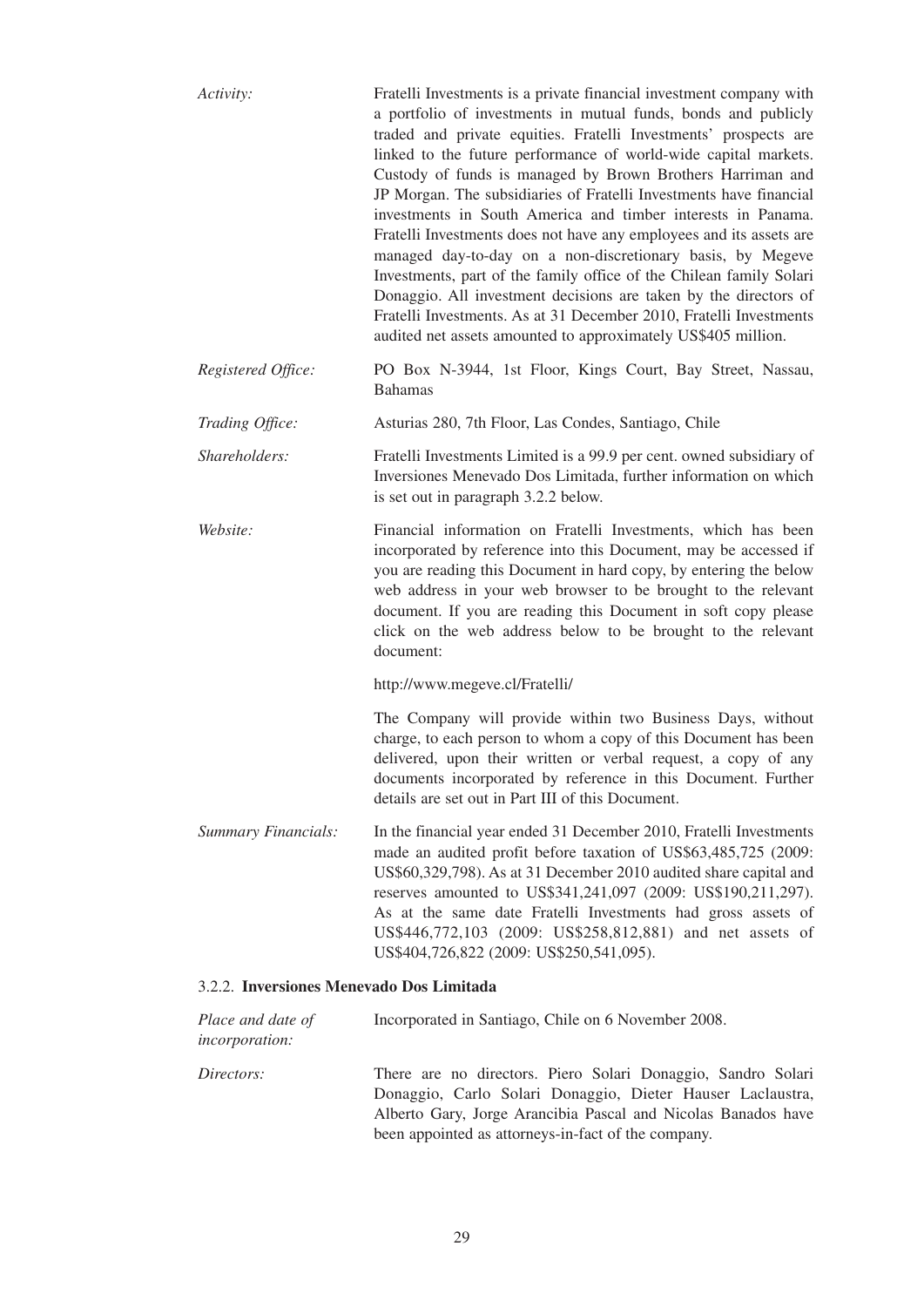*Activity:* Fratelli Investments is a private financial investment company with a portfolio of investments in mutual funds, bonds and publicly traded and private equities. Fratelli Investments' prospects are linked to the future performance of world-wide capital markets. Custody of funds is managed by Brown Brothers Harriman and JP Morgan. The subsidiaries of Fratelli Investments have financial investments in South America and timber interests in Panama. Fratelli Investments does not have any employees and its assets are managed day-to-day on a non-discretionary basis, by Megeve Investments, part of the family office of the Chilean family Solari Donaggio. All investment decisions are taken by the directors of Fratelli Investments. As at 31 December 2010, Fratelli Investments audited net assets amounted to approximately US$405 million.

*Registered Office:* PO Box N-3944, 1st Floor, Kings Court, Bay Street, Nassau, Bahamas

*Trading Office:* Asturias 280, 7th Floor, Las Condes, Santiago, Chile

*Shareholders:* Fratelli Investments Limited is a 99.9 per cent. owned subsidiary of Inversiones Menevado Dos Limitada, further information on which is set out in paragraph 3.2.2 below.

*Website:* Financial information on Fratelli Investments, which has been incorporated by reference into this Document, may be accessed if you are reading this Document in hard copy, by entering the below web address in your web browser to be brought to the relevant document. If you are reading this Document in soft copy please click on the web address below to be brought to the relevant document:

http://www.megeve.cl/Fratelli/

The Company will provide within two Business Days, without charge, to each person to whom a copy of this Document has been delivered, upon their written or verbal request, a copy of any documents incorporated by reference in this Document. Further details are set out in Part III of this Document.

*Summary Financials:* In the financial year ended 31 December 2010, Fratelli Investments made an audited profit before taxation of US$63,485,725 (2009: US$60,329,798). As at 31 December 2010 audited share capital and reserves amounted to US$341,241,097 (2009: US$190,211,297). As at the same date Fratelli Investments had gross assets of US$446,772,103 (2009: US$258,812,881) and net assets of US$404,726,822 (2009: US$250,541,095).

3.2.2. **Inversiones Menevado Dos Limitada**

*Place and date of incorporation:* Incorporated in Santiago, Chile on 6 November 2008.

*Directors:* There are no directors. Piero Solari Donaggio, Sandro Solari Donaggio, Carlo Solari Donaggio, Dieter Hauser Laclaustra, Alberto Gary, Jorge Arancibia Pascal and Nicolas Banados have been appointed as attorneys-in-fact of the company.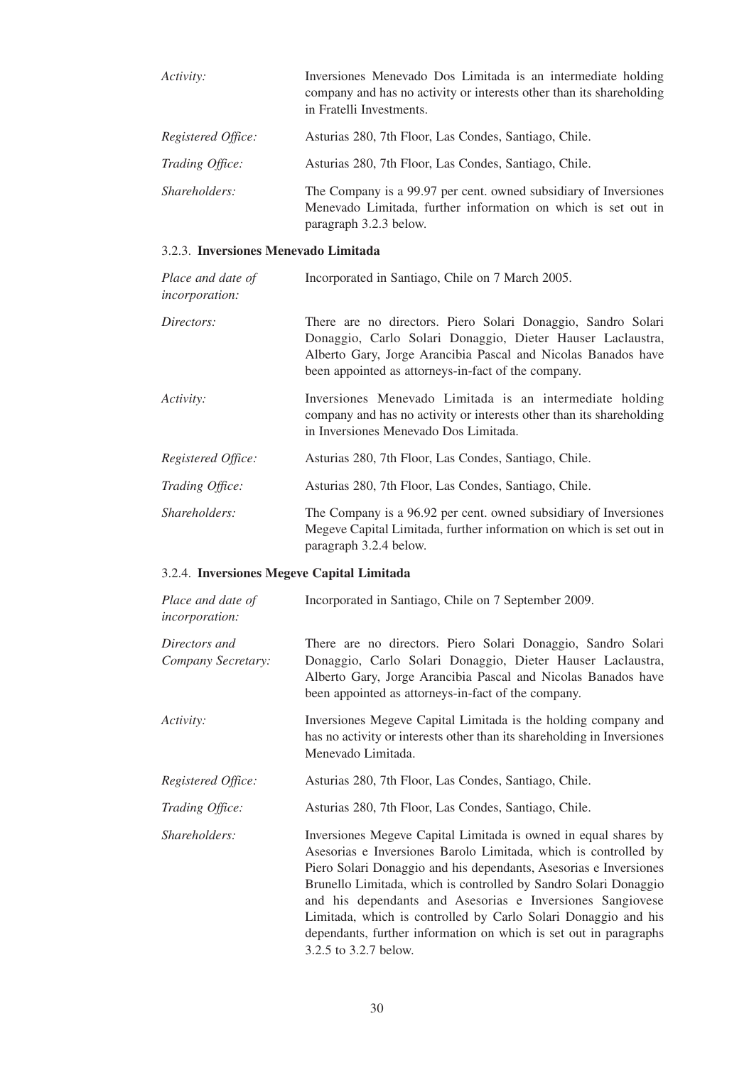| | |
|---|---|
| *Activity:* | Inversiones Menevado Dos Limitada is an intermediate holding company and has no activity or interests other than its shareholding in Fratelli Investments. |
| *Registered Office:* | Asturias 280, 7th Floor, Las Condes, Santiago, Chile. |
| *Trading Office:* | Asturias 280, 7th Floor, Las Condes, Santiago, Chile. |
| *Shareholders:* | The Company is a 99.97 per cent. owned subsidiary of Inversiones Menevado Limitada, further information on which is set out in paragraph 3.2.3 below. |

### 3.2.3. **Inversiones Menevado Limitada**

| | |
|---|---|
| *Place and date of incorporation:* | Incorporated in Santiago, Chile on 7 March 2005. |
| *Directors:* | There are no directors. Piero Solari Donaggio, Sandro Solari Donaggio, Carlo Solari Donaggio, Dieter Hauser Laclaustra, Alberto Gary, Jorge Arancibia Pascal and Nicolas Banados have been appointed as attorneys-in-fact of the company. |
| *Activity:* | Inversiones Menevado Limitada is an intermediate holding company and has no activity or interests other than its shareholding in Inversiones Menevado Dos Limitada. |
| *Registered Office:* | Asturias 280, 7th Floor, Las Condes, Santiago, Chile. |
| *Trading Office:* | Asturias 280, 7th Floor, Las Condes, Santiago, Chile. |
| *Shareholders:* | The Company is a 96.92 per cent. owned subsidiary of Inversiones Megeve Capital Limitada, further information on which is set out in paragraph 3.2.4 below. |

### 3.2.4. **Inversiones Megeve Capital Limitada**

| | |
|---|---|
| *Place and date of incorporation:* | Incorporated in Santiago, Chile on 7 September 2009. |
| *Directors and Company Secretary:* | There are no directors. Piero Solari Donaggio, Sandro Solari Donaggio, Carlo Solari Donaggio, Dieter Hauser Laclaustra, Alberto Gary, Jorge Arancibia Pascal and Nicolas Banados have been appointed as attorneys-in-fact of the company. |
| *Activity:* | Inversiones Megeve Capital Limitada is the holding company and has no activity or interests other than its shareholding in Inversiones Menevado Limitada. |
| *Registered Office:* | Asturias 280, 7th Floor, Las Condes, Santiago, Chile. |
| *Trading Office:* | Asturias 280, 7th Floor, Las Condes, Santiago, Chile. |
| *Shareholders:* | Inversiones Megeve Capital Limitada is owned in equal shares by Asesorias e Inversiones Barolo Limitada, which is controlled by Piero Solari Donaggio and his dependants, Asesorias e Inversiones Brunello Limitada, which is controlled by Sandro Solari Donaggio and his dependants and Asesorias e Inversiones Sangiovese Limitada, which is controlled by Carlo Solari Donaggio and his dependants, further information on which is set out in paragraphs 3.2.5 to 3.2.7 below. |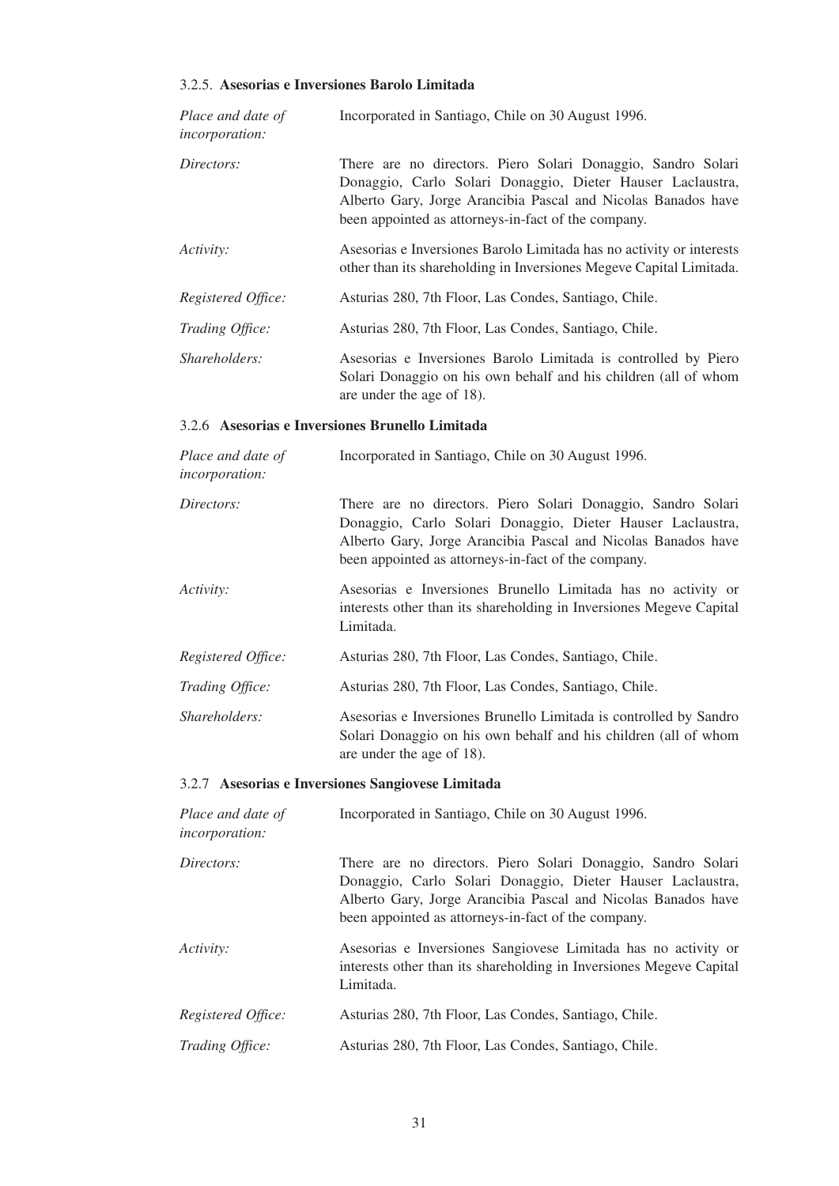### 3.2.5. Asesorias e Inversiones Barolo Limitada

| | |
|---|---|
| *Place and date of incorporation:* | Incorporated in Santiago, Chile on 30 August 1996. |
| *Directors:* | There are no directors. Piero Solari Donaggio, Sandro Solari Donaggio, Carlo Solari Donaggio, Dieter Hauser Laclaustra, Alberto Gary, Jorge Arancibia Pascal and Nicolas Banados have been appointed as attorneys-in-fact of the company. |
| *Activity:* | Asesorias e Inversiones Barolo Limitada has no activity or interests other than its shareholding in Inversiones Megeve Capital Limitada. |
| *Registered Office:* | Asturias 280, 7th Floor, Las Condes, Santiago, Chile. |
| *Trading Office:* | Asturias 280, 7th Floor, Las Condes, Santiago, Chile. |
| *Shareholders:* | Asesorias e Inversiones Barolo Limitada is controlled by Piero Solari Donaggio on his own behalf and his children (all of whom are under the age of 18). |

### 3.2.6 Asesorias e Inversiones Brunello Limitada

| | |
|---|---|
| *Place and date of incorporation:* | Incorporated in Santiago, Chile on 30 August 1996. |
| *Directors:* | There are no directors. Piero Solari Donaggio, Sandro Solari Donaggio, Carlo Solari Donaggio, Dieter Hauser Laclaustra, Alberto Gary, Jorge Arancibia Pascal and Nicolas Banados have been appointed as attorneys-in-fact of the company. |
| *Activity:* | Asesorias e Inversiones Brunello Limitada has no activity or interests other than its shareholding in Inversiones Megeve Capital Limitada. |
| *Registered Office:* | Asturias 280, 7th Floor, Las Condes, Santiago, Chile. |
| *Trading Office:* | Asturias 280, 7th Floor, Las Condes, Santiago, Chile. |
| *Shareholders:* | Asesorias e Inversiones Brunello Limitada is controlled by Sandro Solari Donaggio on his own behalf and his children (all of whom are under the age of 18). |

### 3.2.7 Asesorias e Inversiones Sangiovese Limitada

| | |
|---|---|
| *Place and date of incorporation:* | Incorporated in Santiago, Chile on 30 August 1996. |
| *Directors:* | There are no directors. Piero Solari Donaggio, Sandro Solari Donaggio, Carlo Solari Donaggio, Dieter Hauser Laclaustra, Alberto Gary, Jorge Arancibia Pascal and Nicolas Banados have been appointed as attorneys-in-fact of the company. |
| *Activity:* | Asesorias e Inversiones Sangiovese Limitada has no activity or interests other than its shareholding in Inversiones Megeve Capital Limitada. |
| *Registered Office:* | Asturias 280, 7th Floor, Las Condes, Santiago, Chile. |
| *Trading Office:* | Asturias 280, 7th Floor, Las Condes, Santiago, Chile. |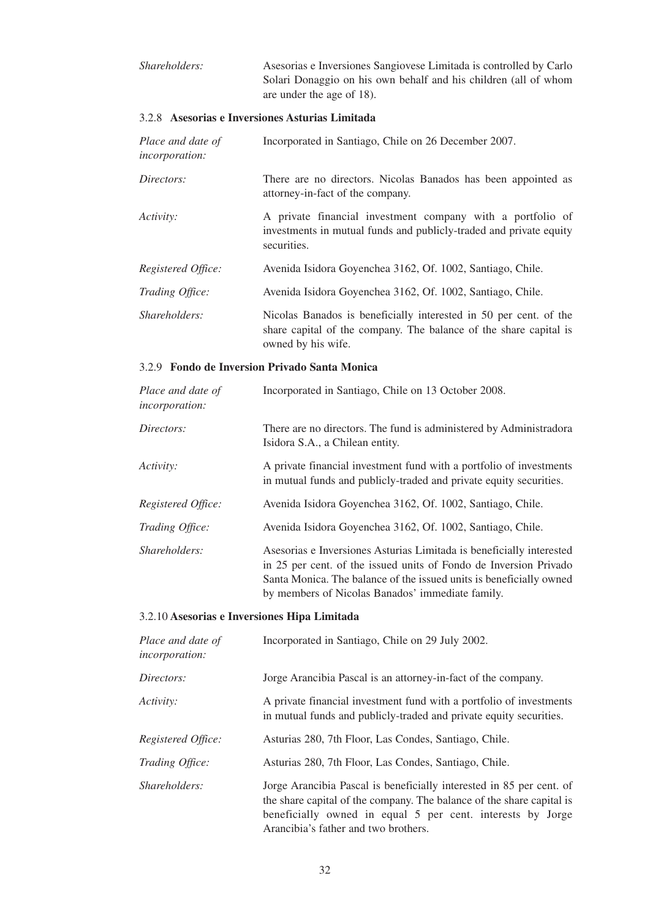| | |
|---|---|
| *Shareholders:* | Asesorias e Inversiones Sangiovese Limitada is controlled by Carlo Solari Donaggio on his own behalf and his children (all of whom are under the age of 18). |

### 3.2.8 **Asesorias e Inversiones Asturias Limitada**

| | |
|---|---|
| *Place and date of incorporation:* | Incorporated in Santiago, Chile on 26 December 2007. |
| *Directors:* | There are no directors. Nicolas Banados has been appointed as attorney-in-fact of the company. |
| *Activity:* | A private financial investment company with a portfolio of investments in mutual funds and publicly-traded and private equity securities. |
| *Registered Office:* | Avenida Isidora Goyenchea 3162, Of. 1002, Santiago, Chile. |
| *Trading Office:* | Avenida Isidora Goyenchea 3162, Of. 1002, Santiago, Chile. |
| *Shareholders:* | Nicolas Banados is beneficially interested in 50 per cent. of the share capital of the company. The balance of the share capital is owned by his wife. |

### 3.2.9 **Fondo de Inversion Privado Santa Monica**

| | |
|---|---|
| *Place and date of incorporation:* | Incorporated in Santiago, Chile on 13 October 2008. |
| *Directors:* | There are no directors. The fund is administered by Administradora Isidora S.A., a Chilean entity. |
| *Activity:* | A private financial investment fund with a portfolio of investments in mutual funds and publicly-traded and private equity securities. |
| *Registered Office:* | Avenida Isidora Goyenchea 3162, Of. 1002, Santiago, Chile. |
| *Trading Office:* | Avenida Isidora Goyenchea 3162, Of. 1002, Santiago, Chile. |
| *Shareholders:* | Asesorias e Inversiones Asturias Limitada is beneficially interested in 25 per cent. of the issued units of Fondo de Inversion Privado Santa Monica. The balance of the issued units is beneficially owned by members of Nicolas Banados' immediate family. |

### 3.2.10 **Asesorias e Inversiones Hipa Limitada**

| | |
|---|---|
| *Place and date of incorporation:* | Incorporated in Santiago, Chile on 29 July 2002. |
| *Directors:* | Jorge Arancibia Pascal is an attorney-in-fact of the company. |
| *Activity:* | A private financial investment fund with a portfolio of investments in mutual funds and publicly-traded and private equity securities. |
| *Registered Office:* | Asturias 280, 7th Floor, Las Condes, Santiago, Chile. |
| *Trading Office:* | Asturias 280, 7th Floor, Las Condes, Santiago, Chile. |
| *Shareholders:* | Jorge Arancibia Pascal is beneficially interested in 85 per cent. of the share capital of the company. The balance of the share capital is beneficially owned in equal 5 per cent. interests by Jorge Arancibia's father and two brothers. |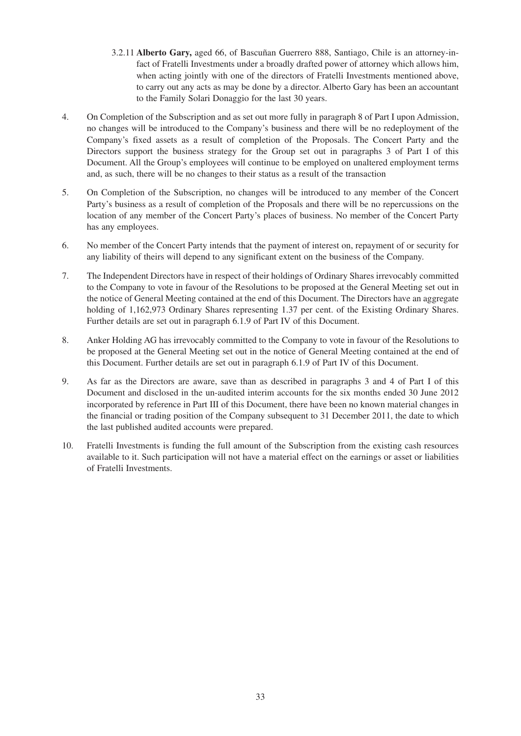3.2.11 **Alberto Gary,** aged 66, of Bascuñan Guerrero 888, Santiago, Chile is an attorney-in-fact of Fratelli Investments under a broadly drafted power of attorney which allows him, when acting jointly with one of the directors of Fratelli Investments mentioned above, to carry out any acts as may be done by a director. Alberto Gary has been an accountant to the Family Solari Donaggio for the last 30 years.

4. On Completion of the Subscription and as set out more fully in paragraph 8 of Part I upon Admission, no changes will be introduced to the Company's business and there will be no redeployment of the Company's fixed assets as a result of completion of the Proposals. The Concert Party and the Directors support the business strategy for the Group set out in paragraphs 3 of Part I of this Document. All the Group's employees will continue to be employed on unaltered employment terms and, as such, there will be no changes to their status as a result of the transaction

5. On Completion of the Subscription, no changes will be introduced to any member of the Concert Party's business as a result of completion of the Proposals and there will be no repercussions on the location of any member of the Concert Party's places of business. No member of the Concert Party has any employees.

6. No member of the Concert Party intends that the payment of interest on, repayment of or security for any liability of theirs will depend to any significant extent on the business of the Company.

7. The Independent Directors have in respect of their holdings of Ordinary Shares irrevocably committed to the Company to vote in favour of the Resolutions to be proposed at the General Meeting set out in the notice of General Meeting contained at the end of this Document. The Directors have an aggregate holding of 1,162,973 Ordinary Shares representing 1.37 per cent. of the Existing Ordinary Shares. Further details are set out in paragraph 6.1.9 of Part IV of this Document.

8. Anker Holding AG has irrevocably committed to the Company to vote in favour of the Resolutions to be proposed at the General Meeting set out in the notice of General Meeting contained at the end of this Document. Further details are set out in paragraph 6.1.9 of Part IV of this Document.

9. As far as the Directors are aware, save than as described in paragraphs 3 and 4 of Part I of this Document and disclosed in the un-audited interim accounts for the six months ended 30 June 2012 incorporated by reference in Part III of this Document, there have been no known material changes in the financial or trading position of the Company subsequent to 31 December 2011, the date to which the last published audited accounts were prepared.

10. Fratelli Investments is funding the full amount of the Subscription from the existing cash resources available to it. Such participation will not have a material effect on the earnings or asset or liabilities of Fratelli Investments.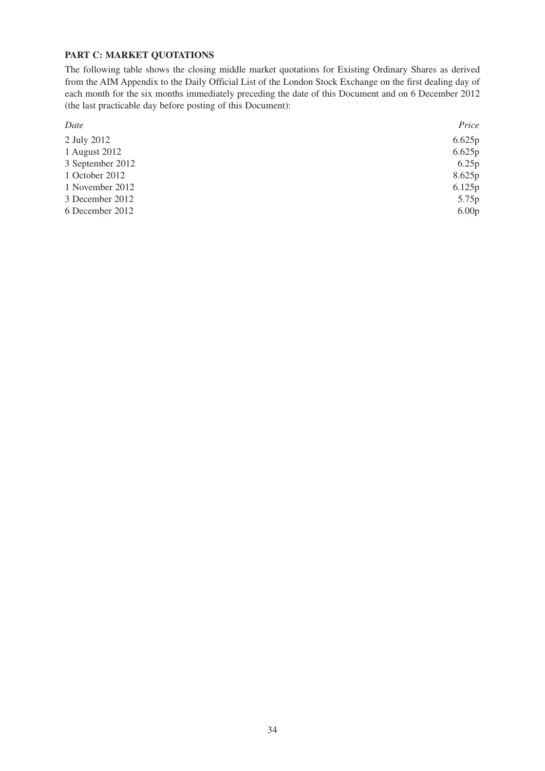**PART C: MARKET QUOTATIONS**

The following table shows the closing middle market quotations for Existing Ordinary Shares as derived from the AIM Appendix to the Daily Official List of the London Stock Exchange on the first dealing day of each month for the six months immediately preceding the date of this Document and on 6 December 2012 (the last practicable day before posting of this Document):

| *Date* | *Price* |
|---|---|
| 2 July 2012 | 6.625p |
| 1 August 2012 | 6.625p |
| 3 September 2012 | 6.25p |
| 1 October 2012 | 8.625p |
| 1 November 2012 | 6.125p |
| 3 December 2012 | 5.75p |
| 6 December 2012 | 6.00p |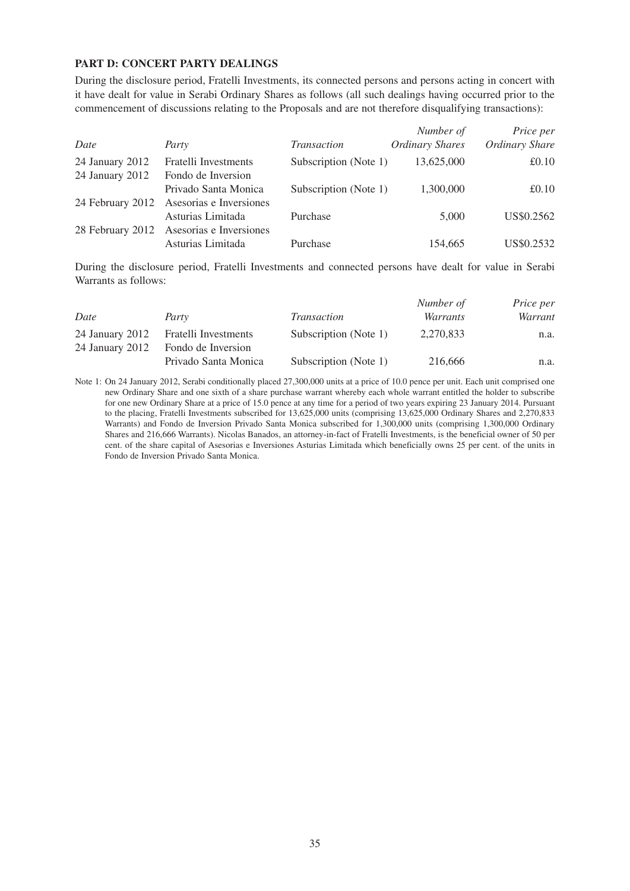**PART D: CONCERT PARTY DEALINGS**

During the disclosure period, Fratelli Investments, its connected persons and persons acting in concert with it have dealt for value in Serabi Ordinary Shares as follows (all such dealings having occurred prior to the commencement of discussions relating to the Proposals and are not therefore disqualifying transactions):

| *Date* | *Party* | *Transaction* | *Number of Ordinary Shares* | *Price per Ordinary Share* |
|---|---|---|---|---|
| 24 January 2012 | Fratelli Investments | Subscription (Note 1) | 13,625,000 | £0.10 |
| 24 January 2012 | Fondo de Inversion Privado Santa Monica | Subscription (Note 1) | 1,300,000 | £0.10 |
| 24 February 2012 | Asesorias e Inversiones Asturias Limitada | Purchase | 5,000 | US$0.2562 |
| 28 February 2012 | Asesorias e Inversiones Asturias Limitada | Purchase | 154,665 | US$0.2532 |

During the disclosure period, Fratelli Investments and connected persons have dealt for value in Serabi Warrants as follows:

| *Date* | *Party* | *Transaction* | *Number of Warrants* | *Price per Warrant* |
|---|---|---|---|---|
| 24 January 2012 | Fratelli Investments | Subscription (Note 1) | 2,270,833 | n.a. |
| 24 January 2012 | Fondo de Inversion Privado Santa Monica | Subscription (Note 1) | 216,666 | n.a. |

Note 1: On 24 January 2012, Serabi conditionally placed 27,300,000 units at a price of 10.0 pence per unit. Each unit comprised one new Ordinary Share and one sixth of a share purchase warrant whereby each whole warrant entitled the holder to subscribe for one new Ordinary Share at a price of 15.0 pence at any time for a period of two years expiring 23 January 2014. Pursuant to the placing, Fratelli Investments subscribed for 13,625,000 units (comprising 13,625,000 Ordinary Shares and 2,270,833 Warrants) and Fondo de Inversion Privado Santa Monica subscribed for 1,300,000 units (comprising 1,300,000 Ordinary Shares and 216,666 Warrants). Nicolas Banados, an attorney-in-fact of Fratelli Investments, is the beneficial owner of 50 per cent. of the share capital of Asesorias e Inversiones Asturias Limitada which beneficially owns 25 per cent. of the units in Fondo de Inversion Privado Santa Monica.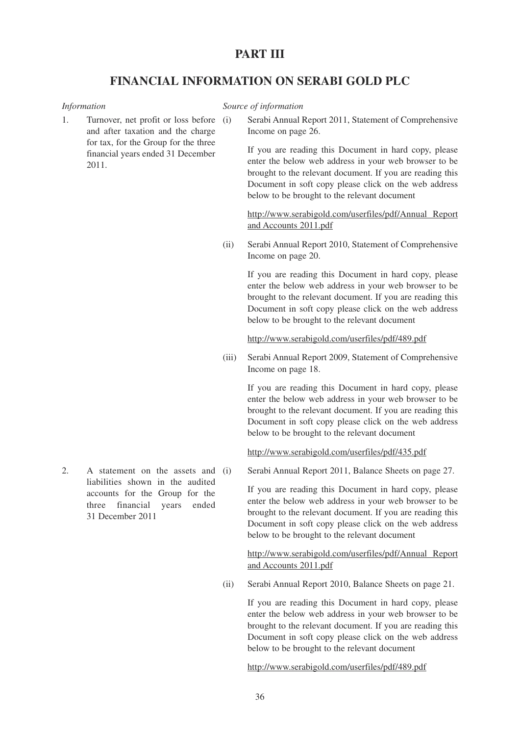# PART III

## FINANCIAL INFORMATION ON SERABI GOLD PLC

| *Information* | *Source of information* |
|---|---|
| 1. Turnover, net profit or loss before and after taxation and the charge for tax, for the Group for the three financial years ended 31 December 2011. | (i) Serabi Annual Report 2011, Statement of Comprehensive Income on page 26.<br><br>If you are reading this Document in hard copy, please enter the below web address in your web browser to be brought to the relevant document. If you are reading this Document in soft copy please click on the web address below to be brought to the relevant document<br><br>http://www.serabigold.com/userfiles/pdf/Annual Report and Accounts 2011.pdf<br><br>(ii) Serabi Annual Report 2010, Statement of Comprehensive Income on page 20.<br><br>If you are reading this Document in hard copy, please enter the below web address in your web browser to be brought to the relevant document. If you are reading this Document in soft copy please click on the web address below to be brought to the relevant document<br><br>http://www.serabigold.com/userfiles/pdf/489.pdf<br><br>(iii) Serabi Annual Report 2009, Statement of Comprehensive Income on page 18.<br><br>If you are reading this Document in hard copy, please enter the below web address in your web browser to be brought to the relevant document. If you are reading this Document in soft copy please click on the web address below to be brought to the relevant document<br><br>http://www.serabigold.com/userfiles/pdf/435.pdf |
| 2. A statement on the assets and liabilities shown in the audited accounts for the Group for the three financial years ended 31 December 2011 | (i) Serabi Annual Report 2011, Balance Sheets on page 27.<br><br>If you are reading this Document in hard copy, please enter the below web address in your web browser to be brought to the relevant document. If you are reading this Document in soft copy please click on the web address below to be brought to the relevant document<br><br>http://www.serabigold.com/userfiles/pdf/Annual Report and Accounts 2011.pdf<br><br>(ii) Serabi Annual Report 2010, Balance Sheets on page 21.<br><br>If you are reading this Document in hard copy, please enter the below web address in your web browser to be brought to the relevant document. If you are reading this Document in soft copy please click on the web address below to be brought to the relevant document<br><br>http://www.serabigold.com/userfiles/pdf/489.pdf |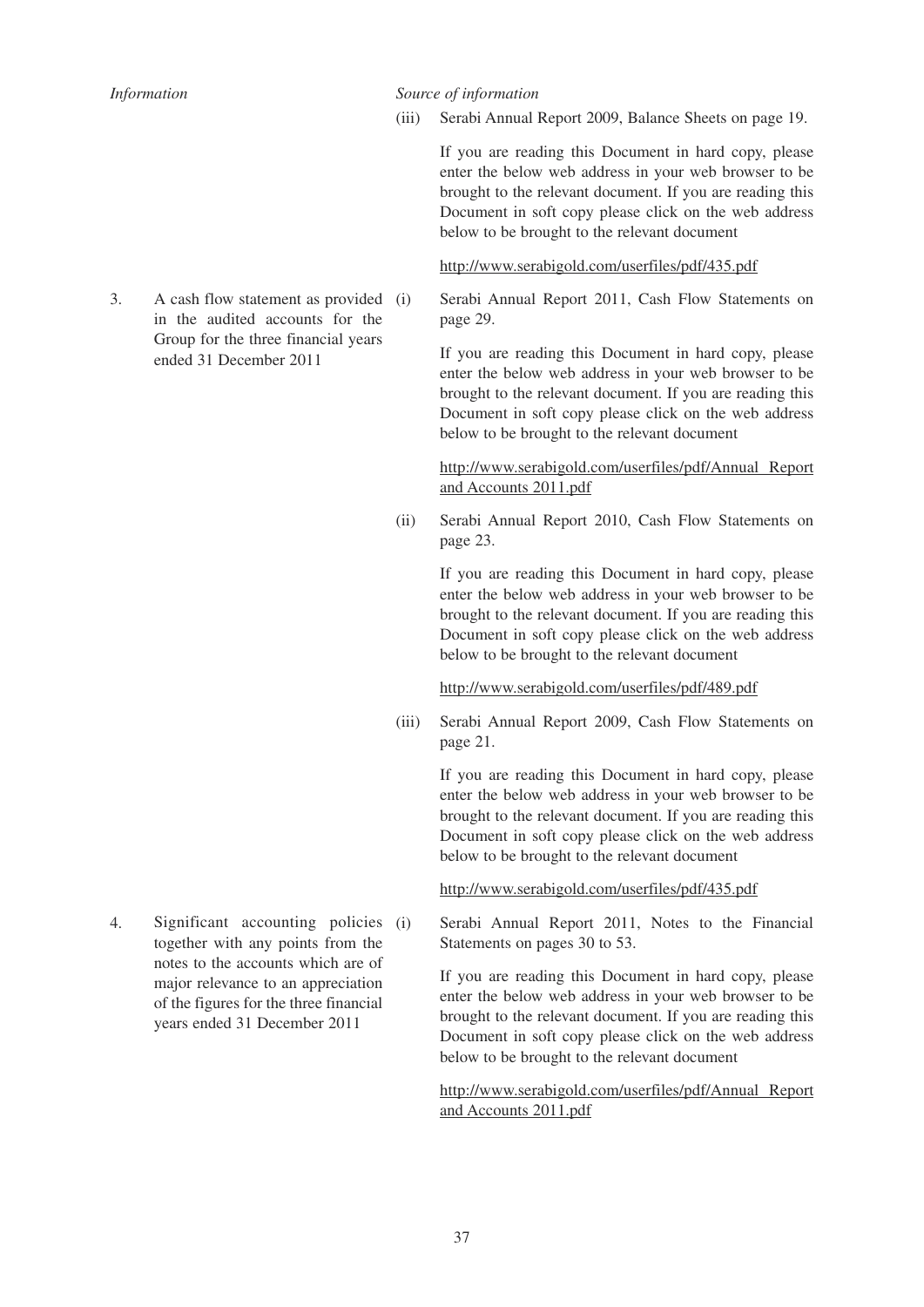| *Information* | | *Source of information* |
|---|---|---|
| | (iii) | Serabi Annual Report 2009, Balance Sheets on page 19.<br><br>If you are reading this Document in hard copy, please enter the below web address in your web browser to be brought to the relevant document. If you are reading this Document in soft copy please click on the web address below to be brought to the relevant document<br><br>http://www.serabigold.com/userfiles/pdf/435.pdf |
| 3. A cash flow statement as provided in the audited accounts for the Group for the three financial years ended 31 December 2011 | (i) | Serabi Annual Report 2011, Cash Flow Statements on page 29.<br><br>If you are reading this Document in hard copy, please enter the below web address in your web browser to be brought to the relevant document. If you are reading this Document in soft copy please click on the web address below to be brought to the relevant document<br><br>http://www.serabigold.com/userfiles/pdf/Annual Report and Accounts 2011.pdf |
| | (ii) | Serabi Annual Report 2010, Cash Flow Statements on page 23.<br><br>If you are reading this Document in hard copy, please enter the below web address in your web browser to be brought to the relevant document. If you are reading this Document in soft copy please click on the web address below to be brought to the relevant document<br><br>http://www.serabigold.com/userfiles/pdf/489.pdf |
| | (iii) | Serabi Annual Report 2009, Cash Flow Statements on page 21.<br><br>If you are reading this Document in hard copy, please enter the below web address in your web browser to be brought to the relevant document. If you are reading this Document in soft copy please click on the web address below to be brought to the relevant document<br><br>http://www.serabigold.com/userfiles/pdf/435.pdf |
| 4. Significant accounting policies together with any points from the notes to the accounts which are of major relevance to an appreciation of the figures for the three financial years ended 31 December 2011 | (i) | Serabi Annual Report 2011, Notes to the Financial Statements on pages 30 to 53.<br><br>If you are reading this Document in hard copy, please enter the below web address in your web browser to be brought to the relevant document. If you are reading this Document in soft copy please click on the web address below to be brought to the relevant document<br><br>http://www.serabigold.com/userfiles/pdf/Annual Report and Accounts 2011.pdf |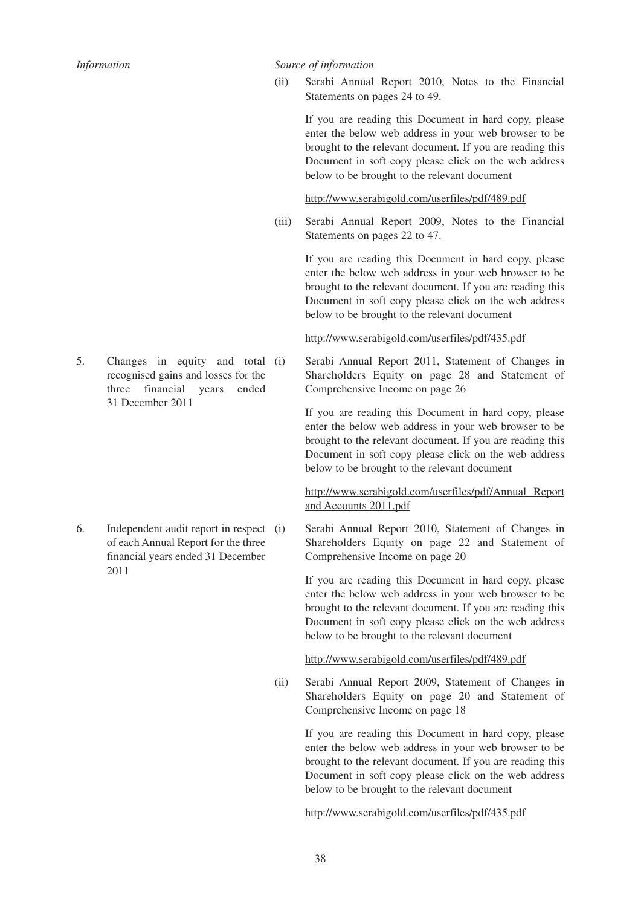| *Information* | | *Source of information* |
|---|---|---|
| | (ii) | Serabi Annual Report 2010, Notes to the Financial Statements on pages 24 to 49.<br><br>If you are reading this Document in hard copy, please enter the below web address in your web browser to be brought to the relevant document. If you are reading this Document in soft copy please click on the web address below to be brought to the relevant document<br><br>http://www.serabigold.com/userfiles/pdf/489.pdf |
| | (iii) | Serabi Annual Report 2009, Notes to the Financial Statements on pages 22 to 47.<br><br>If you are reading this Document in hard copy, please enter the below web address in your web browser to be brought to the relevant document. If you are reading this Document in soft copy please click on the web address below to be brought to the relevant document<br><br>http://www.serabigold.com/userfiles/pdf/435.pdf |
| 5. Changes in equity and total recognised gains and losses for the three financial years ended 31 December 2011 | (i) | Serabi Annual Report 2011, Statement of Changes in Shareholders Equity on page 28 and Statement of Comprehensive Income on page 26<br><br>If you are reading this Document in hard copy, please enter the below web address in your web browser to be brought to the relevant document. If you are reading this Document in soft copy please click on the web address below to be brought to the relevant document<br><br>http://www.serabigold.com/userfiles/pdf/Annual Report and Accounts 2011.pdf |
| 6. Independent audit report in respect of each Annual Report for the three financial years ended 31 December 2011 | (i) | Serabi Annual Report 2010, Statement of Changes in Shareholders Equity on page 22 and Statement of Comprehensive Income on page 20<br><br>If you are reading this Document in hard copy, please enter the below web address in your web browser to be brought to the relevant document. If you are reading this Document in soft copy please click on the web address below to be brought to the relevant document<br><br>http://www.serabigold.com/userfiles/pdf/489.pdf |
| | (ii) | Serabi Annual Report 2009, Statement of Changes in Shareholders Equity on page 20 and Statement of Comprehensive Income on page 18<br><br>If you are reading this Document in hard copy, please enter the below web address in your web browser to be brought to the relevant document. If you are reading this Document in soft copy please click on the web address below to be brought to the relevant document<br><br>http://www.serabigold.com/userfiles/pdf/435.pdf |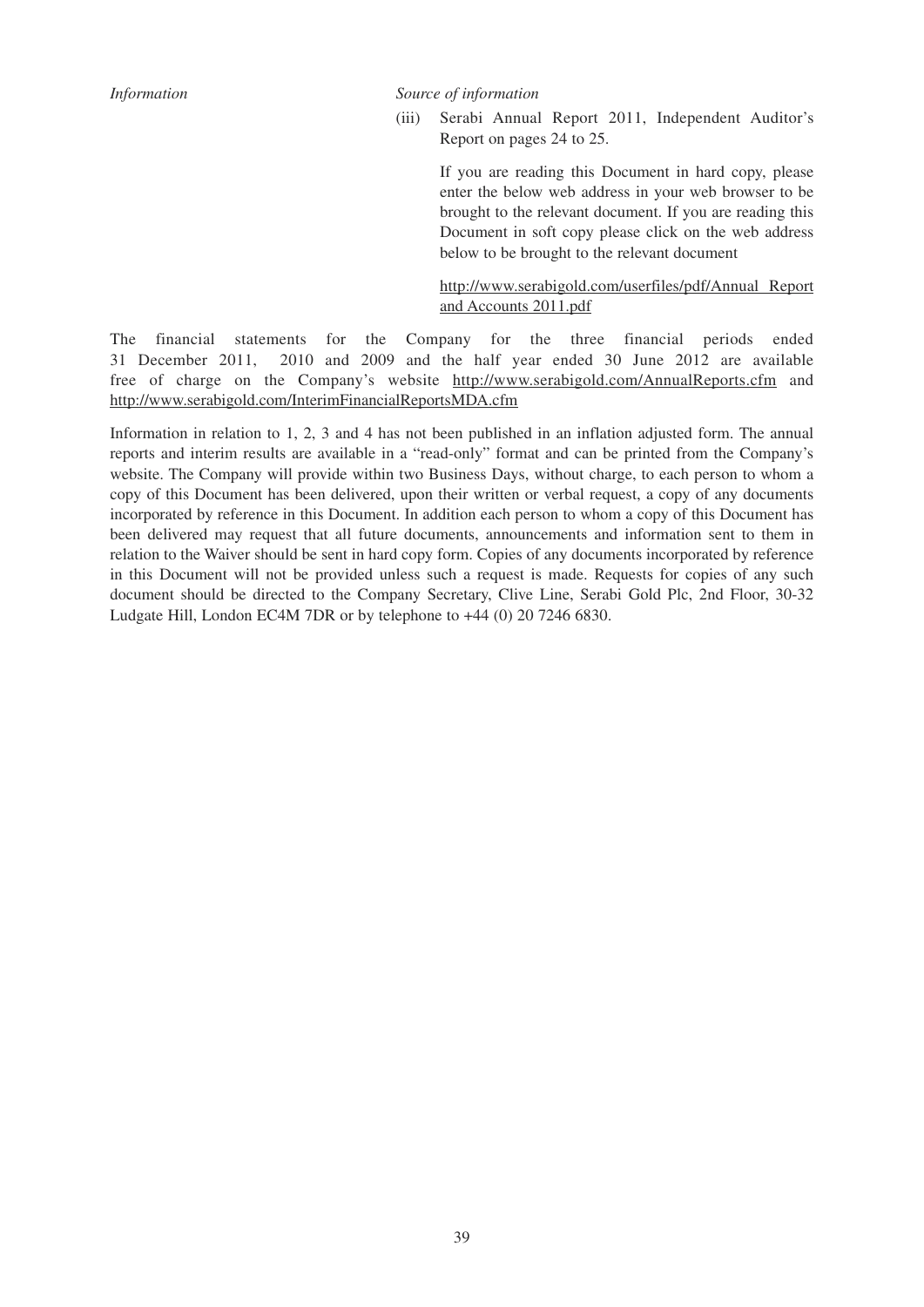| *Information* | *Source of information* |
| --- | --- |
| | (iii) Serabi Annual Report 2011, Independent Auditor's Report on pages 24 to 25.<br><br>If you are reading this Document in hard copy, please enter the below web address in your web browser to be brought to the relevant document. If you are reading this Document in soft copy please click on the web address below to be brought to the relevant document<br><br>http://www.serabigold.com/userfiles/pdf/Annual Report and Accounts 2011.pdf |

The financial statements for the Company for the three financial periods ended 31 December 2011, 2010 and 2009 and the half year ended 30 June 2012 are available free of charge on the Company's website http://www.serabigold.com/AnnualReports.cfm and http://www.serabigold.com/InterimFinancialReportsMDA.cfm

Information in relation to 1, 2, 3 and 4 has not been published in an inflation adjusted form. The annual reports and interim results are available in a "read-only" format and can be printed from the Company's website. The Company will provide within two Business Days, without charge, to each person to whom a copy of this Document has been delivered, upon their written or verbal request, a copy of any documents incorporated by reference in this Document. In addition each person to whom a copy of this Document has been delivered may request that all future documents, announcements and information sent to them in relation to the Waiver should be sent in hard copy form. Copies of any documents incorporated by reference in this Document will not be provided unless such a request is made. Requests for copies of any such document should be directed to the Company Secretary, Clive Line, Serabi Gold Plc, 2nd Floor, 30-32 Ludgate Hill, London EC4M 7DR or by telephone to +44 (0) 20 7246 6830.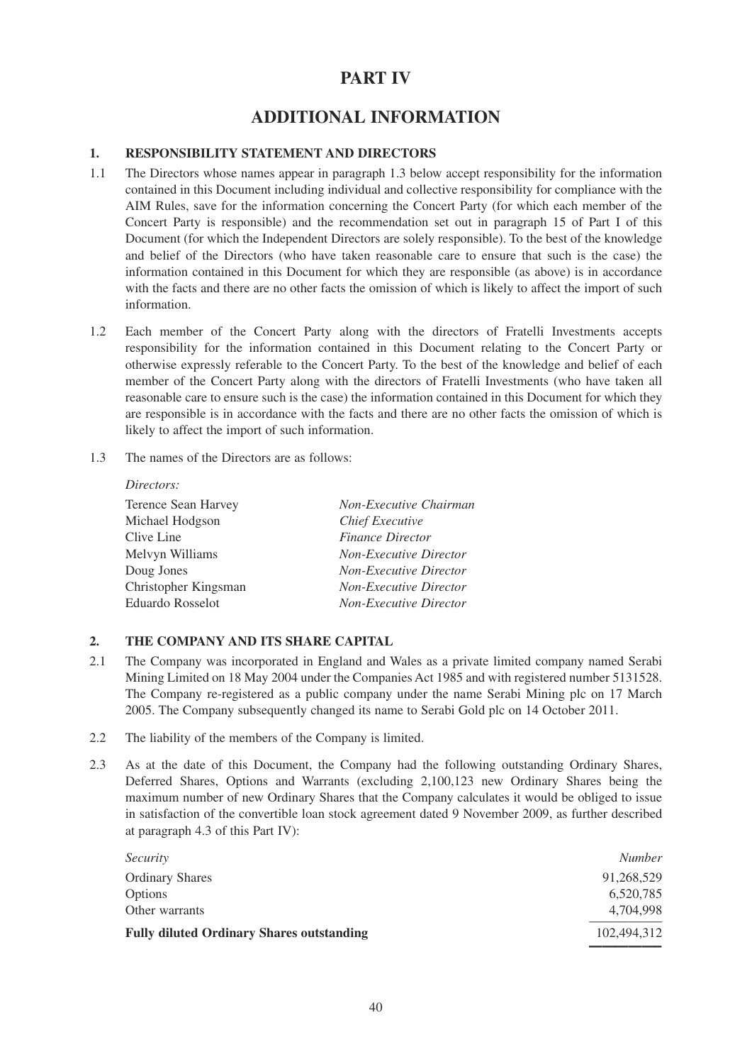# PART IV

# ADDITIONAL INFORMATION

## 1. RESPONSIBILITY STATEMENT AND DIRECTORS

1.1 The Directors whose names appear in paragraph 1.3 below accept responsibility for the information contained in this Document including individual and collective responsibility for compliance with the AIM Rules, save for the information concerning the Concert Party (for which each member of the Concert Party is responsible) and the recommendation set out in paragraph 15 of Part I of this Document (for which the Independent Directors are solely responsible). To the best of the knowledge and belief of the Directors (who have taken reasonable care to ensure that such is the case) the information contained in this Document for which they are responsible (as above) is in accordance with the facts and there are no other facts the omission of which is likely to affect the import of such information.

1.2 Each member of the Concert Party along with the directors of Fratelli Investments accepts responsibility for the information contained in this Document relating to the Concert Party or otherwise expressly referable to the Concert Party. To the best of the knowledge and belief of each member of the Concert Party along with the directors of Fratelli Investments (who have taken all reasonable care to ensure such is the case) the information contained in this Document for which they are responsible is in accordance with the facts and there are no other facts the omission of which is likely to affect the import of such information.

1.3 The names of the Directors are as follows:

*Directors:*

| | |
|---|---|
| Terence Sean Harvey | *Non-Executive Chairman* |
| Michael Hodgson | *Chief Executive* |
| Clive Line | *Finance Director* |
| Melvyn Williams | *Non-Executive Director* |
| Doug Jones | *Non-Executive Director* |
| Christopher Kingsman | *Non-Executive Director* |
| Eduardo Rosselot | *Non-Executive Director* |

## 2. THE COMPANY AND ITS SHARE CAPITAL

2.1 The Company was incorporated in England and Wales as a private limited company named Serabi Mining Limited on 18 May 2004 under the Companies Act 1985 and with registered number 5131528. The Company re-registered as a public company under the name Serabi Mining plc on 17 March 2005. The Company subsequently changed its name to Serabi Gold plc on 14 October 2011.

2.2 The liability of the members of the Company is limited.

2.3 As at the date of this Document, the Company had the following outstanding Ordinary Shares, Deferred Shares, Options and Warrants (excluding 2,100,123 new Ordinary Shares being the maximum number of new Ordinary Shares that the Company calculates it would be obliged to issue in satisfaction of the convertible loan stock agreement dated 9 November 2009, as further described at paragraph 4.3 of this Part IV):

| *Security* | *Number* |
|---|---|
| Ordinary Shares | 91,268,529 |
| Options | 6,520,785 |
| Other warrants | 4,704,998 |
| **Fully diluted Ordinary Shares outstanding** | 102,494,312 |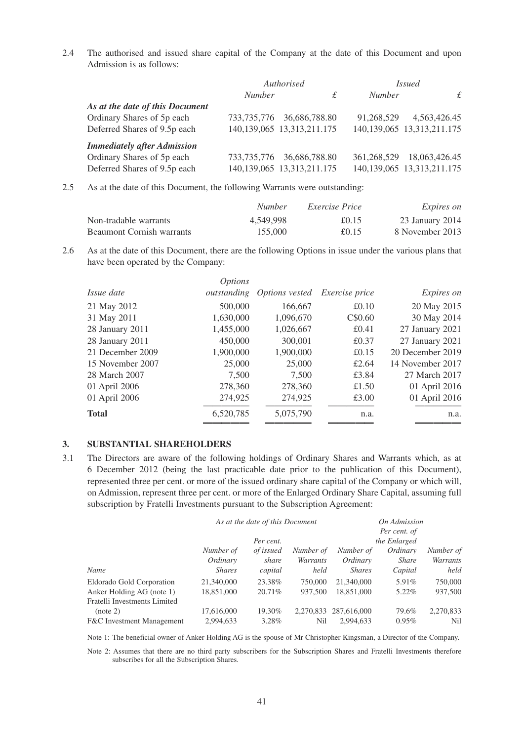2.4 The authorised and issued share capital of the Company at the date of this Document and upon Admission is as follows:

| | *Authorised* | | *Issued* | |
|---|---|---|---|---|
| | *Number* | *£* | *Number* | *£* |
| ***As at the date of this Document*** | | | | |
| Ordinary Shares of 5p each | 733,735,776 | 36,686,788.80 | 91,268,529 | 4,563,426.45 |
| Deferred Shares of 9.5p each | 140,139,065 | 13,313,211.175 | 140,139,065 | 13,313,211.175 |
| ***Immediately after Admission*** | | | | |
| Ordinary Shares of 5p each | 733,735,776 | 36,686,788.80 | 361,268,529 | 18,063,426.45 |
| Deferred Shares of 9.5p each | 140,139,065 | 13,313,211.175 | 140,139,065 | 13,313,211.175 |

2.5 As at the date of this Document, the following Warrants were outstanding:

| | *Number* | *Exercise Price* | *Expires on* |
|---|---|---|---|
| Non-tradable warrants | 4,549,998 | £0.15 | 23 January 2014 |
| Beaumont Cornish warrants | 155,000 | £0.15 | 8 November 2013 |

2.6 As at the date of this Document, there are the following Options in issue under the various plans that have been operated by the Company:

| *Issue date* | *Options outstanding* | *Options vested* | *Exercise price* | *Expires on* |
|---|---|---|---|---|
| 21 May 2012 | 500,000 | 166,667 | £0.10 | 20 May 2015 |
| 31 May 2011 | 1,630,000 | 1,096,670 | C$0.60 | 30 May 2014 |
| 28 January 2011 | 1,455,000 | 1,026,667 | £0.41 | 27 January 2021 |
| 28 January 2011 | 450,000 | 300,001 | £0.37 | 27 January 2021 |
| 21 December 2009 | 1,900,000 | 1,900,000 | £0.15 | 20 December 2019 |
| 15 November 2007 | 25,000 | 25,000 | £2.64 | 14 November 2017 |
| 28 March 2007 | 7,500 | 7,500 | £3.84 | 27 March 2017 |
| 01 April 2006 | 278,360 | 278,360 | £1.50 | 01 April 2016 |
| 01 April 2006 | 274,925 | 274,925 | £3.00 | 01 April 2016 |
| **Total** | 6,520,785 | 5,075,790 | n.a. | n.a. |

## 3. SUBSTANTIAL SHAREHOLDERS

3.1 The Directors are aware of the following holdings of Ordinary Shares and Warrants which, as at 6 December 2012 (being the last practicable date prior to the publication of this Document), represented three per cent. or more of the issued ordinary share capital of the Company or which will, on Admission, represent three per cent. or more of the Enlarged Ordinary Share Capital, assuming full subscription by Fratelli Investments pursuant to the Subscription Agreement:

| | *As at the date of this Document* | | | *On Admission* | | |
|---|---|---|---|---|---|---|
| *Name* | *Number of Ordinary Shares* | *Per cent. of issued share capital* | *Number of Warrants held* | *Number of Ordinary Shares* | *Per cent. of the Enlarged Ordinary Share Capital* | *Number of Warrants held* |
| Eldorado Gold Corporation | 21,340,000 | 23.38% | 750,000 | 21,340,000 | 5.91% | 750,000 |
| Anker Holding AG (note 1) | 18,851,000 | 20.71% | 937,500 | 18,851,000 | 5.22% | 937,500 |
| Fratelli Investments Limited (note 2) | 17,616,000 | 19.30% | 2,270,833 | 287,616,000 | 79.6% | 2,270,833 |
| F&C Investment Management | 2,994,633 | 3.28% | Nil | 2,994,633 | 0.95% | Nil |

Note 1: The beneficial owner of Anker Holding AG is the spouse of Mr Christopher Kingsman, a Director of the Company.

Note 2: Assumes that there are no third party subscribers for the Subscription Shares and Fratelli Investments therefore subscribes for all the Subscription Shares.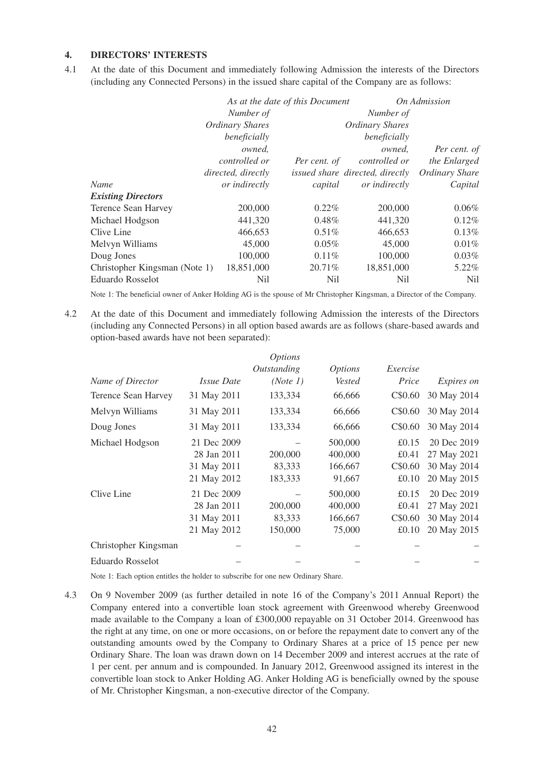## 4. DIRECTORS' INTERESTS

4.1 At the date of this Document and immediately following Admission the interests of the Directors (including any Connected Persons) in the issued share capital of the Company are as follows:

| | *As at the date of this Document* | | *On Admission* | |
|---|---|---|---|---|
| *Name* | *Number of Ordinary Shares beneficially owned, controlled or directed, directly or indirectly* | *Per cent. of issued share capital* | *Number of Ordinary Shares beneficially owned, controlled or directed, directly or indirectly* | *Per cent. of the Enlarged Ordinary Share Capital* |
| ***Existing Directors*** | | | | |
| Terence Sean Harvey | 200,000 | 0.22% | 200,000 | 0.06% |
| Michael Hodgson | 441,320 | 0.48% | 441,320 | 0.12% |
| Clive Line | 466,653 | 0.51% | 466,653 | 0.13% |
| Melvyn Williams | 45,000 | 0.05% | 45,000 | 0.01% |
| Doug Jones | 100,000 | 0.11% | 100,000 | 0.03% |
| Christopher Kingsman (Note 1) | 18,851,000 | 20.71% | 18,851,000 | 5.22% |
| Eduardo Rosselot | Nil | Nil | Nil | Nil |

Note 1: The beneficial owner of Anker Holding AG is the spouse of Mr Christopher Kingsman, a Director of the Company.

4.2 At the date of this Document and immediately following Admission the interests of the Directors (including any Connected Persons) in all option based awards are as follows (share-based awards and option-based awards have not been separated):

| *Name of Director* | *Issue Date* | *Options Outstanding (Note 1)* | *Options Vested* | *Exercise Price* | *Expires on* |
|---|---|---|---|---|---|
| Terence Sean Harvey | 31 May 2011 | 133,334 | 66,666 | C$0.60 | 30 May 2014 |
| Melvyn Williams | 31 May 2011 | 133,334 | 66,666 | C$0.60 | 30 May 2014 |
| Doug Jones | 31 May 2011 | 133,334 | 66,666 | C$0.60 | 30 May 2014 |
| Michael Hodgson | 21 Dec 2009 | – | 500,000 | £0.15 | 20 Dec 2019 |
| | 28 Jan 2011 | 200,000 | 400,000 | £0.41 | 27 May 2021 |
| | 31 May 2011 | 83,333 | 166,667 | C$0.60 | 30 May 2014 |
| | 21 May 2012 | 183,333 | 91,667 | £0.10 | 20 May 2015 |
| Clive Line | 21 Dec 2009 | – | 500,000 | £0.15 | 20 Dec 2019 |
| | 28 Jan 2011 | 200,000 | 400,000 | £0.41 | 27 May 2021 |
| | 31 May 2011 | 83,333 | 166,667 | C$0.60 | 30 May 2014 |
| | 21 May 2012 | 150,000 | 75,000 | £0.10 | 20 May 2015 |
| Christopher Kingsman | – | – | – | – | – |
| Eduardo Rosselot | – | – | – | – | – |

Note 1: Each option entitles the holder to subscribe for one new Ordinary Share.

4.3 On 9 November 2009 (as further detailed in note 16 of the Company's 2011 Annual Report) the Company entered into a convertible loan stock agreement with Greenwood whereby Greenwood made available to the Company a loan of £300,000 repayable on 31 October 2014. Greenwood has the right at any time, on one or more occasions, on or before the repayment date to convert any of the outstanding amounts owed by the Company to Ordinary Shares at a price of 15 pence per new Ordinary Share. The loan was drawn down on 14 December 2009 and interest accrues at the rate of 1 per cent. per annum and is compounded. In January 2012, Greenwood assigned its interest in the convertible loan stock to Anker Holding AG. Anker Holding AG is beneficially owned by the spouse of Mr. Christopher Kingsman, a non-executive director of the Company.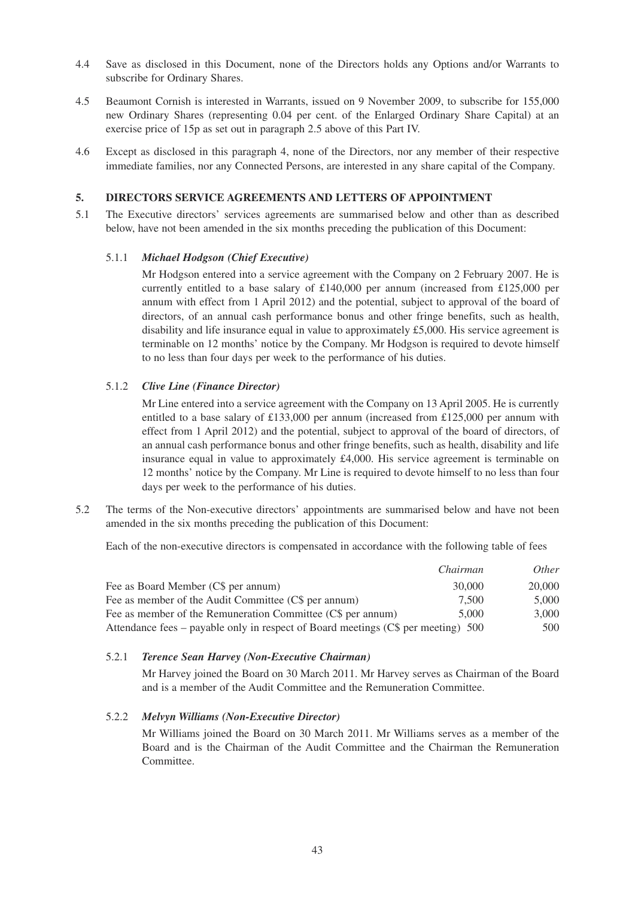4.4 Save as disclosed in this Document, none of the Directors holds any Options and/or Warrants to subscribe for Ordinary Shares.

4.5 Beaumont Cornish is interested in Warrants, issued on 9 November 2009, to subscribe for 155,000 new Ordinary Shares (representing 0.04 per cent. of the Enlarged Ordinary Share Capital) at an exercise price of 15p as set out in paragraph 2.5 above of this Part IV.

4.6 Except as disclosed in this paragraph 4, none of the Directors, nor any member of their respective immediate families, nor any Connected Persons, are interested in any share capital of the Company.

## 5. DIRECTORS SERVICE AGREEMENTS AND LETTERS OF APPOINTMENT

5.1 The Executive directors' services agreements are summarised below and other than as described below, have not been amended in the six months preceding the publication of this Document:

### 5.1.1 *Michael Hodgson (Chief Executive)*

Mr Hodgson entered into a service agreement with the Company on 2 February 2007. He is currently entitled to a base salary of £140,000 per annum (increased from £125,000 per annum with effect from 1 April 2012) and the potential, subject to approval of the board of directors, of an annual cash performance bonus and other fringe benefits, such as health, disability and life insurance equal in value to approximately £5,000. His service agreement is terminable on 12 months' notice by the Company. Mr Hodgson is required to devote himself to no less than four days per week to the performance of his duties.

### 5.1.2 *Clive Line (Finance Director)*

Mr Line entered into a service agreement with the Company on 13 April 2005. He is currently entitled to a base salary of £133,000 per annum (increased from £125,000 per annum with effect from 1 April 2012) and the potential, subject to approval of the board of directors, of an annual cash performance bonus and other fringe benefits, such as health, disability and life insurance equal in value to approximately £4,000. His service agreement is terminable on 12 months' notice by the Company. Mr Line is required to devote himself to no less than four days per week to the performance of his duties.

5.2 The terms of the Non-executive directors' appointments are summarised below and have not been amended in the six months preceding the publication of this Document:

Each of the non-executive directors is compensated in accordance with the following table of fees

| | *Chairman* | *Other* |
|---|---|---|
| Fee as Board Member (C$ per annum) | 30,000 | 20,000 |
| Fee as member of the Audit Committee (C$ per annum) | 7,500 | 5,000 |
| Fee as member of the Remuneration Committee (C$ per annum) | 5,000 | 3,000 |
| Attendance fees – payable only in respect of Board meetings (C$ per meeting) | 500 | 500 |

### 5.2.1 *Terence Sean Harvey (Non-Executive Chairman)*

Mr Harvey joined the Board on 30 March 2011. Mr Harvey serves as Chairman of the Board and is a member of the Audit Committee and the Remuneration Committee.

### 5.2.2 *Melvyn Williams (Non-Executive Director)*

Mr Williams joined the Board on 30 March 2011. Mr Williams serves as a member of the Board and is the Chairman of the Audit Committee and the Chairman the Remuneration Committee.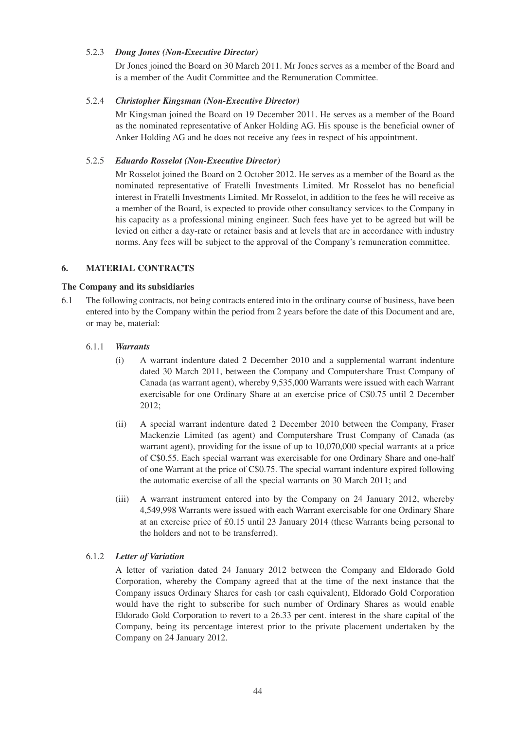5.2.3 ***Doug Jones (Non-Executive Director)***

Dr Jones joined the Board on 30 March 2011. Mr Jones serves as a member of the Board and is a member of the Audit Committee and the Remuneration Committee.

5.2.4 ***Christopher Kingsman (Non-Executive Director)***

Mr Kingsman joined the Board on 19 December 2011. He serves as a member of the Board as the nominated representative of Anker Holding AG. His spouse is the beneficial owner of Anker Holding AG and he does not receive any fees in respect of his appointment.

5.2.5 ***Eduardo Rosselot (Non-Executive Director)***

Mr Rosselot joined the Board on 2 October 2012. He serves as a member of the Board as the nominated representative of Fratelli Investments Limited. Mr Rosselot has no beneficial interest in Fratelli Investments Limited. Mr Rosselot, in addition to the fees he will receive as a member of the Board, is expected to provide other consultancy services to the Company in his capacity as a professional mining engineer. Such fees have yet to be agreed but will be levied on either a day-rate or retainer basis and at levels that are in accordance with industry norms. Any fees will be subject to the approval of the Company's remuneration committee.

## 6. MATERIAL CONTRACTS

**The Company and its subsidiaries**

6.1 The following contracts, not being contracts entered into in the ordinary course of business, have been entered into by the Company within the period from 2 years before the date of this Document and are, or may be, material:

6.1.1 ***Warrants***

(i) A warrant indenture dated 2 December 2010 and a supplemental warrant indenture dated 30 March 2011, between the Company and Computershare Trust Company of Canada (as warrant agent), whereby 9,535,000 Warrants were issued with each Warrant exercisable for one Ordinary Share at an exercise price of C$0.75 until 2 December 2012;

(ii) A special warrant indenture dated 2 December 2010 between the Company, Fraser Mackenzie Limited (as agent) and Computershare Trust Company of Canada (as warrant agent), providing for the issue of up to 10,070,000 special warrants at a price of C$0.55. Each special warrant was exercisable for one Ordinary Share and one-half of one Warrant at the price of C$0.75. The special warrant indenture expired following the automatic exercise of all the special warrants on 30 March 2011; and

(iii) A warrant instrument entered into by the Company on 24 January 2012, whereby 4,549,998 Warrants were issued with each Warrant exercisable for one Ordinary Share at an exercise price of £0.15 until 23 January 2014 (these Warrants being personal to the holders and not to be transferred).

6.1.2 ***Letter of Variation***

A letter of variation dated 24 January 2012 between the Company and Eldorado Gold Corporation, whereby the Company agreed that at the time of the next instance that the Company issues Ordinary Shares for cash (or cash equivalent), Eldorado Gold Corporation would have the right to subscribe for such number of Ordinary Shares as would enable Eldorado Gold Corporation to revert to a 26.33 per cent. interest in the share capital of the Company, being its percentage interest prior to the private placement undertaken by the Company on 24 January 2012.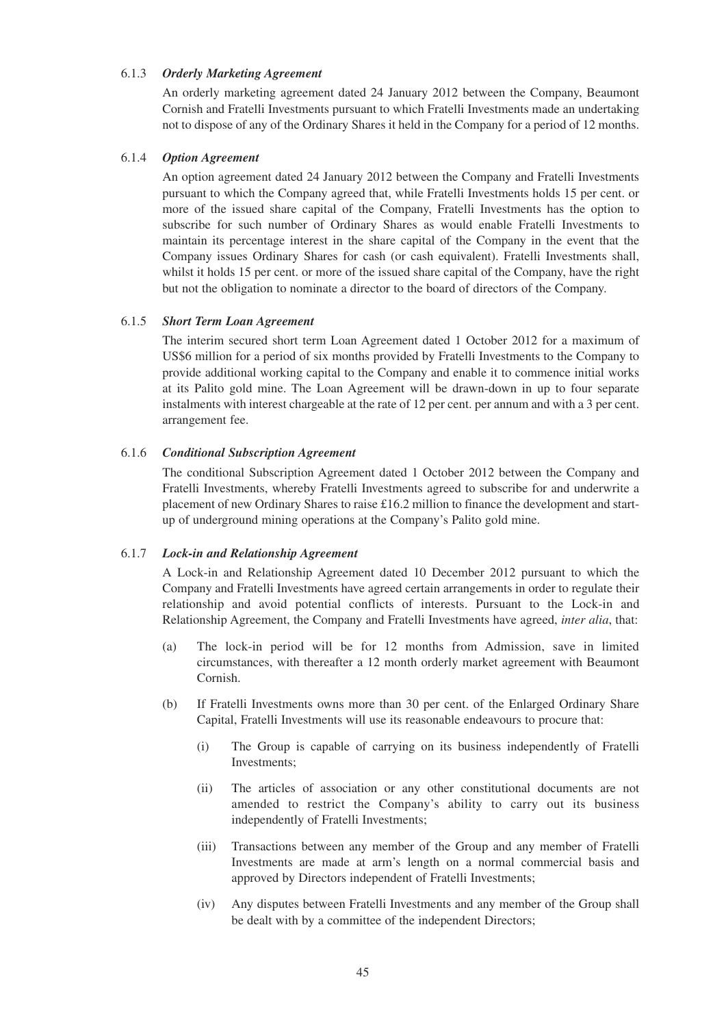6.1.3 ***Orderly Marketing Agreement***

An orderly marketing agreement dated 24 January 2012 between the Company, Beaumont Cornish and Fratelli Investments pursuant to which Fratelli Investments made an undertaking not to dispose of any of the Ordinary Shares it held in the Company for a period of 12 months.

6.1.4 ***Option Agreement***

An option agreement dated 24 January 2012 between the Company and Fratelli Investments pursuant to which the Company agreed that, while Fratelli Investments holds 15 per cent. or more of the issued share capital of the Company, Fratelli Investments has the option to subscribe for such number of Ordinary Shares as would enable Fratelli Investments to maintain its percentage interest in the share capital of the Company in the event that the Company issues Ordinary Shares for cash (or cash equivalent). Fratelli Investments shall, whilst it holds 15 per cent. or more of the issued share capital of the Company, have the right but not the obligation to nominate a director to the board of directors of the Company.

6.1.5 ***Short Term Loan Agreement***

The interim secured short term Loan Agreement dated 1 October 2012 for a maximum of US$6 million for a period of six months provided by Fratelli Investments to the Company to provide additional working capital to the Company and enable it to commence initial works at its Palito gold mine. The Loan Agreement will be drawn-down in up to four separate instalments with interest chargeable at the rate of 12 per cent. per annum and with a 3 per cent. arrangement fee.

6.1.6 ***Conditional Subscription Agreement***

The conditional Subscription Agreement dated 1 October 2012 between the Company and Fratelli Investments, whereby Fratelli Investments agreed to subscribe for and underwrite a placement of new Ordinary Shares to raise £16.2 million to finance the development and start-up of underground mining operations at the Company's Palito gold mine.

6.1.7 ***Lock-in and Relationship Agreement***

A Lock-in and Relationship Agreement dated 10 December 2012 pursuant to which the Company and Fratelli Investments have agreed certain arrangements in order to regulate their relationship and avoid potential conflicts of interests. Pursuant to the Lock-in and Relationship Agreement, the Company and Fratelli Investments have agreed, *inter alia*, that:

(a) The lock-in period will be for 12 months from Admission, save in limited circumstances, with thereafter a 12 month orderly market agreement with Beaumont Cornish.

(b) If Fratelli Investments owns more than 30 per cent. of the Enlarged Ordinary Share Capital, Fratelli Investments will use its reasonable endeavours to procure that:

   (i) The Group is capable of carrying on its business independently of Fratelli Investments;

   (ii) The articles of association or any other constitutional documents are not amended to restrict the Company's ability to carry out its business independently of Fratelli Investments;

   (iii) Transactions between any member of the Group and any member of Fratelli Investments are made at arm's length on a normal commercial basis and approved by Directors independent of Fratelli Investments;

   (iv) Any disputes between Fratelli Investments and any member of the Group shall be dealt with by a committee of the independent Directors;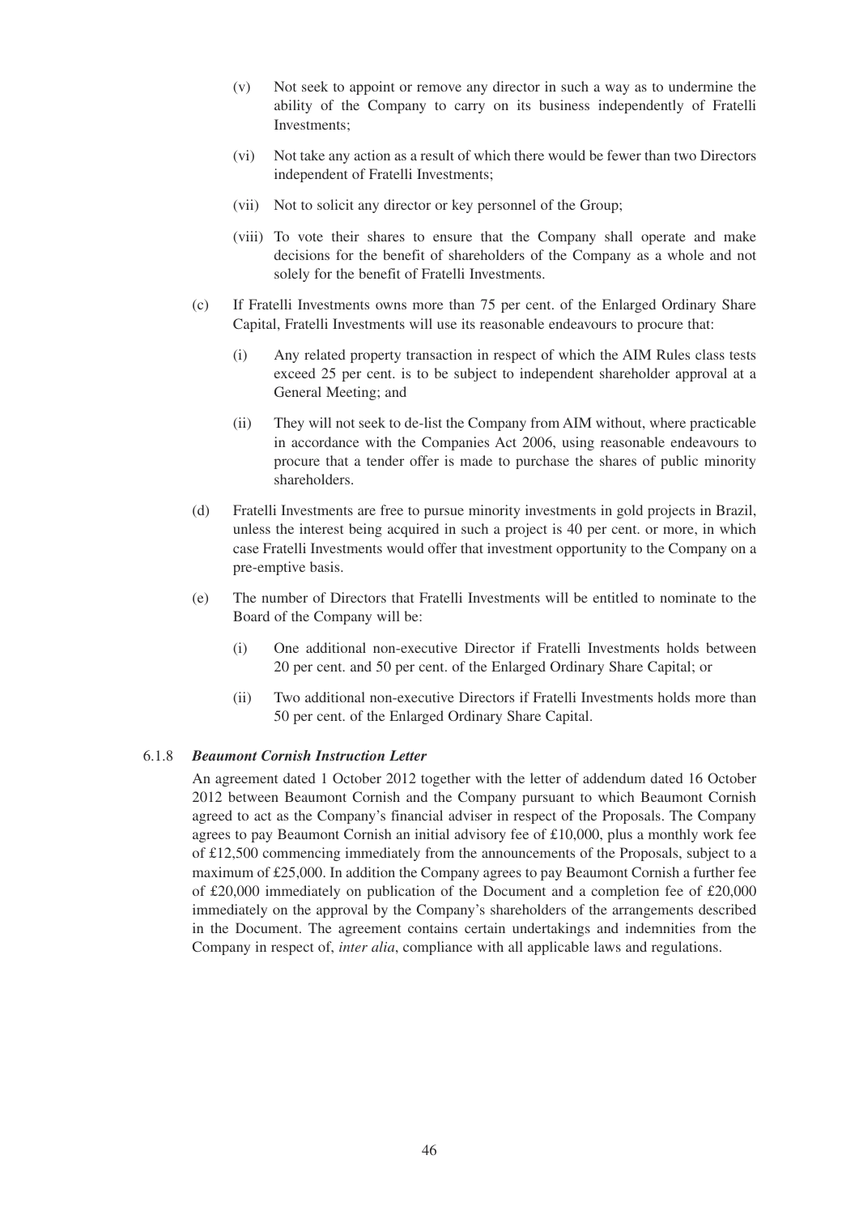(v) Not seek to appoint or remove any director in such a way as to undermine the ability of the Company to carry on its business independently of Fratelli Investments;

(vi) Not take any action as a result of which there would be fewer than two Directors independent of Fratelli Investments;

(vii) Not to solicit any director or key personnel of the Group;

(viii) To vote their shares to ensure that the Company shall operate and make decisions for the benefit of shareholders of the Company as a whole and not solely for the benefit of Fratelli Investments.

(c) If Fratelli Investments owns more than 75 per cent. of the Enlarged Ordinary Share Capital, Fratelli Investments will use its reasonable endeavours to procure that:

(i) Any related property transaction in respect of which the AIM Rules class tests exceed 25 per cent. is to be subject to independent shareholder approval at a General Meeting; and

(ii) They will not seek to de-list the Company from AIM without, where practicable in accordance with the Companies Act 2006, using reasonable endeavours to procure that a tender offer is made to purchase the shares of public minority shareholders.

(d) Fratelli Investments are free to pursue minority investments in gold projects in Brazil, unless the interest being acquired in such a project is 40 per cent. or more, in which case Fratelli Investments would offer that investment opportunity to the Company on a pre-emptive basis.

(e) The number of Directors that Fratelli Investments will be entitled to nominate to the Board of the Company will be:

(i) One additional non-executive Director if Fratelli Investments holds between 20 per cent. and 50 per cent. of the Enlarged Ordinary Share Capital; or

(ii) Two additional non-executive Directors if Fratelli Investments holds more than 50 per cent. of the Enlarged Ordinary Share Capital.

6.1.8 ***Beaumont Cornish Instruction Letter***

An agreement dated 1 October 2012 together with the letter of addendum dated 16 October 2012 between Beaumont Cornish and the Company pursuant to which Beaumont Cornish agreed to act as the Company's financial adviser in respect of the Proposals. The Company agrees to pay Beaumont Cornish an initial advisory fee of £10,000, plus a monthly work fee of £12,500 commencing immediately from the announcements of the Proposals, subject to a maximum of £25,000. In addition the Company agrees to pay Beaumont Cornish a further fee of £20,000 immediately on publication of the Document and a completion fee of £20,000 immediately on the approval by the Company's shareholders of the arrangements described in the Document. The agreement contains certain undertakings and indemnities from the Company in respect of, *inter alia*, compliance with all applicable laws and regulations.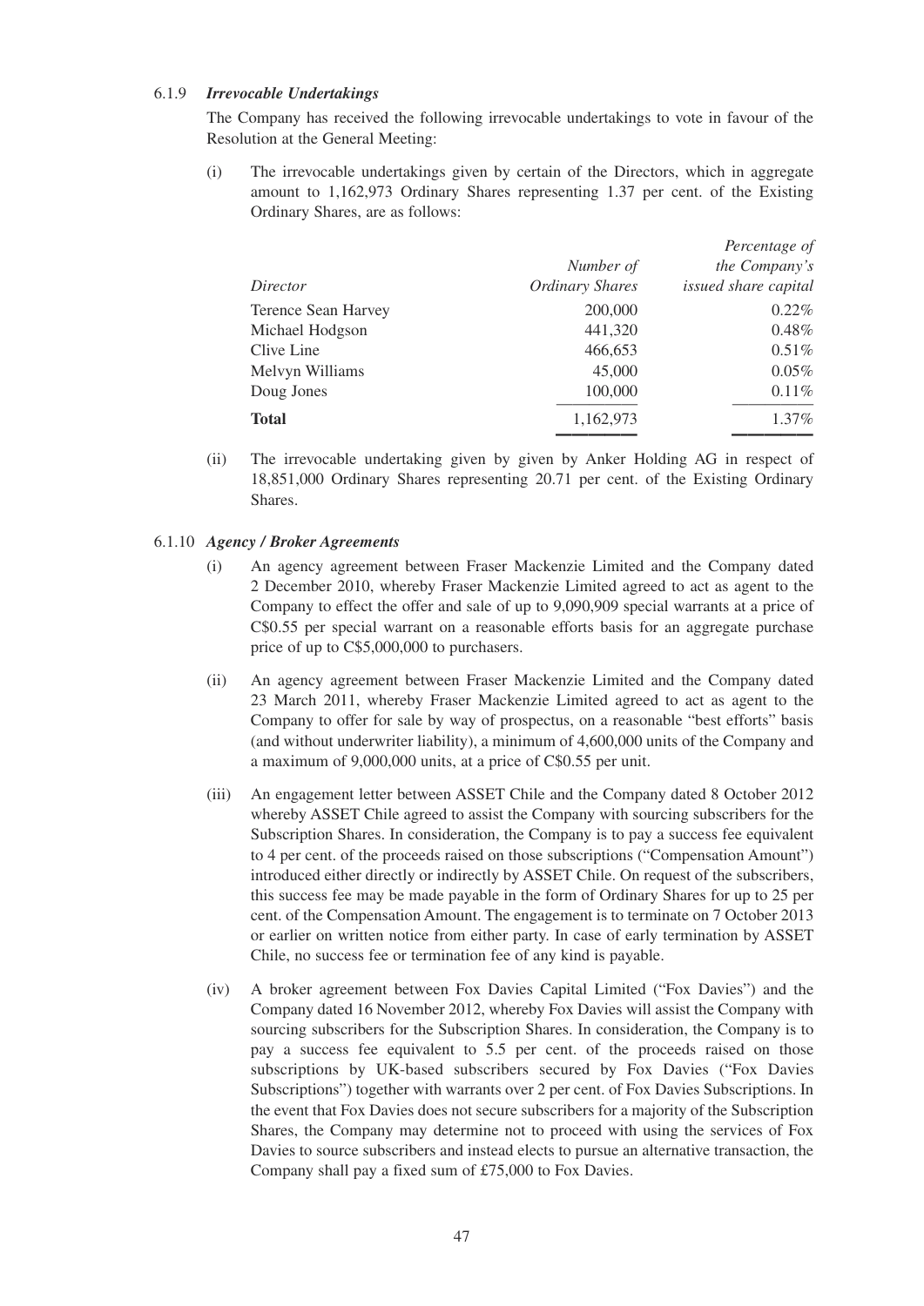6.1.9 ***Irrevocable Undertakings***

The Company has received the following irrevocable undertakings to vote in favour of the Resolution at the General Meeting:

(i) The irrevocable undertakings given by certain of the Directors, which in aggregate amount to 1,162,973 Ordinary Shares representing 1.37 per cent. of the Existing Ordinary Shares, are as follows:

| *Director* | *Number of Ordinary Shares* | *Percentage of the Company's issued share capital* |
|---|---|---|
| Terence Sean Harvey | 200,000 | 0.22% |
| Michael Hodgson | 441,320 | 0.48% |
| Clive Line | 466,653 | 0.51% |
| Melvyn Williams | 45,000 | 0.05% |
| Doug Jones | 100,000 | 0.11% |
| **Total** | 1,162,973 | 1.37% |

(ii) The irrevocable undertaking given by given by Anker Holding AG in respect of 18,851,000 Ordinary Shares representing 20.71 per cent. of the Existing Ordinary Shares.

6.1.10 ***Agency / Broker Agreements***

(i) An agency agreement between Fraser Mackenzie Limited and the Company dated 2 December 2010, whereby Fraser Mackenzie Limited agreed to act as agent to the Company to effect the offer and sale of up to 9,090,909 special warrants at a price of C$0.55 per special warrant on a reasonable efforts basis for an aggregate purchase price of up to C$5,000,000 to purchasers.

(ii) An agency agreement between Fraser Mackenzie Limited and the Company dated 23 March 2011, whereby Fraser Mackenzie Limited agreed to act as agent to the Company to offer for sale by way of prospectus, on a reasonable "best efforts" basis (and without underwriter liability), a minimum of 4,600,000 units of the Company and a maximum of 9,000,000 units, at a price of C$0.55 per unit.

(iii) An engagement letter between ASSET Chile and the Company dated 8 October 2012 whereby ASSET Chile agreed to assist the Company with sourcing subscribers for the Subscription Shares. In consideration, the Company is to pay a success fee equivalent to 4 per cent. of the proceeds raised on those subscriptions ("Compensation Amount") introduced either directly or indirectly by ASSET Chile. On request of the subscribers, this success fee may be made payable in the form of Ordinary Shares for up to 25 per cent. of the Compensation Amount. The engagement is to terminate on 7 October 2013 or earlier on written notice from either party. In case of early termination by ASSET Chile, no success fee or termination fee of any kind is payable.

(iv) A broker agreement between Fox Davies Capital Limited ("Fox Davies") and the Company dated 16 November 2012, whereby Fox Davies will assist the Company with sourcing subscribers for the Subscription Shares. In consideration, the Company is to pay a success fee equivalent to 5.5 per cent. of the proceeds raised on those subscriptions by UK-based subscribers secured by Fox Davies ("Fox Davies Subscriptions") together with warrants over 2 per cent. of Fox Davies Subscriptions. In the event that Fox Davies does not secure subscribers for a majority of the Subscription Shares, the Company may determine not to proceed with using the services of Fox Davies to source subscribers and instead elects to pursue an alternative transaction, the Company shall pay a fixed sum of £75,000 to Fox Davies.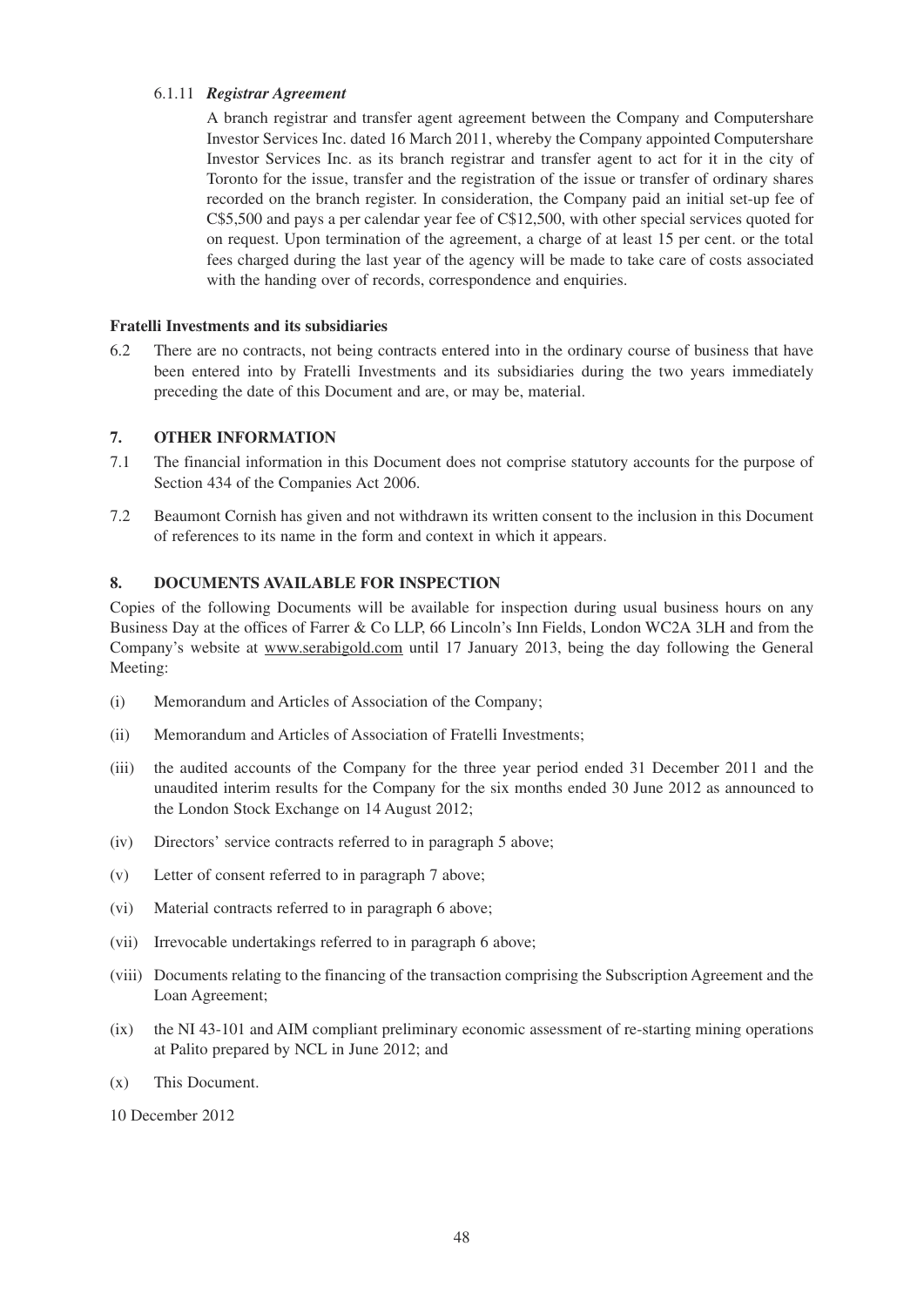6.1.11 ***Registrar Agreement***

A branch registrar and transfer agent agreement between the Company and Computershare Investor Services Inc. dated 16 March 2011, whereby the Company appointed Computershare Investor Services Inc. as its branch registrar and transfer agent to act for it in the city of Toronto for the issue, transfer and the registration of the issue or transfer of ordinary shares recorded on the branch register. In consideration, the Company paid an initial set-up fee of C$5,500 and pays a per calendar year fee of C$12,500, with other special services quoted for on request. Upon termination of the agreement, a charge of at least 15 per cent. or the total fees charged during the last year of the agency will be made to take care of costs associated with the handing over of records, correspondence and enquiries.

**Fratelli Investments and its subsidiaries**

6.2 There are no contracts, not being contracts entered into in the ordinary course of business that have been entered into by Fratelli Investments and its subsidiaries during the two years immediately preceding the date of this Document and are, or may be, material.

## 7. OTHER INFORMATION

7.1 The financial information in this Document does not comprise statutory accounts for the purpose of Section 434 of the Companies Act 2006.

7.2 Beaumont Cornish has given and not withdrawn its written consent to the inclusion in this Document of references to its name in the form and context in which it appears.

## 8. DOCUMENTS AVAILABLE FOR INSPECTION

Copies of the following Documents will be available for inspection during usual business hours on any Business Day at the offices of Farrer & Co LLP, 66 Lincoln's Inn Fields, London WC2A 3LH and from the Company's website at www.serabigold.com until 17 January 2013, being the day following the General Meeting:

(i) Memorandum and Articles of Association of the Company;

(ii) Memorandum and Articles of Association of Fratelli Investments;

(iii) the audited accounts of the Company for the three year period ended 31 December 2011 and the unaudited interim results for the Company for the six months ended 30 June 2012 as announced to the London Stock Exchange on 14 August 2012;

(iv) Directors' service contracts referred to in paragraph 5 above;

(v) Letter of consent referred to in paragraph 7 above;

(vi) Material contracts referred to in paragraph 6 above;

(vii) Irrevocable undertakings referred to in paragraph 6 above;

(viii) Documents relating to the financing of the transaction comprising the Subscription Agreement and the Loan Agreement;

(ix) the NI 43-101 and AIM compliant preliminary economic assessment of re-starting mining operations at Palito prepared by NCL in June 2012; and

(x) This Document.

10 December 2012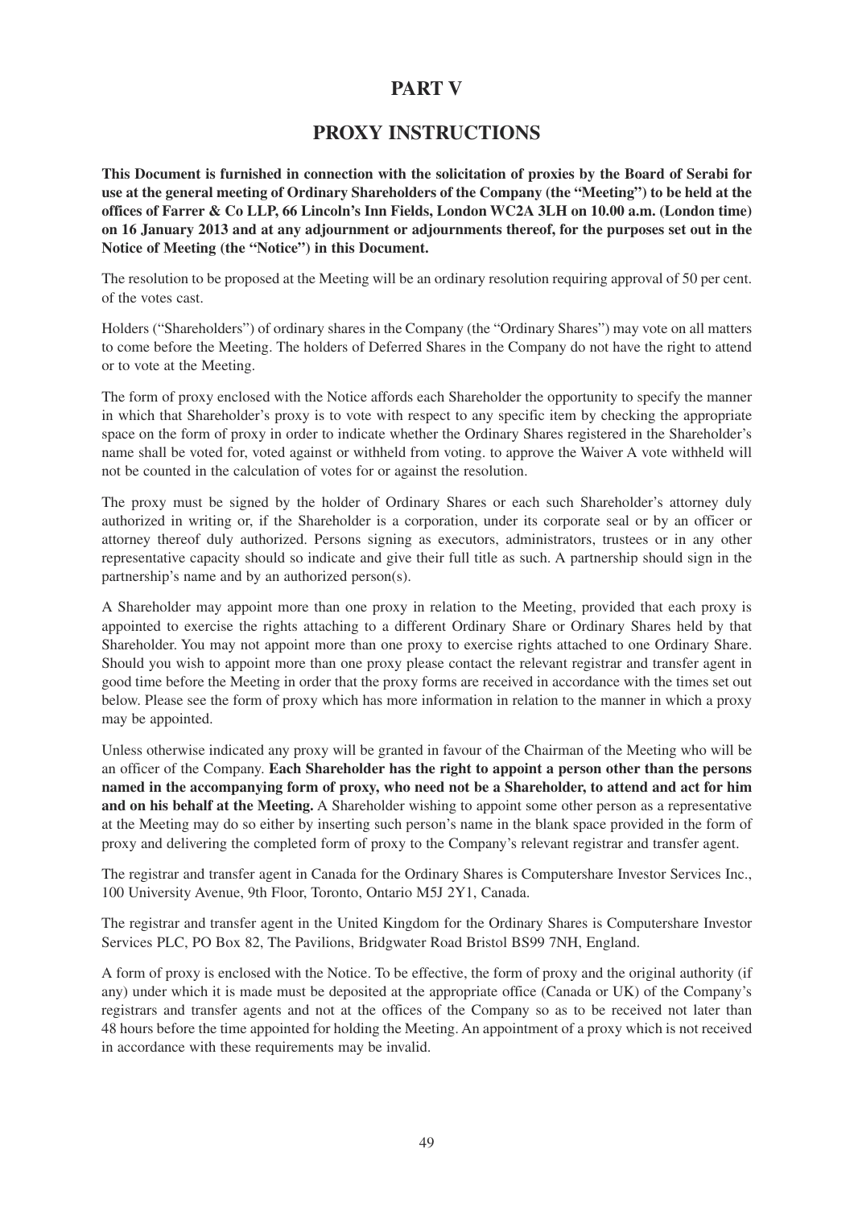# PART V

## PROXY INSTRUCTIONS

**This Document is furnished in connection with the solicitation of proxies by the Board of Serabi for use at the general meeting of Ordinary Shareholders of the Company (the "Meeting") to be held at the offices of Farrer & Co LLP, 66 Lincoln's Inn Fields, London WC2A 3LH on 10.00 a.m. (London time) on 16 January 2013 and at any adjournment or adjournments thereof, for the purposes set out in the Notice of Meeting (the "Notice") in this Document.**

The resolution to be proposed at the Meeting will be an ordinary resolution requiring approval of 50 per cent. of the votes cast.

Holders ("Shareholders") of ordinary shares in the Company (the "Ordinary Shares") may vote on all matters to come before the Meeting. The holders of Deferred Shares in the Company do not have the right to attend or to vote at the Meeting.

The form of proxy enclosed with the Notice affords each Shareholder the opportunity to specify the manner in which that Shareholder's proxy is to vote with respect to any specific item by checking the appropriate space on the form of proxy in order to indicate whether the Ordinary Shares registered in the Shareholder's name shall be voted for, voted against or withheld from voting. to approve the Waiver A vote withheld will not be counted in the calculation of votes for or against the resolution.

The proxy must be signed by the holder of Ordinary Shares or each such Shareholder's attorney duly authorized in writing or, if the Shareholder is a corporation, under its corporate seal or by an officer or attorney thereof duly authorized. Persons signing as executors, administrators, trustees or in any other representative capacity should so indicate and give their full title as such. A partnership should sign in the partnership's name and by an authorized person(s).

A Shareholder may appoint more than one proxy in relation to the Meeting, provided that each proxy is appointed to exercise the rights attaching to a different Ordinary Share or Ordinary Shares held by that Shareholder. You may not appoint more than one proxy to exercise rights attached to one Ordinary Share. Should you wish to appoint more than one proxy please contact the relevant registrar and transfer agent in good time before the Meeting in order that the proxy forms are received in accordance with the times set out below. Please see the form of proxy which has more information in relation to the manner in which a proxy may be appointed.

Unless otherwise indicated any proxy will be granted in favour of the Chairman of the Meeting who will be an officer of the Company. **Each Shareholder has the right to appoint a person other than the persons named in the accompanying form of proxy, who need not be a Shareholder, to attend and act for him and on his behalf at the Meeting.** A Shareholder wishing to appoint some other person as a representative at the Meeting may do so either by inserting such person's name in the blank space provided in the form of proxy and delivering the completed form of proxy to the Company's relevant registrar and transfer agent.

The registrar and transfer agent in Canada for the Ordinary Shares is Computershare Investor Services Inc., 100 University Avenue, 9th Floor, Toronto, Ontario M5J 2Y1, Canada.

The registrar and transfer agent in the United Kingdom for the Ordinary Shares is Computershare Investor Services PLC, PO Box 82, The Pavilions, Bridgwater Road Bristol BS99 7NH, England.

A form of proxy is enclosed with the Notice. To be effective, the form of proxy and the original authority (if any) under which it is made must be deposited at the appropriate office (Canada or UK) of the Company's registrars and transfer agents and not at the offices of the Company so as to be received not later than 48 hours before the time appointed for holding the Meeting. An appointment of a proxy which is not received in accordance with these requirements may be invalid.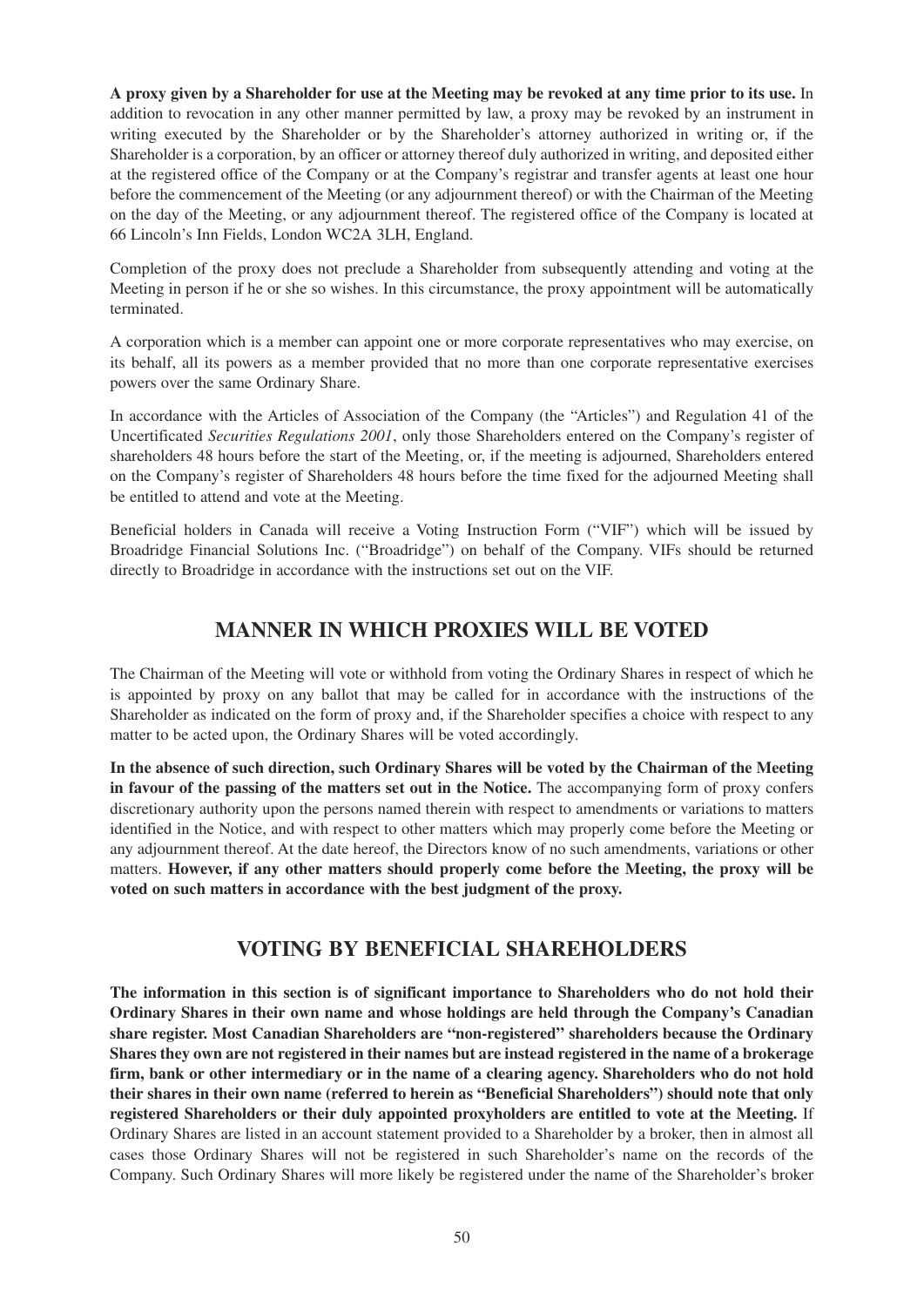**A proxy given by a Shareholder for use at the Meeting may be revoked at any time prior to its use.** In addition to revocation in any other manner permitted by law, a proxy may be revoked by an instrument in writing executed by the Shareholder or by the Shareholder's attorney authorized in writing or, if the Shareholder is a corporation, by an officer or attorney thereof duly authorized in writing, and deposited either at the registered office of the Company or at the Company's registrar and transfer agents at least one hour before the commencement of the Meeting (or any adjournment thereof) or with the Chairman of the Meeting on the day of the Meeting, or any adjournment thereof. The registered office of the Company is located at 66 Lincoln's Inn Fields, London WC2A 3LH, England.

Completion of the proxy does not preclude a Shareholder from subsequently attending and voting at the Meeting in person if he or she so wishes. In this circumstance, the proxy appointment will be automatically terminated.

A corporation which is a member can appoint one or more corporate representatives who may exercise, on its behalf, all its powers as a member provided that no more than one corporate representative exercises powers over the same Ordinary Share.

In accordance with the Articles of Association of the Company (the "Articles") and Regulation 41 of the Uncertificated *Securities Regulations 2001*, only those Shareholders entered on the Company's register of shareholders 48 hours before the start of the Meeting, or, if the meeting is adjourned, Shareholders entered on the Company's register of Shareholders 48 hours before the time fixed for the adjourned Meeting shall be entitled to attend and vote at the Meeting.

Beneficial holders in Canada will receive a Voting Instruction Form ("VIF") which will be issued by Broadridge Financial Solutions Inc. ("Broadridge") on behalf of the Company. VIFs should be returned directly to Broadridge in accordance with the instructions set out on the VIF.

## MANNER IN WHICH PROXIES WILL BE VOTED

The Chairman of the Meeting will vote or withhold from voting the Ordinary Shares in respect of which he is appointed by proxy on any ballot that may be called for in accordance with the instructions of the Shareholder as indicated on the form of proxy and, if the Shareholder specifies a choice with respect to any matter to be acted upon, the Ordinary Shares will be voted accordingly.

**In the absence of such direction, such Ordinary Shares will be voted by the Chairman of the Meeting in favour of the passing of the matters set out in the Notice.** The accompanying form of proxy confers discretionary authority upon the persons named therein with respect to amendments or variations to matters identified in the Notice, and with respect to other matters which may properly come before the Meeting or any adjournment thereof. At the date hereof, the Directors know of no such amendments, variations or other matters. **However, if any other matters should properly come before the Meeting, the proxy will be voted on such matters in accordance with the best judgment of the proxy.**

## VOTING BY BENEFICIAL SHAREHOLDERS

**The information in this section is of significant importance to Shareholders who do not hold their Ordinary Shares in their own name and whose holdings are held through the Company's Canadian share register. Most Canadian Shareholders are "non-registered" shareholders because the Ordinary Shares they own are not registered in their names but are instead registered in the name of a brokerage firm, bank or other intermediary or in the name of a clearing agency. Shareholders who do not hold their shares in their own name (referred to herein as "Beneficial Shareholders") should note that only registered Shareholders or their duly appointed proxyholders are entitled to vote at the Meeting.** If Ordinary Shares are listed in an account statement provided to a Shareholder by a broker, then in almost all cases those Ordinary Shares will not be registered in such Shareholder's name on the records of the Company. Such Ordinary Shares will more likely be registered under the name of the Shareholder's broker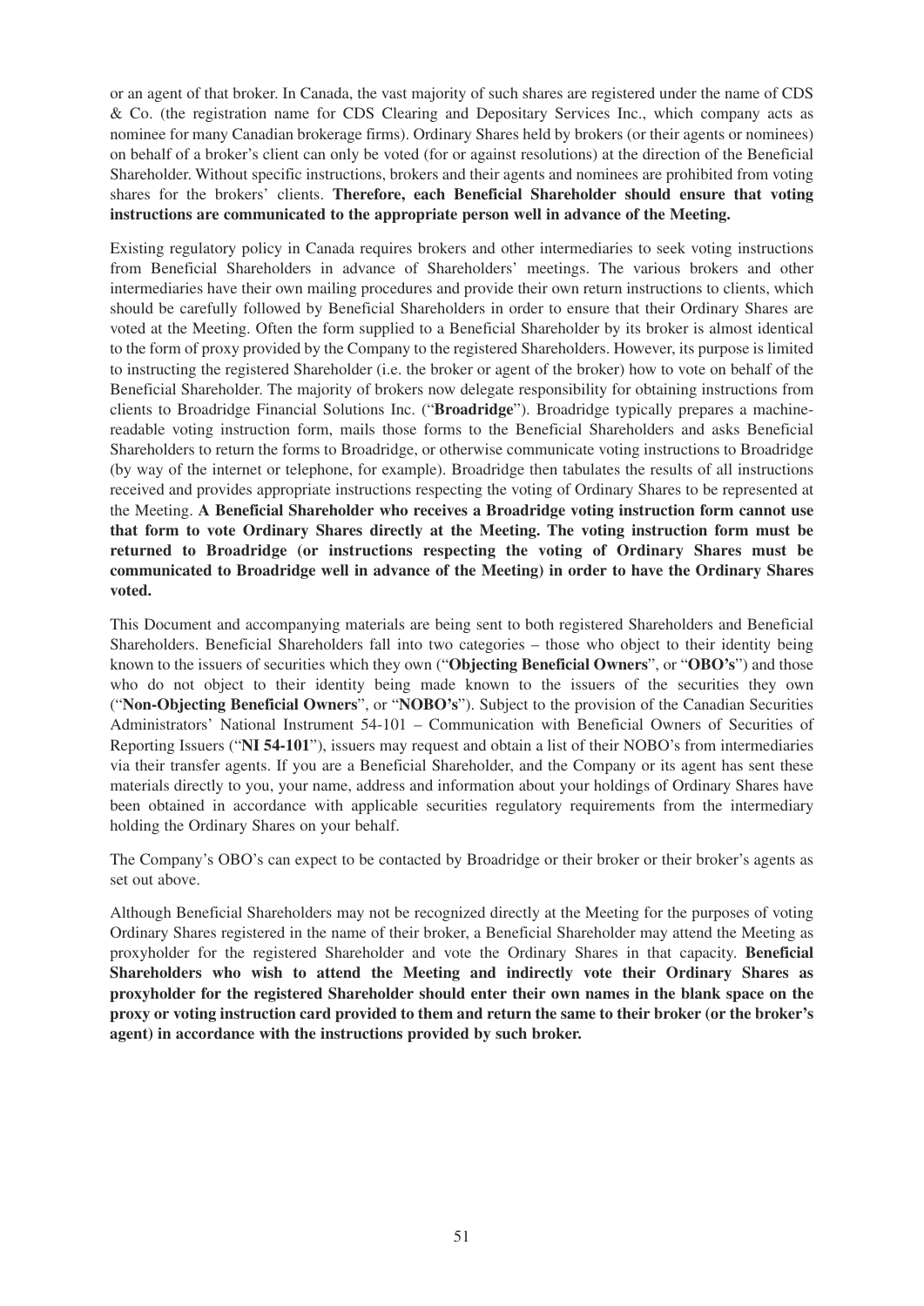or an agent of that broker. In Canada, the vast majority of such shares are registered under the name of CDS & Co. (the registration name for CDS Clearing and Depositary Services Inc., which company acts as nominee for many Canadian brokerage firms). Ordinary Shares held by brokers (or their agents or nominees) on behalf of a broker's client can only be voted (for or against resolutions) at the direction of the Beneficial Shareholder. Without specific instructions, brokers and their agents and nominees are prohibited from voting shares for the brokers' clients. **Therefore, each Beneficial Shareholder should ensure that voting instructions are communicated to the appropriate person well in advance of the Meeting.**

Existing regulatory policy in Canada requires brokers and other intermediaries to seek voting instructions from Beneficial Shareholders in advance of Shareholders' meetings. The various brokers and other intermediaries have their own mailing procedures and provide their own return instructions to clients, which should be carefully followed by Beneficial Shareholders in order to ensure that their Ordinary Shares are voted at the Meeting. Often the form supplied to a Beneficial Shareholder by its broker is almost identical to the form of proxy provided by the Company to the registered Shareholders. However, its purpose is limited to instructing the registered Shareholder (i.e. the broker or agent of the broker) how to vote on behalf of the Beneficial Shareholder. The majority of brokers now delegate responsibility for obtaining instructions from clients to Broadridge Financial Solutions Inc. ("**Broadridge**"). Broadridge typically prepares a machine-readable voting instruction form, mails those forms to the Beneficial Shareholders and asks Beneficial Shareholders to return the forms to Broadridge, or otherwise communicate voting instructions to Broadridge (by way of the internet or telephone, for example). Broadridge then tabulates the results of all instructions received and provides appropriate instructions respecting the voting of Ordinary Shares to be represented at the Meeting. **A Beneficial Shareholder who receives a Broadridge voting instruction form cannot use that form to vote Ordinary Shares directly at the Meeting. The voting instruction form must be returned to Broadridge (or instructions respecting the voting of Ordinary Shares must be communicated to Broadridge well in advance of the Meeting) in order to have the Ordinary Shares voted.**

This Document and accompanying materials are being sent to both registered Shareholders and Beneficial Shareholders. Beneficial Shareholders fall into two categories – those who object to their identity being known to the issuers of securities which they own ("**Objecting Beneficial Owners**", or "**OBO's**") and those who do not object to their identity being made known to the issuers of the securities they own ("**Non-Objecting Beneficial Owners**", or "**NOBO's**"). Subject to the provision of the Canadian Securities Administrators' National Instrument 54-101 – Communication with Beneficial Owners of Securities of Reporting Issuers ("**NI 54-101**"), issuers may request and obtain a list of their NOBO's from intermediaries via their transfer agents. If you are a Beneficial Shareholder, and the Company or its agent has sent these materials directly to you, your name, address and information about your holdings of Ordinary Shares have been obtained in accordance with applicable securities regulatory requirements from the intermediary holding the Ordinary Shares on your behalf.

The Company's OBO's can expect to be contacted by Broadridge or their broker or their broker's agents as set out above.

Although Beneficial Shareholders may not be recognized directly at the Meeting for the purposes of voting Ordinary Shares registered in the name of their broker, a Beneficial Shareholder may attend the Meeting as proxyholder for the registered Shareholder and vote the Ordinary Shares in that capacity. **Beneficial Shareholders who wish to attend the Meeting and indirectly vote their Ordinary Shares as proxyholder for the registered Shareholder should enter their own names in the blank space on the proxy or voting instruction card provided to them and return the same to their broker (or the broker's agent) in accordance with the instructions provided by such broker.**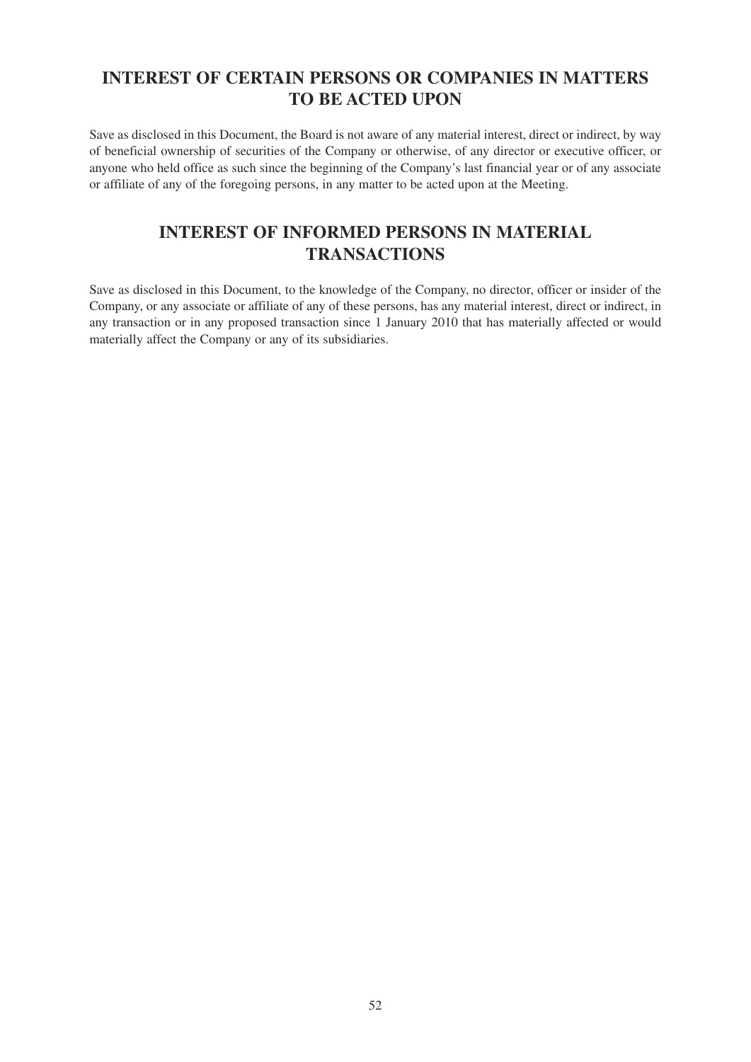## INTEREST OF CERTAIN PERSONS OR COMPANIES IN MATTERS TO BE ACTED UPON

Save as disclosed in this Document, the Board is not aware of any material interest, direct or indirect, by way of beneficial ownership of securities of the Company or otherwise, of any director or executive officer, or anyone who held office as such since the beginning of the Company's last financial year or of any associate or affiliate of any of the foregoing persons, in any matter to be acted upon at the Meeting.

## INTEREST OF INFORMED PERSONS IN MATERIAL TRANSACTIONS

Save as disclosed in this Document, to the knowledge of the Company, no director, officer or insider of the Company, or any associate or affiliate of any of these persons, has any material interest, direct or indirect, in any transaction or in any proposed transaction since 1 January 2010 that has materially affected or would materially affect the Company or any of its subsidiaries.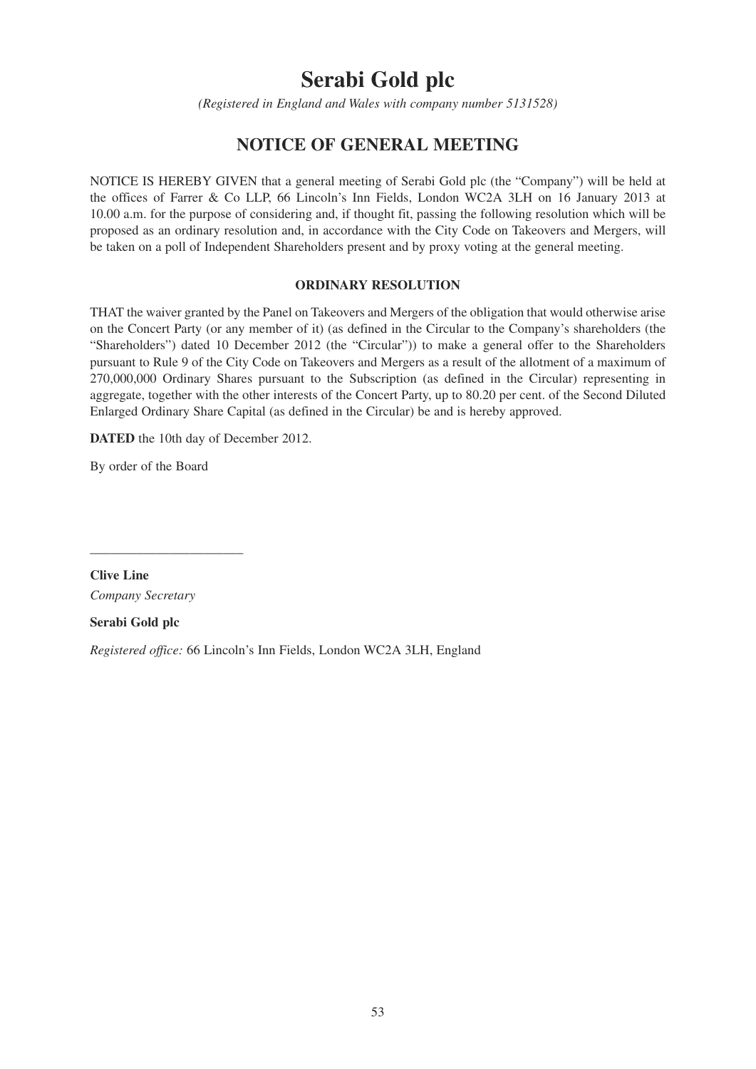# Serabi Gold plc

*(Registered in England and Wales with company number 5131528)*

## NOTICE OF GENERAL MEETING

NOTICE IS HEREBY GIVEN that a general meeting of Serabi Gold plc (the "Company") will be held at the offices of Farrer & Co LLP, 66 Lincoln's Inn Fields, London WC2A 3LH on 16 January 2013 at 10.00 a.m. for the purpose of considering and, if thought fit, passing the following resolution which will be proposed as an ordinary resolution and, in accordance with the City Code on Takeovers and Mergers, will be taken on a poll of Independent Shareholders present and by proxy voting at the general meeting.

**ORDINARY RESOLUTION**

THAT the waiver granted by the Panel on Takeovers and Mergers of the obligation that would otherwise arise on the Concert Party (or any member of it) (as defined in the Circular to the Company's shareholders (the "Shareholders") dated 10 December 2012 (the "Circular")) to make a general offer to the Shareholders pursuant to Rule 9 of the City Code on Takeovers and Mergers as a result of the allotment of a maximum of 270,000,000 Ordinary Shares pursuant to the Subscription (as defined in the Circular) representing in aggregate, together with the other interests of the Concert Party, up to 80.20 per cent. of the Second Diluted Enlarged Ordinary Share Capital (as defined in the Circular) be and is hereby approved.

**DATED** the 10th day of December 2012.

By order of the Board

______________________

**Clive Line**
*Company Secretary*

**Serabi Gold plc**

*Registered office:* 66 Lincoln's Inn Fields, London WC2A 3LH, England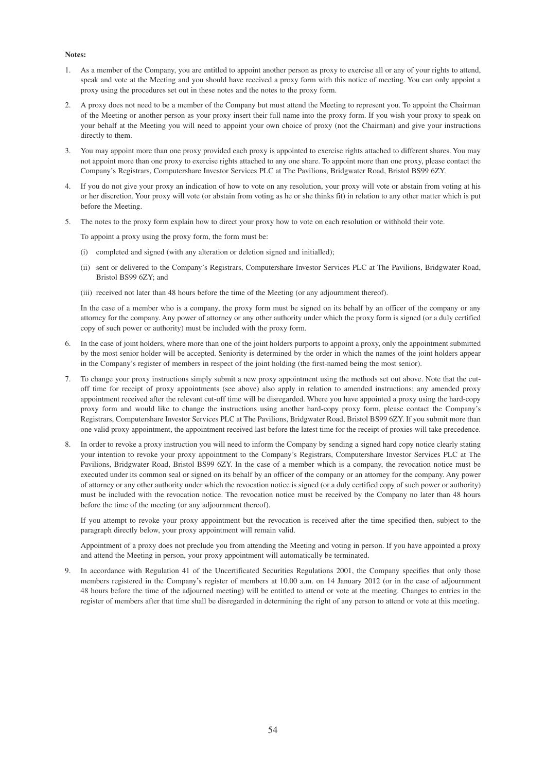**Notes:**

1. As a member of the Company, you are entitled to appoint another person as proxy to exercise all or any of your rights to attend, speak and vote at the Meeting and you should have received a proxy form with this notice of meeting. You can only appoint a proxy using the procedures set out in these notes and the notes to the proxy form.

2. A proxy does not need to be a member of the Company but must attend the Meeting to represent you. To appoint the Chairman of the Meeting or another person as your proxy insert their full name into the proxy form. If you wish your proxy to speak on your behalf at the Meeting you will need to appoint your own choice of proxy (not the Chairman) and give your instructions directly to them.

3. You may appoint more than one proxy provided each proxy is appointed to exercise rights attached to different shares. You may not appoint more than one proxy to exercise rights attached to any one share. To appoint more than one proxy, please contact the Company's Registrars, Computershare Investor Services PLC at The Pavilions, Bridgwater Road, Bristol BS99 6ZY.

4. If you do not give your proxy an indication of how to vote on any resolution, your proxy will vote or abstain from voting at his or her discretion. Your proxy will vote (or abstain from voting as he or she thinks fit) in relation to any other matter which is put before the Meeting.

5. The notes to the proxy form explain how to direct your proxy how to vote on each resolution or withhold their vote.

   To appoint a proxy using the proxy form, the form must be:

   (i) completed and signed (with any alteration or deletion signed and initialled);

   (ii) sent or delivered to the Company's Registrars, Computershare Investor Services PLC at The Pavilions, Bridgwater Road, Bristol BS99 6ZY; and

   (iii) received not later than 48 hours before the time of the Meeting (or any adjournment thereof).

   In the case of a member who is a company, the proxy form must be signed on its behalf by an officer of the company or any attorney for the company. Any power of attorney or any other authority under which the proxy form is signed (or a duly certified copy of such power or authority) must be included with the proxy form.

6. In the case of joint holders, where more than one of the joint holders purports to appoint a proxy, only the appointment submitted by the most senior holder will be accepted. Seniority is determined by the order in which the names of the joint holders appear in the Company's register of members in respect of the joint holding (the first-named being the most senior).

7. To change your proxy instructions simply submit a new proxy appointment using the methods set out above. Note that the cut-off time for receipt of proxy appointments (see above) also apply in relation to amended instructions; any amended proxy appointment received after the relevant cut-off time will be disregarded. Where you have appointed a proxy using the hard-copy proxy form and would like to change the instructions using another hard-copy proxy form, please contact the Company's Registrars, Computershare Investor Services PLC at The Pavilions, Bridgwater Road, Bristol BS99 6ZY. If you submit more than one valid proxy appointment, the appointment received last before the latest time for the receipt of proxies will take precedence.

8. In order to revoke a proxy instruction you will need to inform the Company by sending a signed hard copy notice clearly stating your intention to revoke your proxy appointment to the Company's Registrars, Computershare Investor Services PLC at The Pavilions, Bridgwater Road, Bristol BS99 6ZY. In the case of a member which is a company, the revocation notice must be executed under its common seal or signed on its behalf by an officer of the company or an attorney for the company. Any power of attorney or any other authority under which the revocation notice is signed (or a duly certified copy of such power or authority) must be included with the revocation notice. The revocation notice must be received by the Company no later than 48 hours before the time of the meeting (or any adjournment thereof).

   If you attempt to revoke your proxy appointment but the revocation is received after the time specified then, subject to the paragraph directly below, your proxy appointment will remain valid.

   Appointment of a proxy does not preclude you from attending the Meeting and voting in person. If you have appointed a proxy and attend the Meeting in person, your proxy appointment will automatically be terminated.

9. In accordance with Regulation 41 of the Uncertificated Securities Regulations 2001, the Company specifies that only those members registered in the Company's register of members at 10.00 a.m. on 14 January 2012 (or in the case of adjournment 48 hours before the time of the adjourned meeting) will be entitled to attend or vote at the meeting. Changes to entries in the register of members after that time shall be disregarded in determining the right of any person to attend or vote at this meeting.